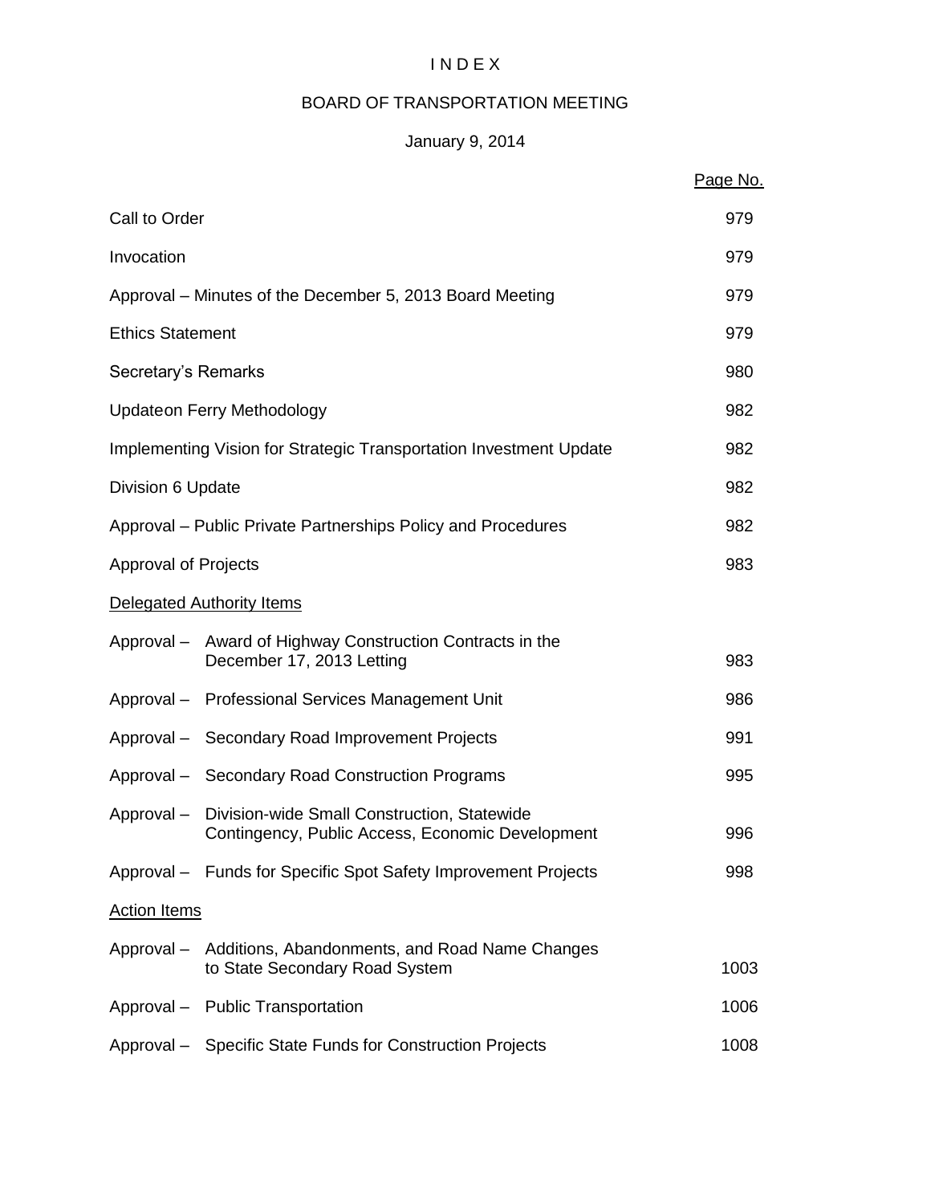# I N D E X

## BOARD OF TRANSPORTATION MEETING

### January 9, 2014

| | Page No. |
|---|---|
| Call to Order | 979 |
| Invocation | 979 |
| Approval – Minutes of the December 5, 2013 Board Meeting | 979 |
| Ethics Statement | 979 |
| Secretary's Remarks | 980 |
| Updateon Ferry Methodology | 982 |
| Implementing Vision for Strategic Transportation Investment Update | 982 |
| Division 6 Update | 982 |
| Approval – Public Private Partnerships Policy and Procedures | 982 |
| Approval of Projects | 983 |
| <u>Delegated Authority Items</u> | |
| Approval – Award of Highway Construction Contracts in the December 17, 2013 Letting | 983 |
| Approval – Professional Services Management Unit | 986 |
| Approval – Secondary Road Improvement Projects | 991 |
| Approval – Secondary Road Construction Programs | 995 |
| Approval – Division-wide Small Construction, Statewide Contingency, Public Access, Economic Development | 996 |
| Approval – Funds for Specific Spot Safety Improvement Projects | 998 |
| <u>Action Items</u> | |
| Approval – Additions, Abandonments, and Road Name Changes to State Secondary Road System | 1003 |
| Approval – Public Transportation | 1006 |
| Approval – Specific State Funds for Construction Projects | 1008 |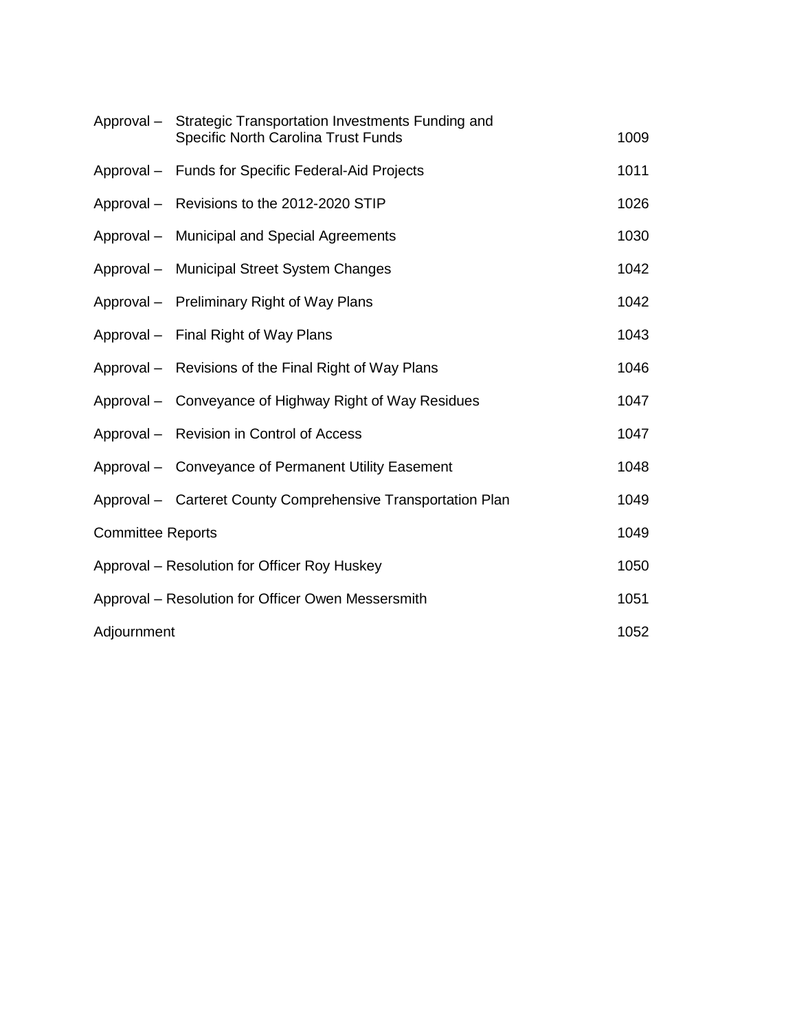| | | |
|---|---|---|
| Approval – | Strategic Transportation Investments Funding and Specific North Carolina Trust Funds | 1009 |
| Approval – | Funds for Specific Federal-Aid Projects | 1011 |
| Approval – | Revisions to the 2012-2020 STIP | 1026 |
| Approval – | Municipal and Special Agreements | 1030 |
| Approval – | Municipal Street System Changes | 1042 |
| Approval – | Preliminary Right of Way Plans | 1042 |
| Approval – | Final Right of Way Plans | 1043 |
| Approval – | Revisions of the Final Right of Way Plans | 1046 |
| Approval – | Conveyance of Highway Right of Way Residues | 1047 |
| Approval – | Revision in Control of Access | 1047 |
| Approval – | Conveyance of Permanent Utility Easement | 1048 |
| Approval – | Carteret County Comprehensive Transportation Plan | 1049 |
| Committee Reports | | 1049 |
| Approval – Resolution for Officer Roy Huskey | | 1050 |
| Approval – Resolution for Officer Owen Messersmith | | 1051 |
| Adjournment | | 1052 |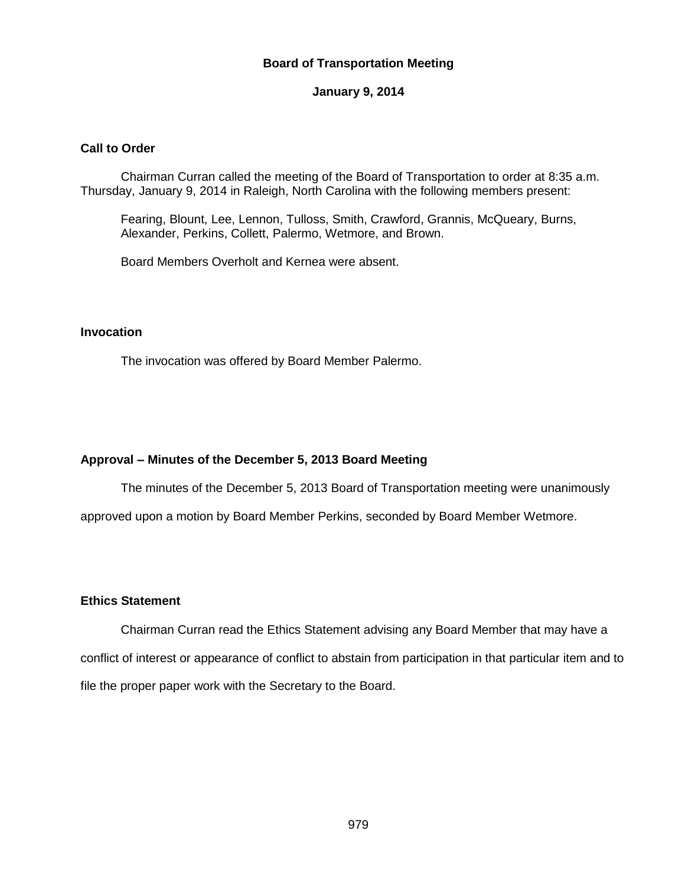**Board of Transportation Meeting**

**January 9, 2014**

### Call to Order

Chairman Curran called the meeting of the Board of Transportation to order at 8:35 a.m. Thursday, January 9, 2014 in Raleigh, North Carolina with the following members present:

Fearing, Blount, Lee, Lennon, Tulloss, Smith, Crawford, Grannis, McQueary, Burns, Alexander, Perkins, Collett, Palermo, Wetmore, and Brown.

Board Members Overholt and Kernea were absent.

### Invocation

The invocation was offered by Board Member Palermo.

### Approval – Minutes of the December 5, 2013 Board Meeting

The minutes of the December 5, 2013 Board of Transportation meeting were unanimously approved upon a motion by Board Member Perkins, seconded by Board Member Wetmore.

### Ethics Statement

Chairman Curran read the Ethics Statement advising any Board Member that may have a conflict of interest or appearance of conflict to abstain from participation in that particular item and to file the proper paper work with the Secretary to the Board.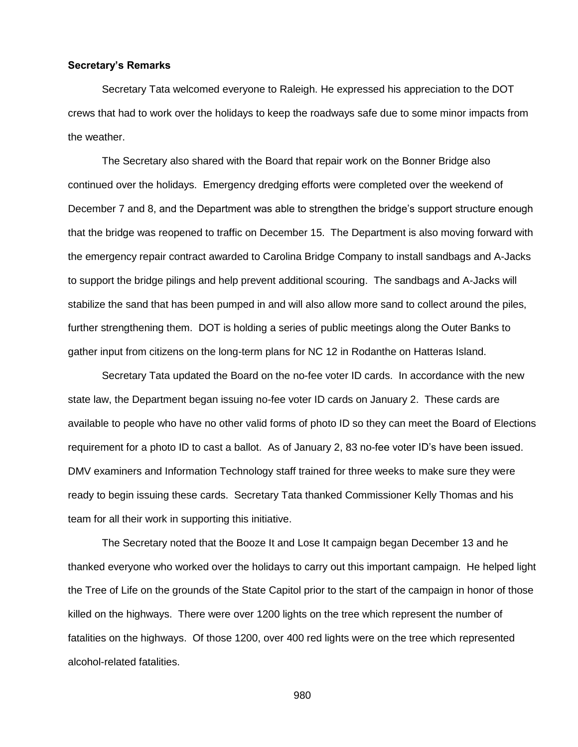**Secretary's Remarks**

Secretary Tata welcomed everyone to Raleigh. He expressed his appreciation to the DOT crews that had to work over the holidays to keep the roadways safe due to some minor impacts from the weather.

The Secretary also shared with the Board that repair work on the Bonner Bridge also continued over the holidays. Emergency dredging efforts were completed over the weekend of December 7 and 8, and the Department was able to strengthen the bridge's support structure enough that the bridge was reopened to traffic on December 15. The Department is also moving forward with the emergency repair contract awarded to Carolina Bridge Company to install sandbags and A-Jacks to support the bridge pilings and help prevent additional scouring. The sandbags and A-Jacks will stabilize the sand that has been pumped in and will also allow more sand to collect around the piles, further strengthening them. DOT is holding a series of public meetings along the Outer Banks to gather input from citizens on the long-term plans for NC 12 in Rodanthe on Hatteras Island.

Secretary Tata updated the Board on the no-fee voter ID cards. In accordance with the new state law, the Department began issuing no-fee voter ID cards on January 2. These cards are available to people who have no other valid forms of photo ID so they can meet the Board of Elections requirement for a photo ID to cast a ballot. As of January 2, 83 no-fee voter ID's have been issued. DMV examiners and Information Technology staff trained for three weeks to make sure they were ready to begin issuing these cards. Secretary Tata thanked Commissioner Kelly Thomas and his team for all their work in supporting this initiative.

The Secretary noted that the Booze It and Lose It campaign began December 13 and he thanked everyone who worked over the holidays to carry out this important campaign. He helped light the Tree of Life on the grounds of the State Capitol prior to the start of the campaign in honor of those killed on the highways. There were over 1200 lights on the tree which represent the number of fatalities on the highways. Of those 1200, over 400 red lights were on the tree which represented alcohol-related fatalities.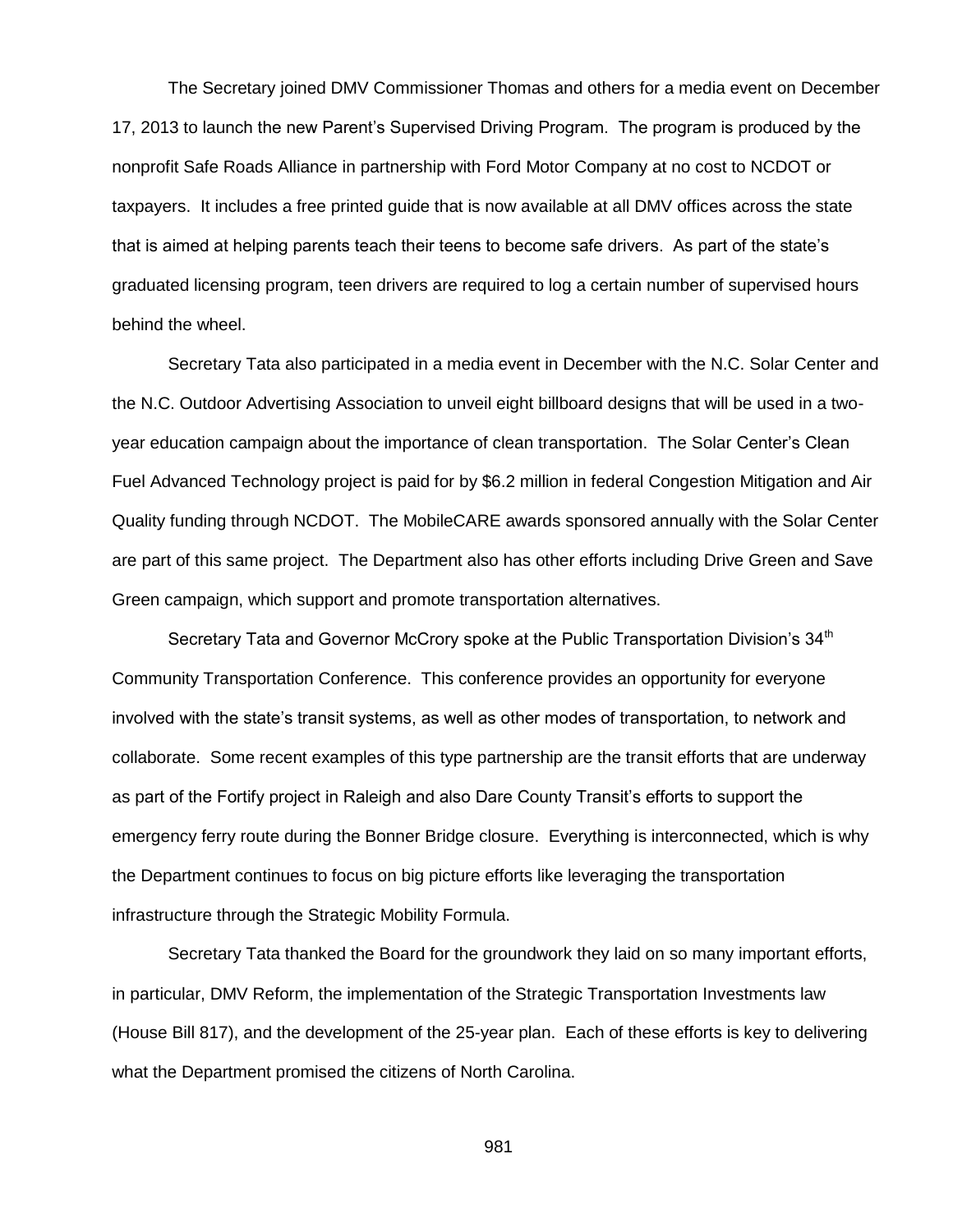The Secretary joined DMV Commissioner Thomas and others for a media event on December 17, 2013 to launch the new Parent's Supervised Driving Program. The program is produced by the nonprofit Safe Roads Alliance in partnership with Ford Motor Company at no cost to NCDOT or taxpayers. It includes a free printed guide that is now available at all DMV offices across the state that is aimed at helping parents teach their teens to become safe drivers. As part of the state's graduated licensing program, teen drivers are required to log a certain number of supervised hours behind the wheel.

Secretary Tata also participated in a media event in December with the N.C. Solar Center and the N.C. Outdoor Advertising Association to unveil eight billboard designs that will be used in a two-year education campaign about the importance of clean transportation. The Solar Center's Clean Fuel Advanced Technology project is paid for by $6.2 million in federal Congestion Mitigation and Air Quality funding through NCDOT. The MobileCARE awards sponsored annually with the Solar Center are part of this same project. The Department also has other efforts including Drive Green and Save Green campaign, which support and promote transportation alternatives.

Secretary Tata and Governor McCrory spoke at the Public Transportation Division's 34th Community Transportation Conference. This conference provides an opportunity for everyone involved with the state's transit systems, as well as other modes of transportation, to network and collaborate. Some recent examples of this type partnership are the transit efforts that are underway as part of the Fortify project in Raleigh and also Dare County Transit's efforts to support the emergency ferry route during the Bonner Bridge closure. Everything is interconnected, which is why the Department continues to focus on big picture efforts like leveraging the transportation infrastructure through the Strategic Mobility Formula.

Secretary Tata thanked the Board for the groundwork they laid on so many important efforts, in particular, DMV Reform, the implementation of the Strategic Transportation Investments law (House Bill 817), and the development of the 25-year plan. Each of these efforts is key to delivering what the Department promised the citizens of North Carolina.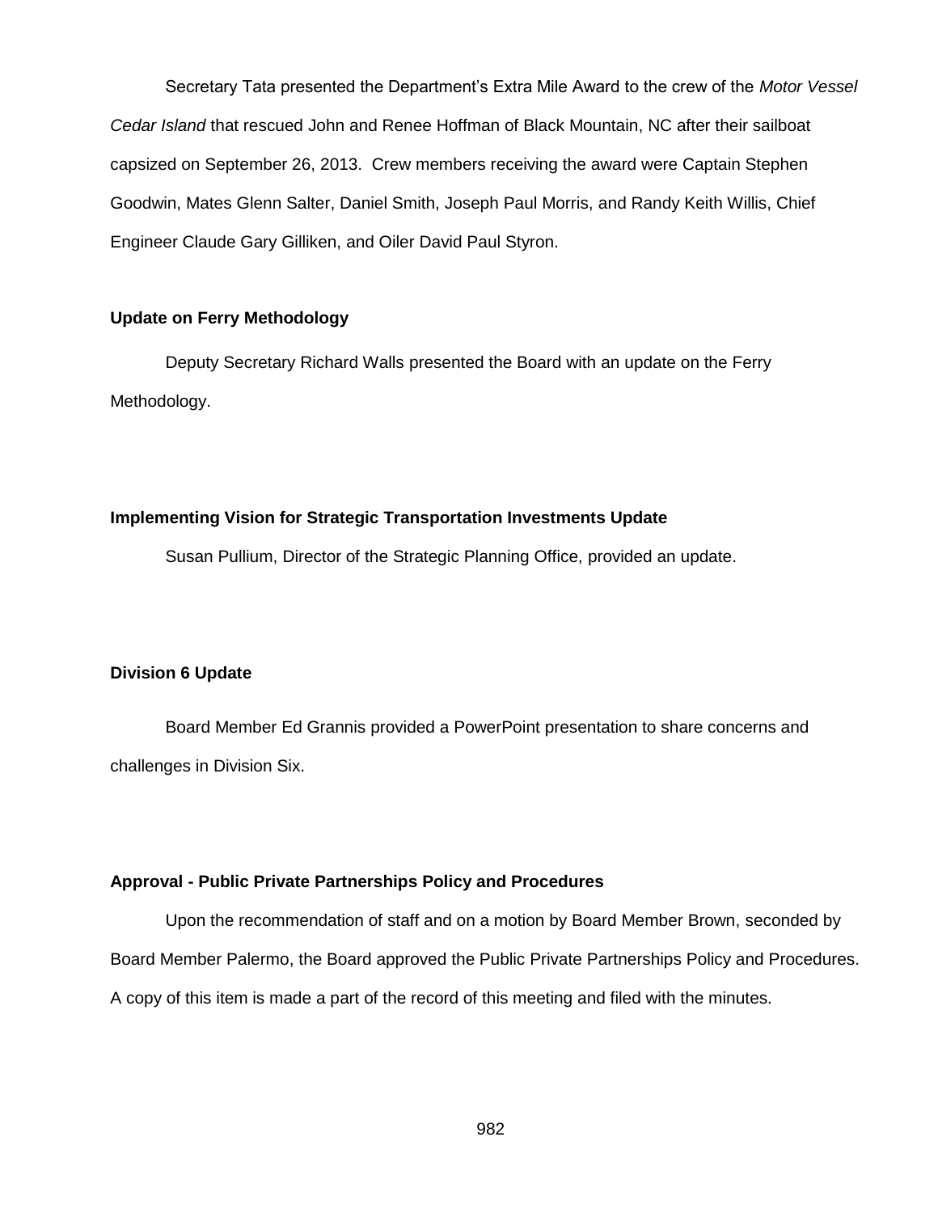Secretary Tata presented the Department's Extra Mile Award to the crew of the *Motor Vessel Cedar Island* that rescued John and Renee Hoffman of Black Mountain, NC after their sailboat capsized on September 26, 2013. Crew members receiving the award were Captain Stephen Goodwin, Mates Glenn Salter, Daniel Smith, Joseph Paul Morris, and Randy Keith Willis, Chief Engineer Claude Gary Gilliken, and Oiler David Paul Styron.

**Update on Ferry Methodology**

Deputy Secretary Richard Walls presented the Board with an update on the Ferry Methodology.

**Implementing Vision for Strategic Transportation Investments Update**

Susan Pullium, Director of the Strategic Planning Office, provided an update.

**Division 6 Update**

Board Member Ed Grannis provided a PowerPoint presentation to share concerns and challenges in Division Six.

**Approval - Public Private Partnerships Policy and Procedures**

Upon the recommendation of staff and on a motion by Board Member Brown, seconded by Board Member Palermo, the Board approved the Public Private Partnerships Policy and Procedures. A copy of this item is made a part of the record of this meeting and filed with the minutes.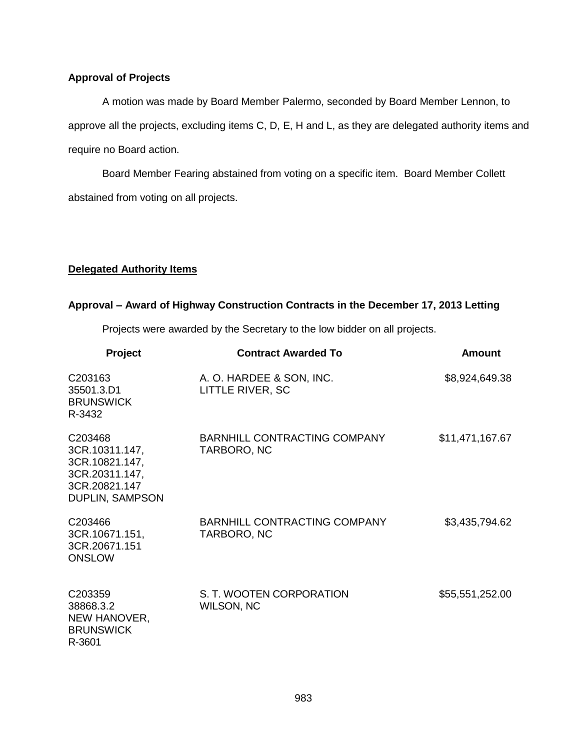**Approval of Projects**

A motion was made by Board Member Palermo, seconded by Board Member Lennon, to approve all the projects, excluding items C, D, E, H and L, as they are delegated authority items and require no Board action.

Board Member Fearing abstained from voting on a specific item. Board Member Collett abstained from voting on all projects.

**Delegated Authority Items**

**Approval – Award of Highway Construction Contracts in the December 17, 2013 Letting**

Projects were awarded by the Secretary to the low bidder on all projects.

| Project | Contract Awarded To | Amount |
|---|---|---|
| C203163<br>35501.3.D1<br>BRUNSWICK<br>R-3432 | A. O. HARDEE & SON, INC.<br>LITTLE RIVER, SC | $8,924,649.38 |
| C203468<br>3CR.10311.147,<br>3CR.10821.147,<br>3CR.20311.147,<br>3CR.20821.147<br>DUPLIN, SAMPSON | BARNHILL CONTRACTING COMPANY<br>TARBORO, NC | $11,471,167.67 |
| C203466<br>3CR.10671.151,<br>3CR.20671.151<br>ONSLOW | BARNHILL CONTRACTING COMPANY<br>TARBORO, NC | $3,435,794.62 |
| C203359<br>38868.3.2<br>NEW HANOVER,<br>BRUNSWICK<br>R-3601 | S. T. WOOTEN CORPORATION<br>WILSON, NC | $55,551,252.00 |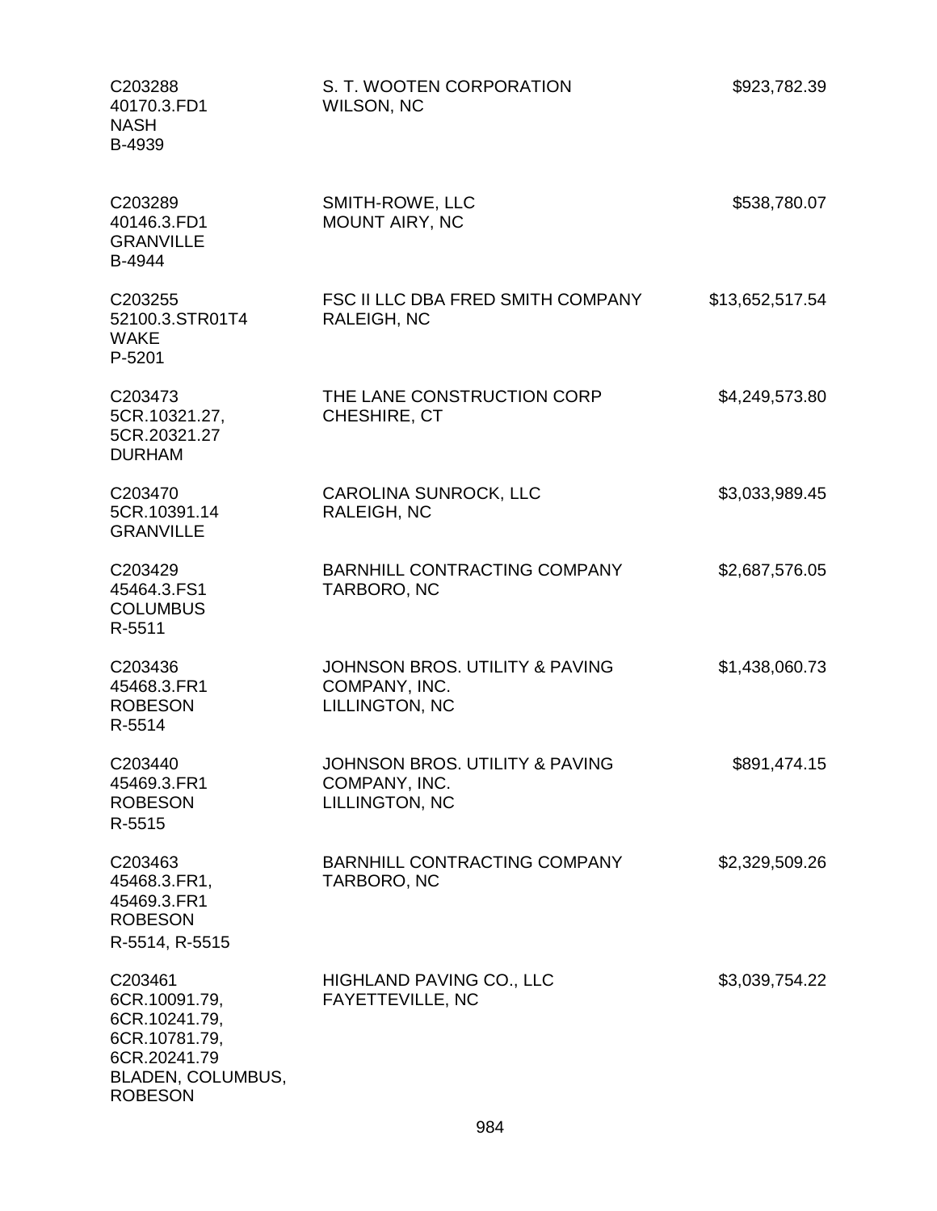| | | |
|---|---|---|
| C203288<br>40170.3.FD1<br>NASH<br>B-4939 | S. T. WOOTEN CORPORATION<br>WILSON, NC | $923,782.39 |
| C203289<br>40146.3.FD1<br>GRANVILLE<br>B-4944 | SMITH-ROWE, LLC<br>MOUNT AIRY, NC | $538,780.07 |
| C203255<br>52100.3.STR01T4<br>WAKE<br>P-5201 | FSC II LLC DBA FRED SMITH COMPANY<br>RALEIGH, NC | $13,652,517.54 |
| C203473<br>5CR.10321.27,<br>5CR.20321.27<br>DURHAM | THE LANE CONSTRUCTION CORP<br>CHESHIRE, CT | $4,249,573.80 |
| C203470<br>5CR.10391.14<br>GRANVILLE | CAROLINA SUNROCK, LLC<br>RALEIGH, NC | $3,033,989.45 |
| C203429<br>45464.3.FS1<br>COLUMBUS<br>R-5511 | BARNHILL CONTRACTING COMPANY<br>TARBORO, NC | $2,687,576.05 |
| C203436<br>45468.3.FR1<br>ROBESON<br>R-5514 | JOHNSON BROS. UTILITY & PAVING<br>COMPANY, INC.<br>LILLINGTON, NC | $1,438,060.73 |
| C203440<br>45469.3.FR1<br>ROBESON<br>R-5515 | JOHNSON BROS. UTILITY & PAVING<br>COMPANY, INC.<br>LILLINGTON, NC | $891,474.15 |
| C203463<br>45468.3.FR1,<br>45469.3.FR1<br>ROBESON<br>R-5514, R-5515 | BARNHILL CONTRACTING COMPANY<br>TARBORO, NC | $2,329,509.26 |
| C203461<br>6CR.10091.79,<br>6CR.10241.79,<br>6CR.10781.79,<br>6CR.20241.79<br>BLADEN, COLUMBUS,<br>ROBESON | HIGHLAND PAVING CO., LLC<br>FAYETTEVILLE, NC | $3,039,754.22 |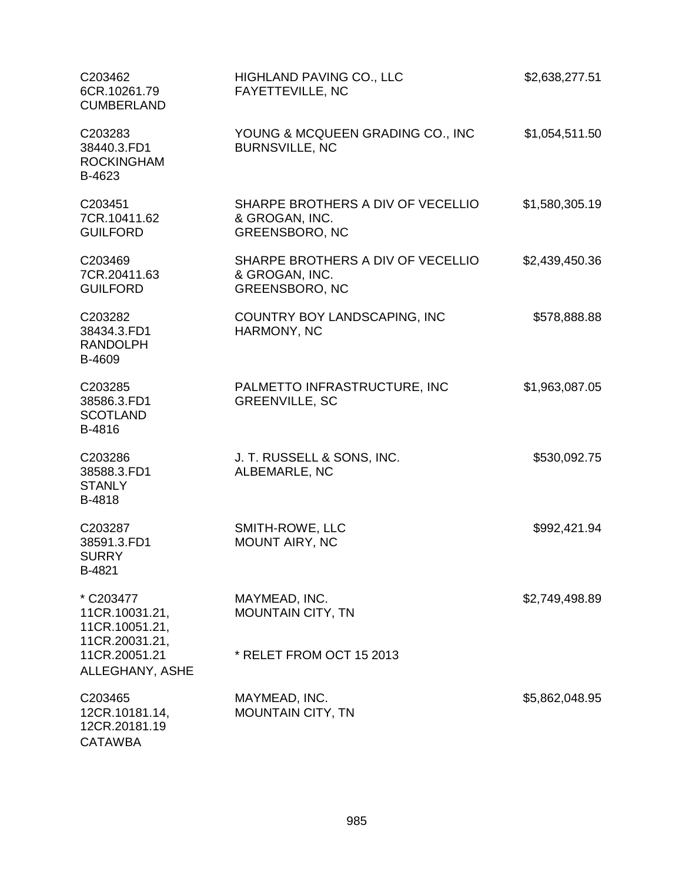| Contract | Contractor | Amount |
|---|---|---|
| C203462<br>6CR.10261.79<br>CUMBERLAND | HIGHLAND PAVING CO., LLC<br>FAYETTEVILLE, NC | $2,638,277.51 |
| C203283<br>38440.3.FD1<br>ROCKINGHAM<br>B-4623 | YOUNG & MCQUEEN GRADING CO., INC<br>BURNSVILLE, NC | $1,054,511.50 |
| C203451<br>7CR.10411.62<br>GUILFORD | SHARPE BROTHERS A DIV OF VECELLIO & GROGAN, INC.<br>GREENSBORO, NC | $1,580,305.19 |
| C203469<br>7CR.20411.63<br>GUILFORD | SHARPE BROTHERS A DIV OF VECELLIO & GROGAN, INC.<br>GREENSBORO, NC | $2,439,450.36 |
| C203282<br>38434.3.FD1<br>RANDOLPH<br>B-4609 | COUNTRY BOY LANDSCAPING, INC<br>HARMONY, NC | $578,888.88 |
| C203285<br>38586.3.FD1<br>SCOTLAND<br>B-4816 | PALMETTO INFRASTRUCTURE, INC<br>GREENVILLE, SC | $1,963,087.05 |
| C203286<br>38588.3.FD1<br>STANLY<br>B-4818 | J. T. RUSSELL & SONS, INC.<br>ALBEMARLE, NC | $530,092.75 |
| C203287<br>38591.3.FD1<br>SURRY<br>B-4821 | SMITH-ROWE, LLC<br>MOUNT AIRY, NC | $992,421.94 |
| * C203477<br>11CR.10031.21,<br>11CR.10051.21,<br>11CR.20031.21,<br>11CR.20051.21<br>ALLEGHANY, ASHE | MAYMEAD, INC.<br>MOUNTAIN CITY, TN<br><br>* RELET FROM OCT 15 2013 | $2,749,498.89 |
| C203465<br>12CR.10181.14,<br>12CR.20181.19<br>CATAWBA | MAYMEAD, INC.<br>MOUNTAIN CITY, TN | $5,862,048.95 |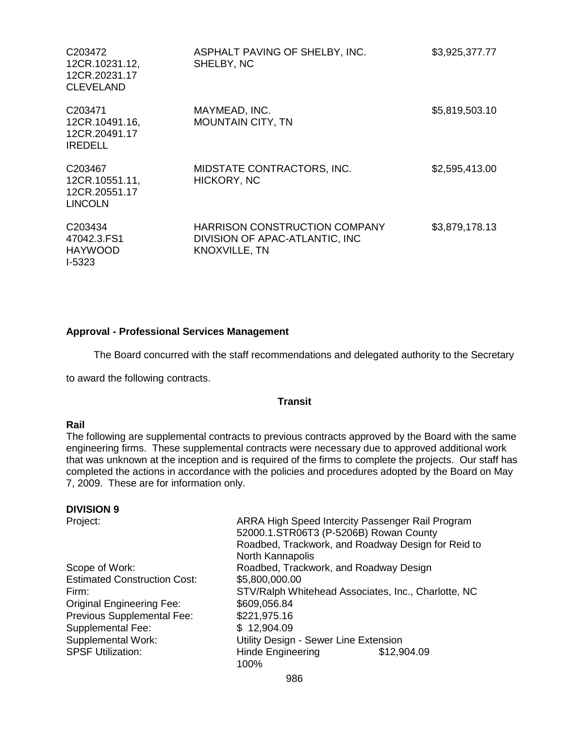| | | |
|---|---|---|
| C203472<br>12CR.10231.12,<br>12CR.20231.17<br>CLEVELAND | ASPHALT PAVING OF SHELBY, INC.<br>SHELBY, NC | $3,925,377.77 |
| C203471<br>12CR.10491.16,<br>12CR.20491.17<br>IREDELL | MAYMEAD, INC.<br>MOUNTAIN CITY, TN | $5,819,503.10 |
| C203467<br>12CR.10551.11,<br>12CR.20551.17<br>LINCOLN | MIDSTATE CONTRACTORS, INC.<br>HICKORY, NC | $2,595,413.00 |
| C203434<br>47042.3.FS1<br>HAYWOOD<br>I-5323 | HARRISON CONSTRUCTION COMPANY<br>DIVISION OF APAC-ATLANTIC, INC<br>KNOXVILLE, TN | $3,879,178.13 |

**Approval - Professional Services Management**

The Board concurred with the staff recommendations and delegated authority to the Secretary to award the following contracts.

**Transit**

**Rail**

The following are supplemental contracts to previous contracts approved by the Board with the same engineering firms. These supplemental contracts were necessary due to approved additional work that was unknown at the inception and is required of the firms to complete the projects. Our staff has completed the actions in accordance with the policies and procedures adopted by the Board on May 7, 2009. These are for information only.

**DIVISION 9**

| | |
|---|---|
| Project: | ARRA High Speed Intercity Passenger Rail Program<br>52000.1.STR06T3 (P-5206B) Rowan County<br>Roadbed, Trackwork, and Roadway Design for Reid to North Kannapolis |
| Scope of Work: | Roadbed, Trackwork, and Roadway Design |
| Estimated Construction Cost: | $5,800,000.00 |
| Firm: | STV/Ralph Whitehead Associates, Inc., Charlotte, NC |
| Original Engineering Fee: | $609,056.84 |
| Previous Supplemental Fee: | $221,975.16 |
| Supplemental Fee: | $ 12,904.09 |
| Supplemental Work: | Utility Design - Sewer Line Extension |
| SPSF Utilization: | Hinde Engineering $12,904.09<br>100% |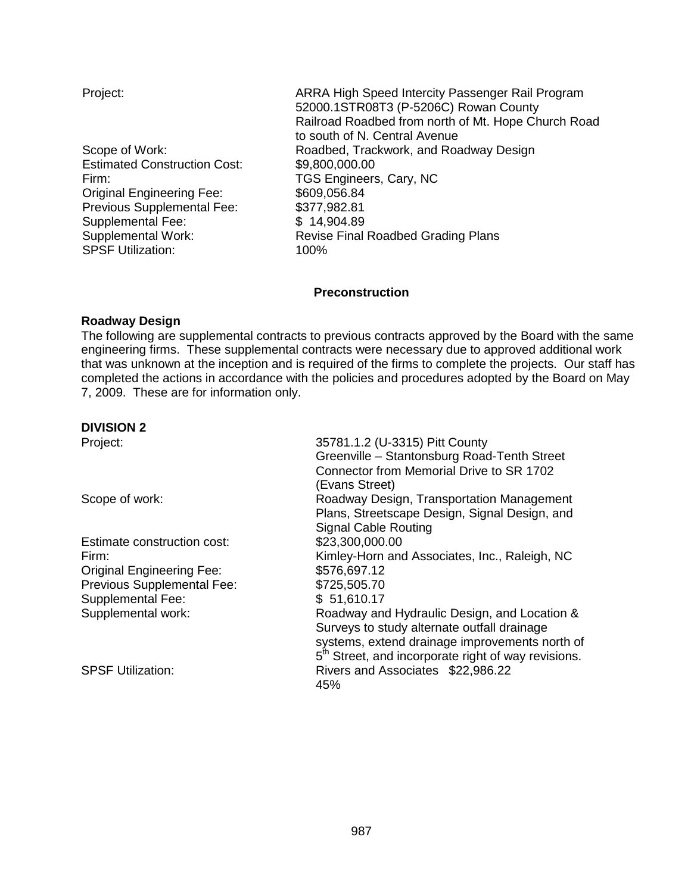| | |
|---|---|
| Project: | ARRA High Speed Intercity Passenger Rail Program 52000.1STR08T3 (P-5206C) Rowan County Railroad Roadbed from north of Mt. Hope Church Road to south of N. Central Avenue |
| Scope of Work: | Roadbed, Trackwork, and Roadway Design |
| Estimated Construction Cost: | $9,800,000.00 |
| Firm: | TGS Engineers, Cary, NC |
| Original Engineering Fee: | $609,056.84 |
| Previous Supplemental Fee: | $377,982.81 |
| Supplemental Fee: | $ 14,904.89 |
| Supplemental Work: | Revise Final Roadbed Grading Plans |
| SPSF Utilization: | 100% |

## Preconstruction

### Roadway Design

The following are supplemental contracts to previous contracts approved by the Board with the same engineering firms. These supplemental contracts were necessary due to approved additional work that was unknown at the inception and is required of the firms to complete the projects. Our staff has completed the actions in accordance with the policies and procedures adopted by the Board on May 7, 2009. These are for information only.

**DIVISION 2**

| | |
|---|---|
| Project: | 35781.1.2 (U-3315) Pitt County Greenville – Stantonsburg Road-Tenth Street Connector from Memorial Drive to SR 1702 (Evans Street) |
| Scope of work: | Roadway Design, Transportation Management Plans, Streetscape Design, Signal Design, and Signal Cable Routing |
| Estimate construction cost: | $23,300,000.00 |
| Firm: | Kimley-Horn and Associates, Inc., Raleigh, NC |
| Original Engineering Fee: | $576,697.12 |
| Previous Supplemental Fee: | $725,505.70 |
| Supplemental Fee: | $ 51,610.17 |
| Supplemental work: | Roadway and Hydraulic Design, and Location & Surveys to study alternate outfall drainage systems, extend drainage improvements north of 5th Street, and incorporate right of way revisions. |
| SPSF Utilization: | Rivers and Associates $22,986.22 45% |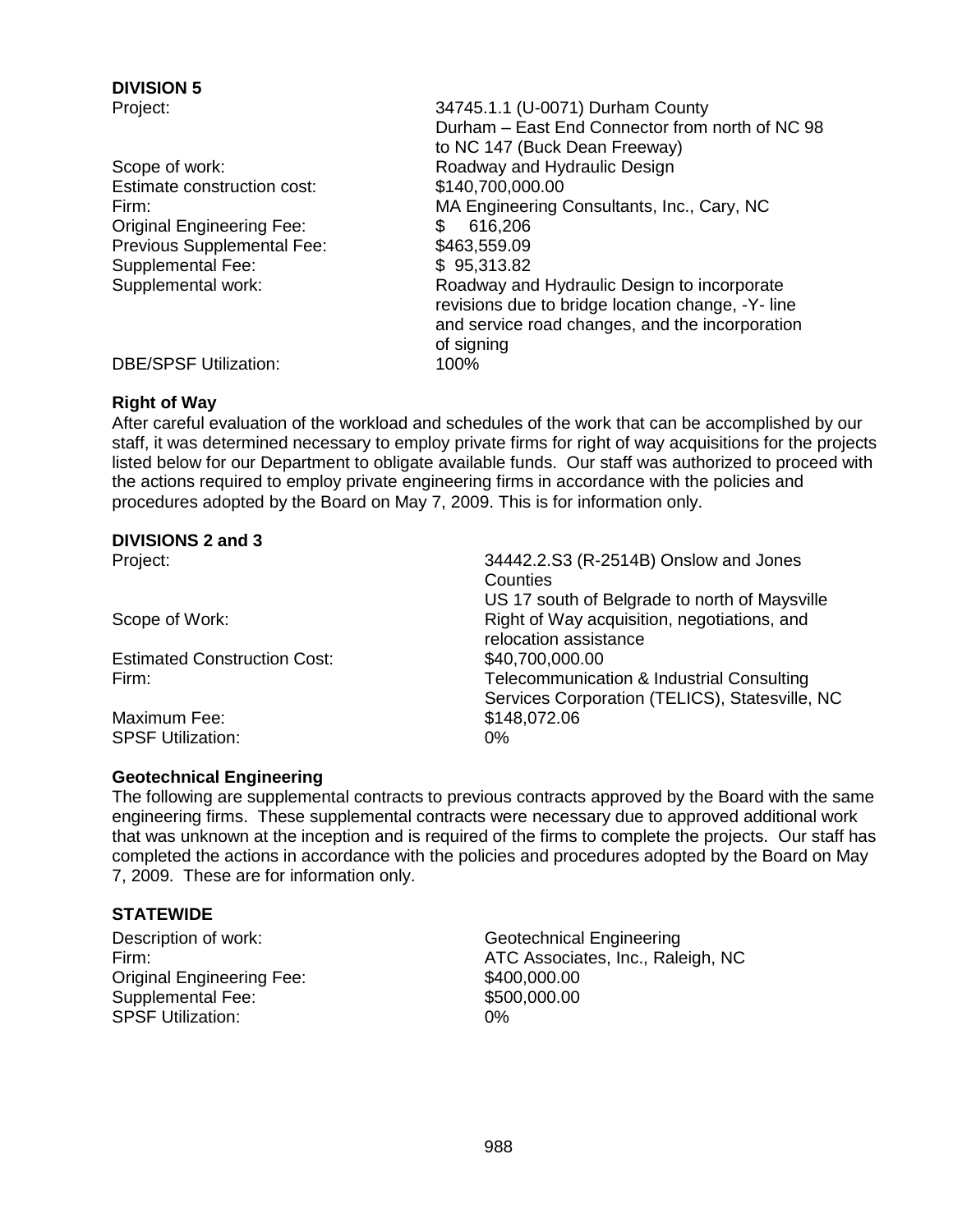**DIVISION 5**

| | |
|---|---|
| Project: | 34745.1.1 (U-0071) Durham County<br>Durham – East End Connector from north of NC 98 to NC 147 (Buck Dean Freeway) |
| Scope of work: | Roadway and Hydraulic Design |
| Estimate construction cost: | $140,700,000.00 |
| Firm: | MA Engineering Consultants, Inc., Cary, NC |
| Original Engineering Fee: | $ 616,206 |
| Previous Supplemental Fee: | $463,559.09 |
| Supplemental Fee: | $ 95,313.82 |
| Supplemental work: | Roadway and Hydraulic Design to incorporate revisions due to bridge location change, -Y- line and service road changes, and the incorporation of signing |
| DBE/SPSF Utilization: | 100% |

**Right of Way**

After careful evaluation of the workload and schedules of the work that can be accomplished by our staff, it was determined necessary to employ private firms for right of way acquisitions for the projects listed below for our Department to obligate available funds. Our staff was authorized to proceed with the actions required to employ private engineering firms in accordance with the policies and procedures adopted by the Board on May 7, 2009. This is for information only.

**DIVISIONS 2 and 3**

| | |
|---|---|
| Project: | 34442.2.S3 (R-2514B) Onslow and Jones Counties<br>US 17 south of Belgrade to north of Maysville |
| Scope of Work: | Right of Way acquisition, negotiations, and relocation assistance |
| Estimated Construction Cost: | $40,700,000.00 |
| Firm: | Telecommunication & Industrial Consulting Services Corporation (TELICS), Statesville, NC |
| Maximum Fee: | $148,072.06 |
| SPSF Utilization: | 0% |

**Geotechnical Engineering**

The following are supplemental contracts to previous contracts approved by the Board with the same engineering firms. These supplemental contracts were necessary due to approved additional work that was unknown at the inception and is required of the firms to complete the projects. Our staff has completed the actions in accordance with the policies and procedures adopted by the Board on May 7, 2009. These are for information only.

**STATEWIDE**

| | |
|---|---|
| Description of work: | Geotechnical Engineering |
| Firm: | ATC Associates, Inc., Raleigh, NC |
| Original Engineering Fee: | $400,000.00 |
| Supplemental Fee: | $500,000.00 |
| SPSF Utilization: | 0% |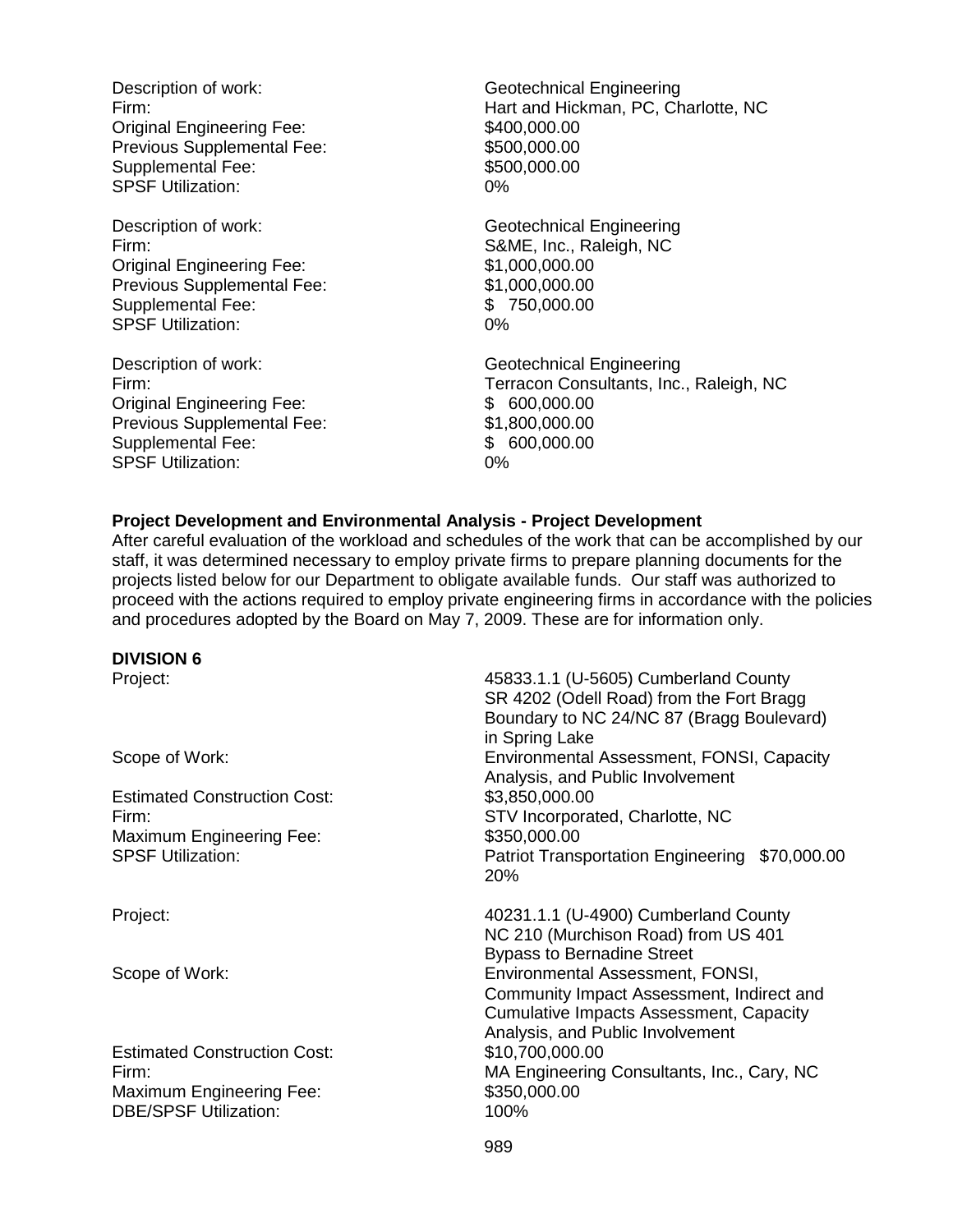Description of work: Geotechnical Engineering
Firm: Hart and Hickman, PC, Charlotte, NC
Original Engineering Fee: $400,000.00
Previous Supplemental Fee: $500,000.00
Supplemental Fee: $500,000.00
SPSF Utilization: 0%

Description of work: Geotechnical Engineering
Firm: S&ME, Inc., Raleigh, NC
Original Engineering Fee: $1,000,000.00
Previous Supplemental Fee: $1,000,000.00
Supplemental Fee: $ 750,000.00
SPSF Utilization: 0%

Description of work: Geotechnical Engineering
Firm: Terracon Consultants, Inc., Raleigh, NC
Original Engineering Fee: $ 600,000.00
Previous Supplemental Fee: $1,800,000.00
Supplemental Fee: $ 600,000.00
SPSF Utilization: 0%

**Project Development and Environmental Analysis - Project Development**

After careful evaluation of the workload and schedules of the work that can be accomplished by our staff, it was determined necessary to employ private firms to prepare planning documents for the projects listed below for our Department to obligate available funds. Our staff was authorized to proceed with the actions required to employ private engineering firms in accordance with the policies and procedures adopted by the Board on May 7, 2009. These are for information only.

**DIVISION 6**

Project: 45833.1.1 (U-5605) Cumberland County SR 4202 (Odell Road) from the Fort Bragg Boundary to NC 24/NC 87 (Bragg Boulevard) in Spring Lake
Scope of Work: Environmental Assessment, FONSI, Capacity Analysis, and Public Involvement
Estimated Construction Cost: $3,850,000.00
Firm: STV Incorporated, Charlotte, NC
Maximum Engineering Fee: $350,000.00
SPSF Utilization: Patriot Transportation Engineering $70,000.00 20%

Project: 40231.1.1 (U-4900) Cumberland County NC 210 (Murchison Road) from US 401 Bypass to Bernadine Street
Scope of Work: Environmental Assessment, FONSI, Community Impact Assessment, Indirect and Cumulative Impacts Assessment, Capacity Analysis, and Public Involvement
Estimated Construction Cost: $10,700,000.00
Firm: MA Engineering Consultants, Inc., Cary, NC
Maximum Engineering Fee: $350,000.00
DBE/SPSF Utilization: 100%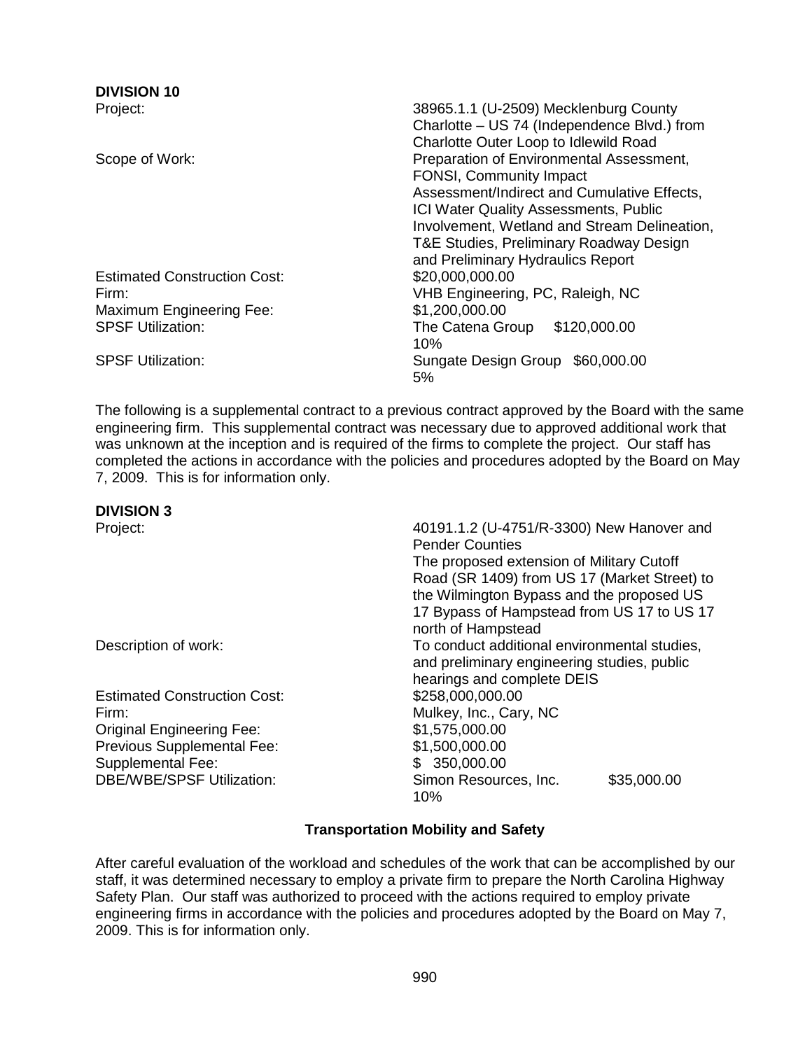**DIVISION 10**

| | |
|---|---|
| Project: | 38965.1.1 (U-2509) Mecklenburg County Charlotte – US 74 (Independence Blvd.) from Charlotte Outer Loop to Idlewild Road |
| Scope of Work: | Preparation of Environmental Assessment, FONSI, Community Impact Assessment/Indirect and Cumulative Effects, ICI Water Quality Assessments, Public Involvement, Wetland and Stream Delineation, T&E Studies, Preliminary Roadway Design and Preliminary Hydraulics Report |
| Estimated Construction Cost: | $20,000,000.00 |
| Firm: | VHB Engineering, PC, Raleigh, NC |
| Maximum Engineering Fee: | $1,200,000.00 |
| SPSF Utilization: | The Catena Group $120,000.00 10% |
| SPSF Utilization: | Sungate Design Group $60,000.00 5% |

The following is a supplemental contract to a previous contract approved by the Board with the same engineering firm. This supplemental contract was necessary due to approved additional work that was unknown at the inception and is required of the firms to complete the project. Our staff has completed the actions in accordance with the policies and procedures adopted by the Board on May 7, 2009. This is for information only.

**DIVISION 3**

| | |
|---|---|
| Project: | 40191.1.2 (U-4751/R-3300) New Hanover and Pender Counties The proposed extension of Military Cutoff Road (SR 1409) from US 17 (Market Street) to the Wilmington Bypass and the proposed US 17 Bypass of Hampstead from US 17 to US 17 north of Hampstead |
| Description of work: | To conduct additional environmental studies, and preliminary engineering studies, public hearings and complete DEIS |
| Estimated Construction Cost: | $258,000,000.00 |
| Firm: | Mulkey, Inc., Cary, NC |
| Original Engineering Fee: | $1,575,000.00 |
| Previous Supplemental Fee: | $1,500,000.00 |
| Supplemental Fee: | $ 350,000.00 |
| DBE/WBE/SPSF Utilization: | Simon Resources, Inc. $35,000.00 10% |

**Transportation Mobility and Safety**

After careful evaluation of the workload and schedules of the work that can be accomplished by our staff, it was determined necessary to employ a private firm to prepare the North Carolina Highway Safety Plan. Our staff was authorized to proceed with the actions required to employ private engineering firms in accordance with the policies and procedures adopted by the Board on May 7, 2009. This is for information only.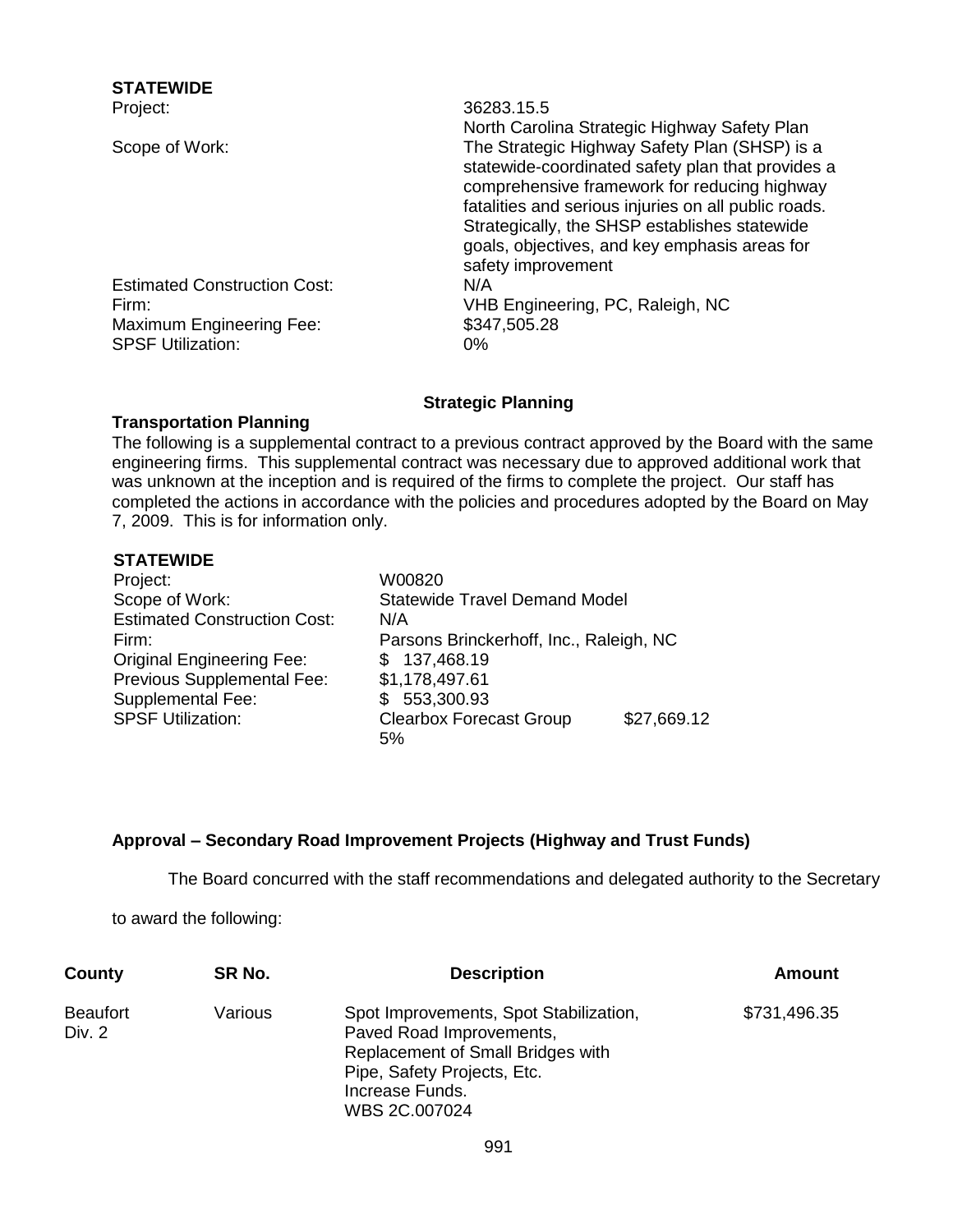**STATEWIDE**

| | |
|---|---|
| Project: | 36283.15.5<br>North Carolina Strategic Highway Safety Plan |
| Scope of Work: | The Strategic Highway Safety Plan (SHSP) is a statewide-coordinated safety plan that provides a comprehensive framework for reducing highway fatalities and serious injuries on all public roads. Strategically, the SHSP establishes statewide goals, objectives, and key emphasis areas for safety improvement |
| Estimated Construction Cost: | N/A |
| Firm: | VHB Engineering, PC, Raleigh, NC |
| Maximum Engineering Fee: | $347,505.28 |
| SPSF Utilization: | 0% |

## Strategic Planning

**Transportation Planning**

The following is a supplemental contract to a previous contract approved by the Board with the same engineering firms. This supplemental contract was necessary due to approved additional work that was unknown at the inception and is required of the firms to complete the project. Our staff has completed the actions in accordance with the policies and procedures adopted by the Board on May 7, 2009. This is for information only.

**STATEWIDE**

| | | |
|---|---|---|
| Project: | W00820 | |
| Scope of Work: | Statewide Travel Demand Model | |
| Estimated Construction Cost: | N/A | |
| Firm: | Parsons Brinckerhoff, Inc., Raleigh, NC | |
| Original Engineering Fee: | $ 137,468.19 | |
| Previous Supplemental Fee: | $1,178,497.61 | |
| Supplemental Fee: | $ 553,300.93 | |
| SPSF Utilization: | Clearbox Forecast Group<br>5% | $27,669.12 |

**Approval – Secondary Road Improvement Projects (Highway and Trust Funds)**

The Board concurred with the staff recommendations and delegated authority to the Secretary to award the following:

| County | SR No. | Description | Amount |
|---|---|---|---|
| Beaufort<br>Div. 2 | Various | Spot Improvements, Spot Stabilization, Paved Road Improvements, Replacement of Small Bridges with Pipe, Safety Projects, Etc.<br>Increase Funds.<br>WBS 2C.007024 | $731,496.35 |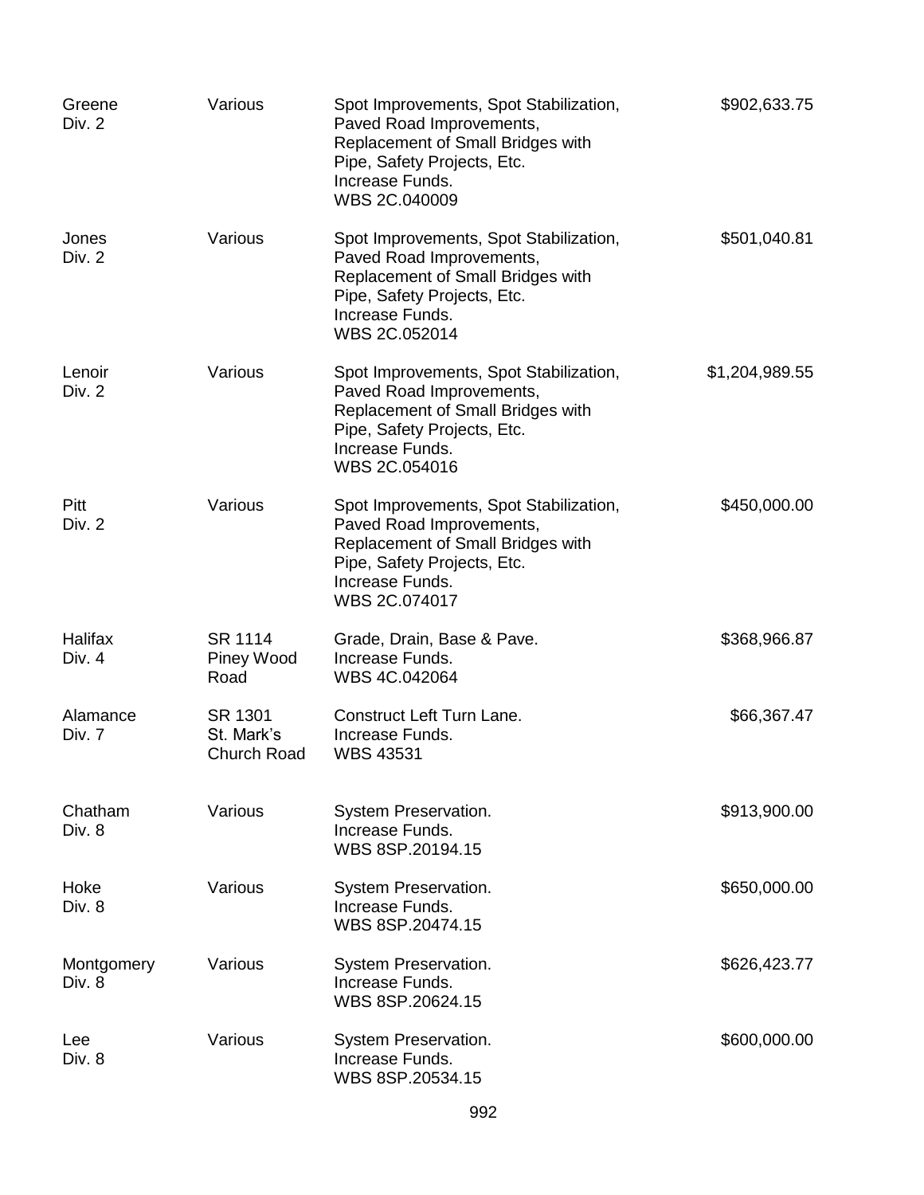| | | | |
|---|---|---|---|
| Greene<br>Div. 2 | Various | Spot Improvements, Spot Stabilization, Paved Road Improvements, Replacement of Small Bridges with Pipe, Safety Projects, Etc.<br>Increase Funds.<br>WBS 2C.040009 | $902,633.75 |
| Jones<br>Div. 2 | Various | Spot Improvements, Spot Stabilization, Paved Road Improvements, Replacement of Small Bridges with Pipe, Safety Projects, Etc.<br>Increase Funds.<br>WBS 2C.052014 | $501,040.81 |
| Lenoir<br>Div. 2 | Various | Spot Improvements, Spot Stabilization, Paved Road Improvements, Replacement of Small Bridges with Pipe, Safety Projects, Etc.<br>Increase Funds.<br>WBS 2C.054016 | $1,204,989.55 |
| Pitt<br>Div. 2 | Various | Spot Improvements, Spot Stabilization, Paved Road Improvements, Replacement of Small Bridges with Pipe, Safety Projects, Etc.<br>Increase Funds.<br>WBS 2C.074017 | $450,000.00 |
| Halifax<br>Div. 4 | SR 1114<br>Piney Wood Road | Grade, Drain, Base & Pave.<br>Increase Funds.<br>WBS 4C.042064 | $368,966.87 |
| Alamance<br>Div. 7 | SR 1301<br>St. Mark's Church Road | Construct Left Turn Lane.<br>Increase Funds.<br>WBS 43531 | $66,367.47 |
| Chatham<br>Div. 8 | Various | System Preservation.<br>Increase Funds.<br>WBS 8SP.20194.15 | $913,900.00 |
| Hoke<br>Div. 8 | Various | System Preservation.<br>Increase Funds.<br>WBS 8SP.20474.15 | $650,000.00 |
| Montgomery<br>Div. 8 | Various | System Preservation.<br>Increase Funds.<br>WBS 8SP.20624.15 | $626,423.77 |
| Lee<br>Div. 8 | Various | System Preservation.<br>Increase Funds.<br>WBS 8SP.20534.15 | $600,000.00 |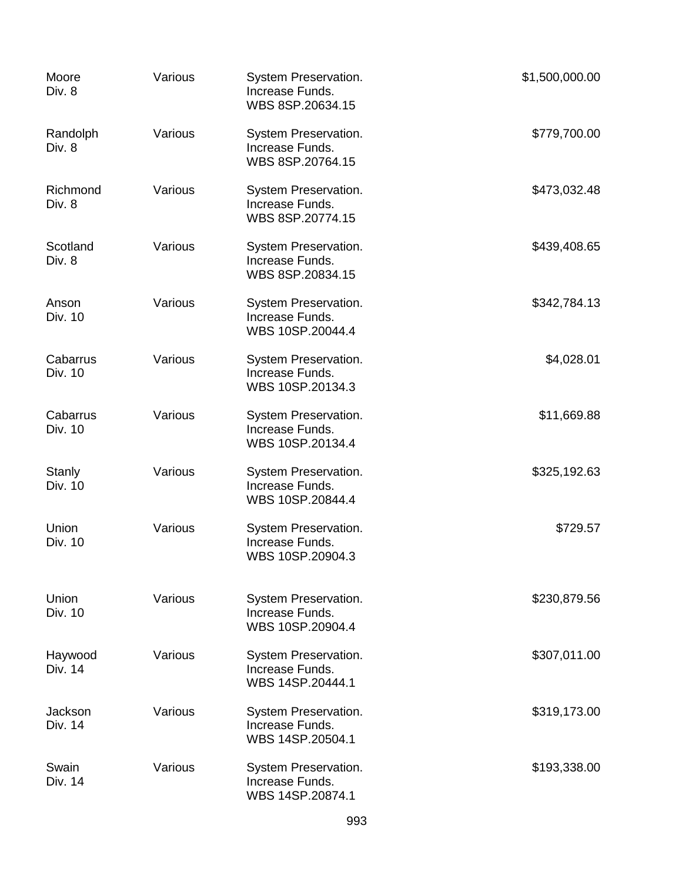| | | | |
|---|---|---|---|
| Moore<br>Div. 8 | Various | System Preservation.<br>Increase Funds.<br>WBS 8SP.20634.15 | $1,500,000.00 |
| Randolph<br>Div. 8 | Various | System Preservation.<br>Increase Funds.<br>WBS 8SP.20764.15 | $779,700.00 |
| Richmond<br>Div. 8 | Various | System Preservation.<br>Increase Funds.<br>WBS 8SP.20774.15 | $473,032.48 |
| Scotland<br>Div. 8 | Various | System Preservation.<br>Increase Funds.<br>WBS 8SP.20834.15 | $439,408.65 |
| Anson<br>Div. 10 | Various | System Preservation.<br>Increase Funds.<br>WBS 10SP.20044.4 | $342,784.13 |
| Cabarrus<br>Div. 10 | Various | System Preservation.<br>Increase Funds.<br>WBS 10SP.20134.3 | $4,028.01 |
| Cabarrus<br>Div. 10 | Various | System Preservation.<br>Increase Funds.<br>WBS 10SP.20134.4 | $11,669.88 |
| Stanly<br>Div. 10 | Various | System Preservation.<br>Increase Funds.<br>WBS 10SP.20844.4 | $325,192.63 |
| Union<br>Div. 10 | Various | System Preservation.<br>Increase Funds.<br>WBS 10SP.20904.3 | $729.57 |
| Union<br>Div. 10 | Various | System Preservation.<br>Increase Funds.<br>WBS 10SP.20904.4 | $230,879.56 |
| Haywood<br>Div. 14 | Various | System Preservation.<br>Increase Funds.<br>WBS 14SP.20444.1 | $307,011.00 |
| Jackson<br>Div. 14 | Various | System Preservation.<br>Increase Funds.<br>WBS 14SP.20504.1 | $319,173.00 |
| Swain<br>Div. 14 | Various | System Preservation.<br>Increase Funds.<br>WBS 14SP.20874.1 | $193,338.00 |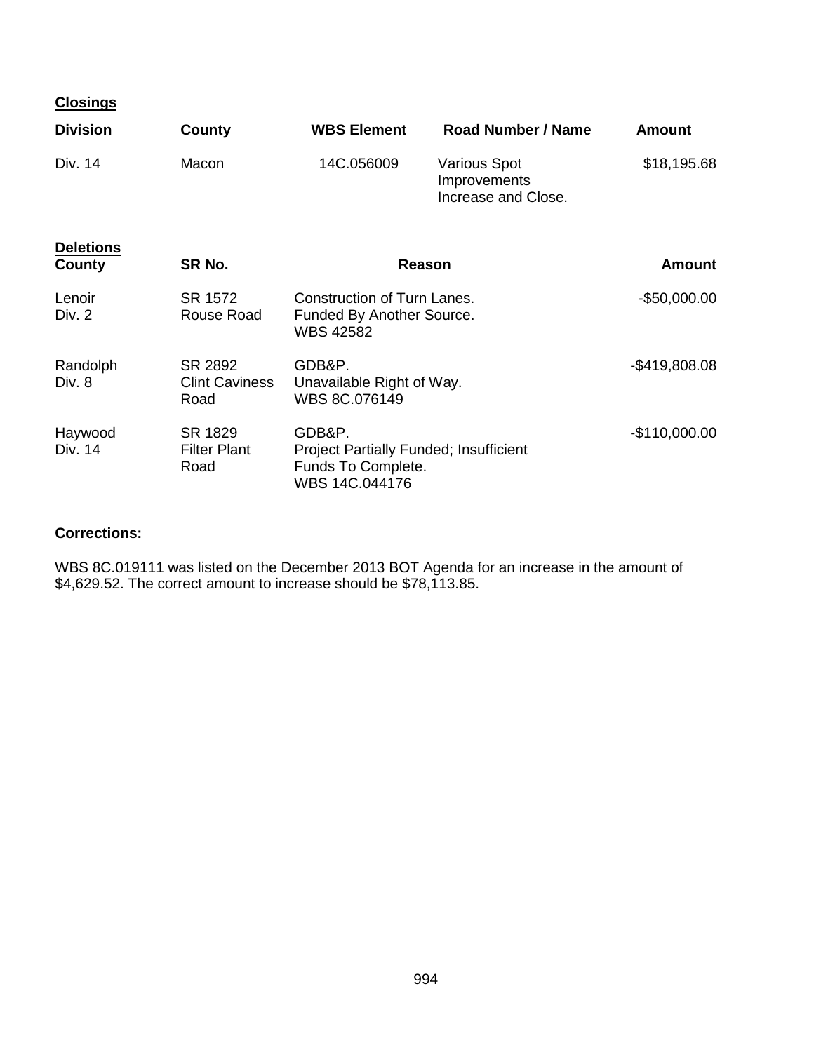**Closings**

| Division | County | WBS Element | Road Number / Name | Amount |
| --- | --- | --- | --- | --- |
| Div. 14 | Macon | 14C.056009 | Various Spot Improvements Increase and Close. | $18,195.68 |

**Deletions**

| County | SR No. | Reason | Amount |
| --- | --- | --- | --- |
| Lenoir Div. 2 | SR 1572 Rouse Road | Construction of Turn Lanes. Funded By Another Source. WBS 42582 | -$50,000.00 |
| Randolph Div. 8 | SR 2892 Clint Caviness Road | GDB&P. Unavailable Right of Way. WBS 8C.076149 | -$419,808.08 |
| Haywood Div. 14 | SR 1829 Filter Plant Road | GDB&P. Project Partially Funded; Insufficient Funds To Complete. WBS 14C.044176 | -$110,000.00 |

**Corrections:**

WBS 8C.019111 was listed on the December 2013 BOT Agenda for an increase in the amount of $4,629.52. The correct amount to increase should be $78,113.85.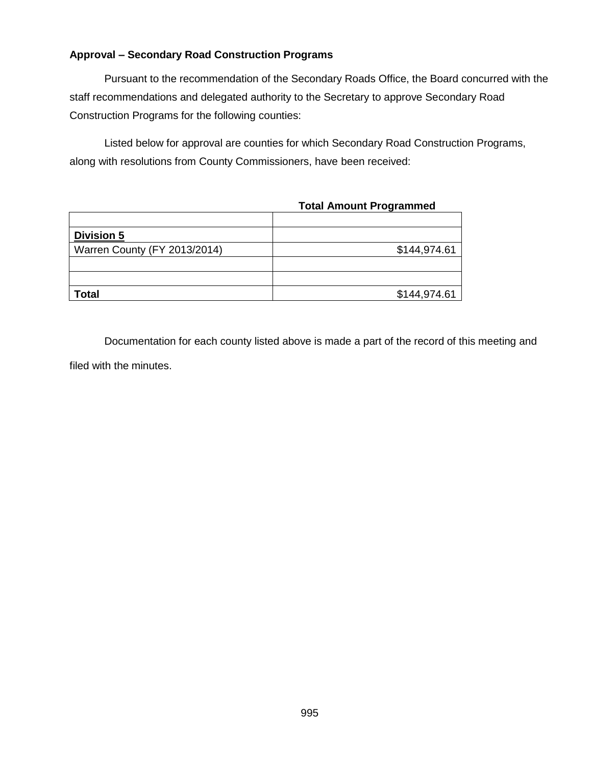**Approval – Secondary Road Construction Programs**

Pursuant to the recommendation of the Secondary Roads Office, the Board concurred with the staff recommendations and delegated authority to the Secretary to approve Secondary Road Construction Programs for the following counties:

Listed below for approval are counties for which Secondary Road Construction Programs, along with resolutions from County Commissioners, have been received:

| | **Total Amount Programmed** |
|---|---|
| | |
| **Division 5** | |
| Warren County (FY 2013/2014) | $144,974.61 |
| | |
| | |
| **Total** | $144,974.61 |

Documentation for each county listed above is made a part of the record of this meeting and filed with the minutes.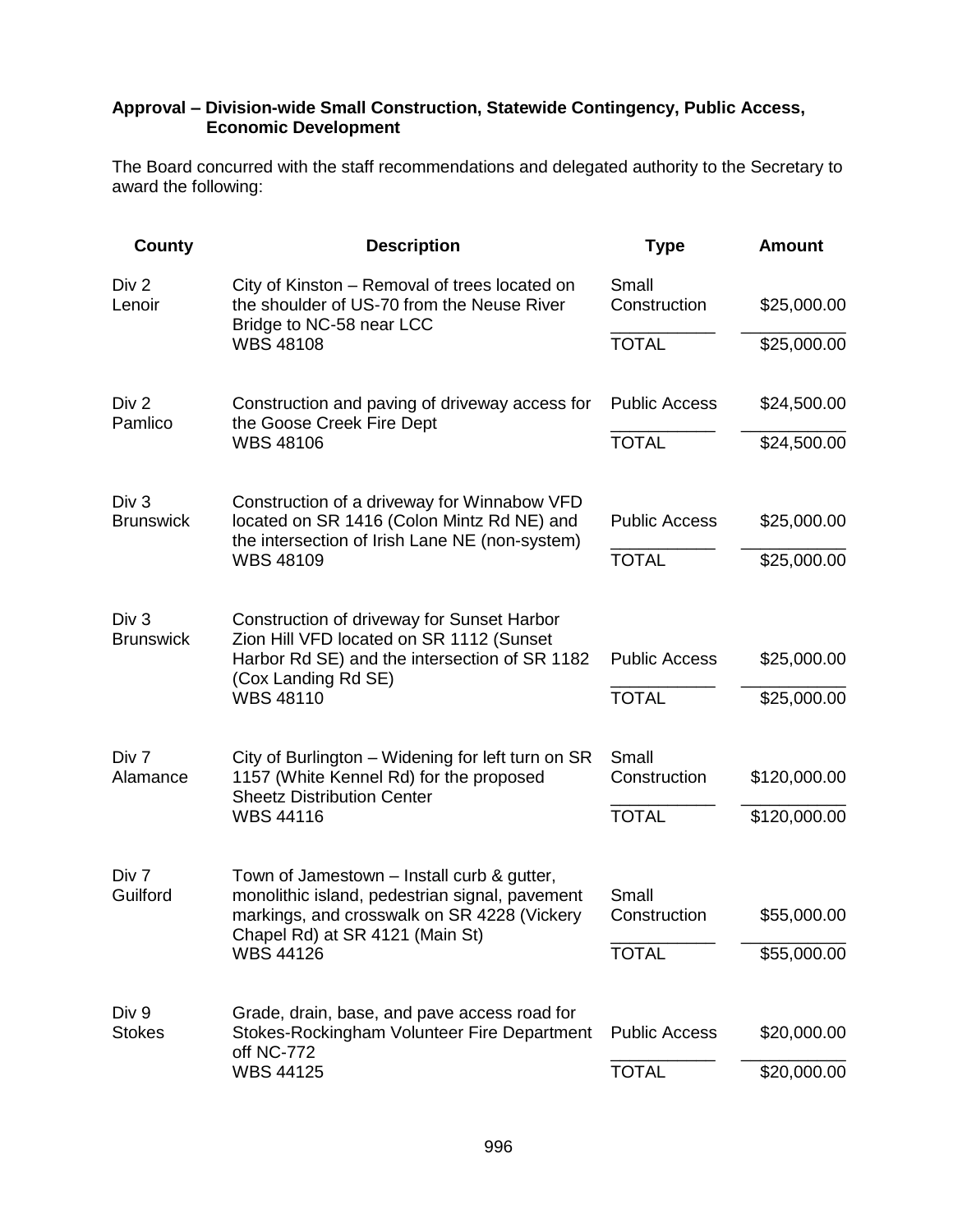**Approval – Division-wide Small Construction, Statewide Contingency, Public Access, Economic Development**

The Board concurred with the staff recommendations and delegated authority to the Secretary to award the following:

| County | Description | Type | Amount |
|---|---|---|---|
| Div 2 Lenoir | City of Kinston – Removal of trees located on the shoulder of US-70 from the Neuse River Bridge to NC-58 near LCC | Small Construction | $25,000.00 |
| | WBS 48108 | TOTAL | $25,000.00 |
| Div 2 Pamlico | Construction and paving of driveway access for the Goose Creek Fire Dept | Public Access | $24,500.00 |
| | WBS 48106 | TOTAL | $24,500.00 |
| Div 3 Brunswick | Construction of a driveway for Winnabow VFD located on SR 1416 (Colon Mintz Rd NE) and the intersection of Irish Lane NE (non-system) | Public Access | $25,000.00 |
| | WBS 48109 | TOTAL | $25,000.00 |
| Div 3 Brunswick | Construction of driveway for Sunset Harbor Zion Hill VFD located on SR 1112 (Sunset Harbor Rd SE) and the intersection of SR 1182 (Cox Landing Rd SE) | Public Access | $25,000.00 |
| | WBS 48110 | TOTAL | $25,000.00 |
| Div 7 Alamance | City of Burlington – Widening for left turn on SR 1157 (White Kennel Rd) for the proposed Sheetz Distribution Center | Small Construction | $120,000.00 |
| | WBS 44116 | TOTAL | $120,000.00 |
| Div 7 Guilford | Town of Jamestown – Install curb & gutter, monolithic island, pedestrian signal, pavement markings, and crosswalk on SR 4228 (Vickery Chapel Rd) at SR 4121 (Main St) | Small Construction | $55,000.00 |
| | WBS 44126 | TOTAL | $55,000.00 |
| Div 9 Stokes | Grade, drain, base, and pave access road for Stokes-Rockingham Volunteer Fire Department off NC-772 | Public Access | $20,000.00 |
| | WBS 44125 | TOTAL | $20,000.00 |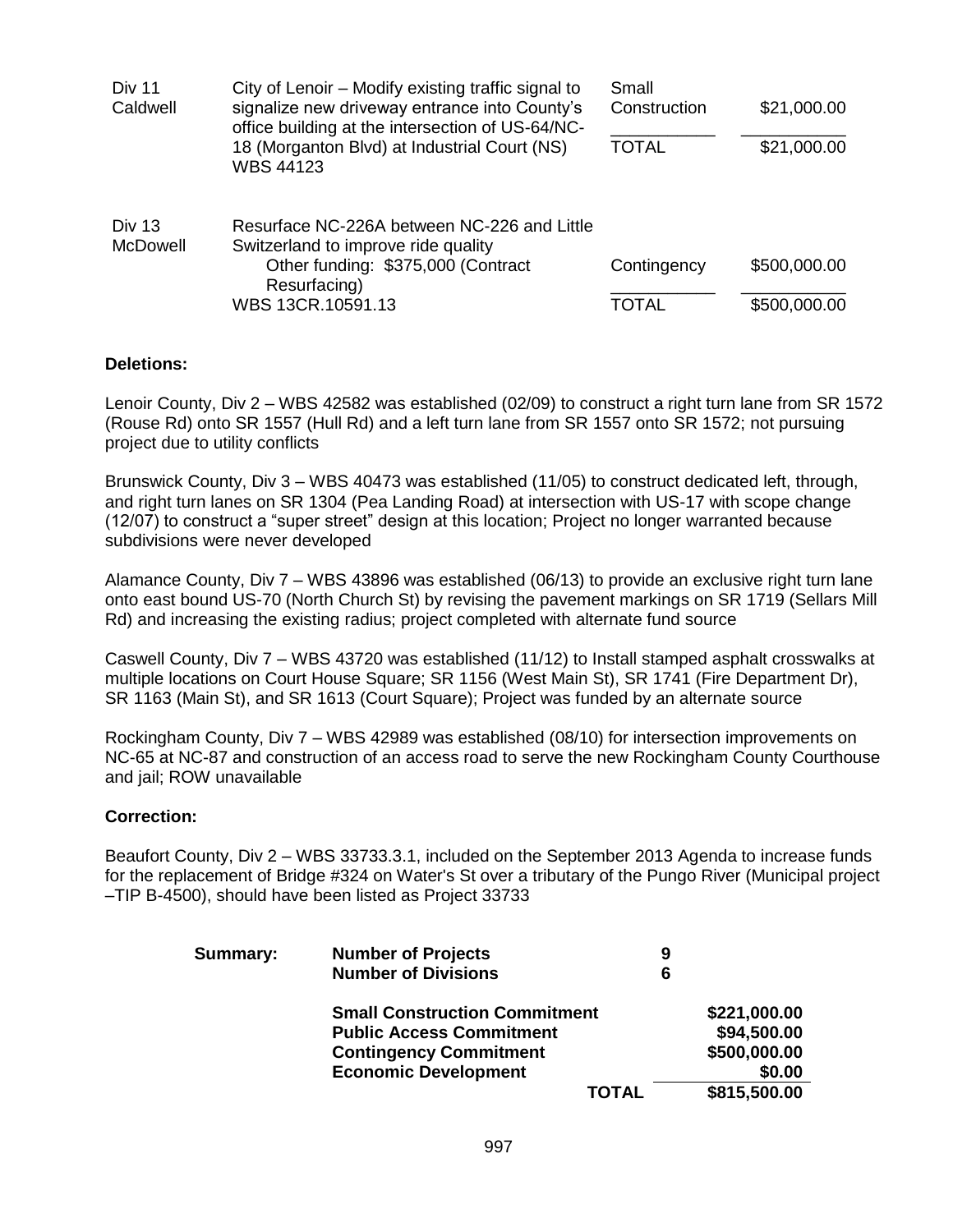| | | | |
|---|---|---|---|
| Div 11<br>Caldwell | City of Lenoir – Modify existing traffic signal to signalize new driveway entrance into County's office building at the intersection of US-64/NC-18 (Morganton Blvd) at Industrial Court (NS)<br>WBS 44123 | Small Construction | $21,000.00 |
| | | TOTAL | $21,000.00 |
| Div 13<br>McDowell | Resurface NC-226A between NC-226 and Little Switzerland to improve ride quality<br>Other funding: $375,000 (Contract Resurfacing)<br>WBS 13CR.10591.13 | Contingency | $500,000.00 |
| | | TOTAL | $500,000.00 |

**Deletions:**

Lenoir County, Div 2 – WBS 42582 was established (02/09) to construct a right turn lane from SR 1572 (Rouse Rd) onto SR 1557 (Hull Rd) and a left turn lane from SR 1557 onto SR 1572; not pursuing project due to utility conflicts

Brunswick County, Div 3 – WBS 40473 was established (11/05) to construct dedicated left, through, and right turn lanes on SR 1304 (Pea Landing Road) at intersection with US-17 with scope change (12/07) to construct a "super street" design at this location; Project no longer warranted because subdivisions were never developed

Alamance County, Div 7 – WBS 43896 was established (06/13) to provide an exclusive right turn lane onto east bound US-70 (North Church St) by revising the pavement markings on SR 1719 (Sellars Mill Rd) and increasing the existing radius; project completed with alternate fund source

Caswell County, Div 7 – WBS 43720 was established (11/12) to Install stamped asphalt crosswalks at multiple locations on Court House Square; SR 1156 (West Main St), SR 1741 (Fire Department Dr), SR 1163 (Main St), and SR 1613 (Court Square); Project was funded by an alternate source

Rockingham County, Div 7 – WBS 42989 was established (08/10) for intersection improvements on NC-65 at NC-87 and construction of an access road to serve the new Rockingham County Courthouse and jail; ROW unavailable

**Correction:**

Beaufort County, Div 2 – WBS 33733.3.1, included on the September 2013 Agenda to increase funds for the replacement of Bridge #324 on Water's St over a tributary of the Pungo River (Municipal project –TIP B-4500), should have been listed as Project 33733

| **Summary:** | | |
|---|---|---|
| | **Number of Projects** | **9** |
| | **Number of Divisions** | **6** |
| | **Small Construction Commitment** | **$221,000.00** |
| | **Public Access Commitment** | **$94,500.00** |
| | **Contingency Commitment** | **$500,000.00** |
| | **Economic Development** | **$0.00** |
| | **TOTAL** | **$815,500.00** |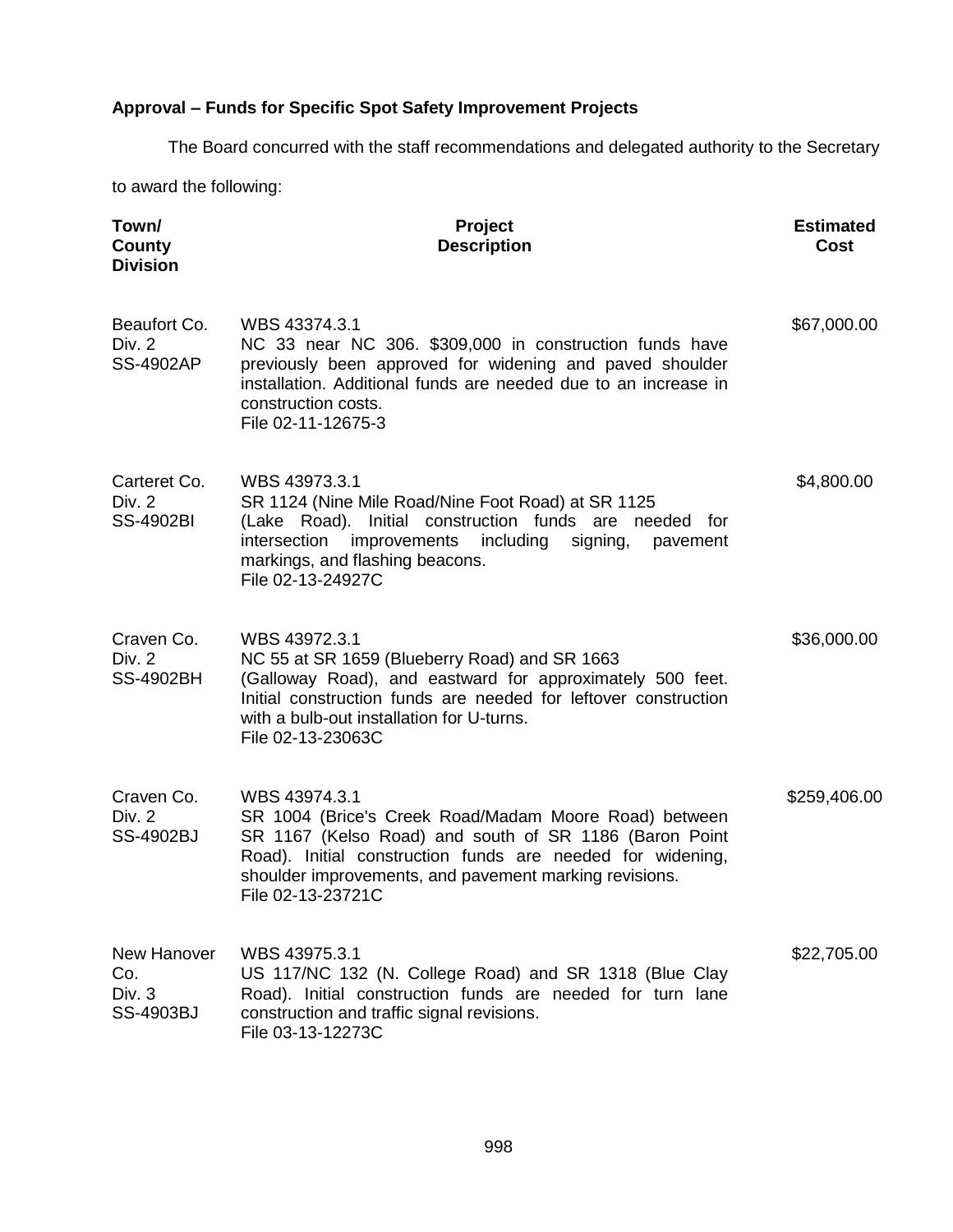### Approval – Funds for Specific Spot Safety Improvement Projects

The Board concurred with the staff recommendations and delegated authority to the Secretary to award the following:

| Town/ County Division | Project Description | Estimated Cost |
|---|---|---|
| Beaufort Co.<br>Div. 2<br>SS-4902AP | WBS 43374.3.1<br>NC 33 near NC 306. $309,000 in construction funds have previously been approved for widening and paved shoulder installation. Additional funds are needed due to an increase in construction costs.<br>File 02-11-12675-3 | $67,000.00 |
| Carteret Co.<br>Div. 2<br>SS-4902BI | WBS 43973.3.1<br>SR 1124 (Nine Mile Road/Nine Foot Road) at SR 1125 (Lake Road). Initial construction funds are needed for intersection improvements including signing, pavement markings, and flashing beacons.<br>File 02-13-24927C | $4,800.00 |
| Craven Co.<br>Div. 2<br>SS-4902BH | WBS 43972.3.1<br>NC 55 at SR 1659 (Blueberry Road) and SR 1663 (Galloway Road), and eastward for approximately 500 feet. Initial construction funds are needed for leftover construction with a bulb-out installation for U-turns.<br>File 02-13-23063C | $36,000.00 |
| Craven Co.<br>Div. 2<br>SS-4902BJ | WBS 43974.3.1<br>SR 1004 (Brice's Creek Road/Madam Moore Road) between SR 1167 (Kelso Road) and south of SR 1186 (Baron Point Road). Initial construction funds are needed for widening, shoulder improvements, and pavement marking revisions.<br>File 02-13-23721C | $259,406.00 |
| New Hanover Co.<br>Div. 3<br>SS-4903BJ | WBS 43975.3.1<br>US 117/NC 132 (N. College Road) and SR 1318 (Blue Clay Road). Initial construction funds are needed for turn lane construction and traffic signal revisions.<br>File 03-13-12273C | $22,705.00 |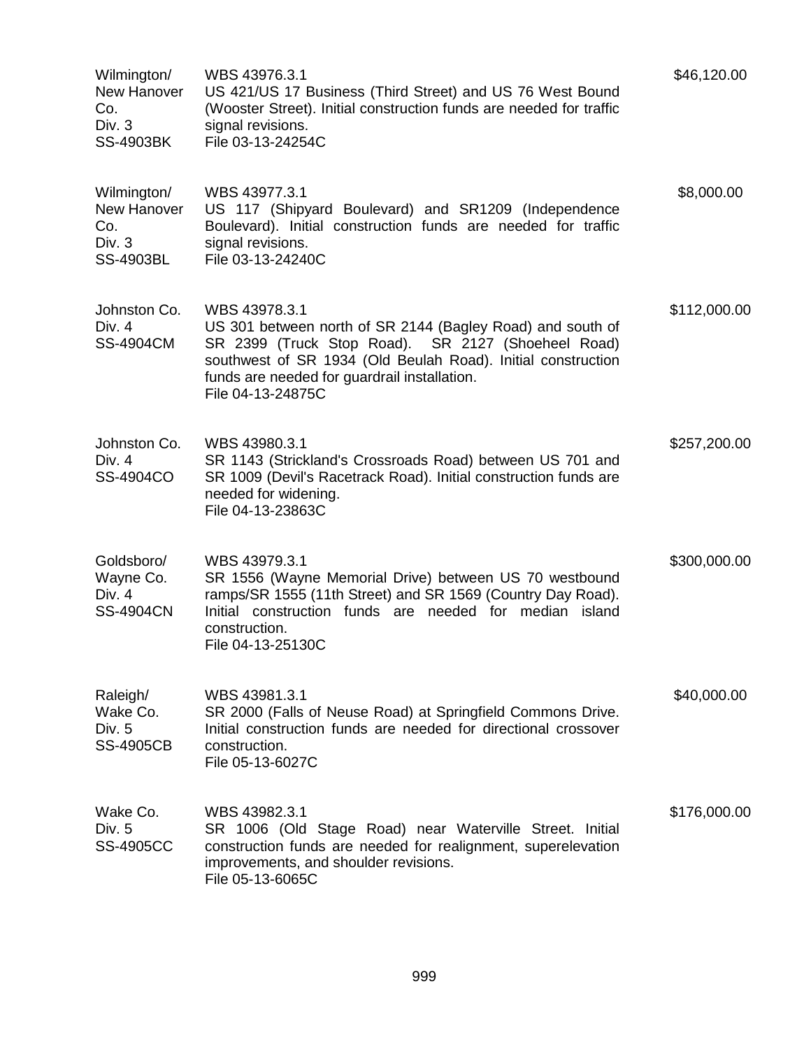| | | |
|---|---|---|
| Wilmington/ New Hanover Co. Div. 3 SS-4903BK | WBS 43976.3.1<br>US 421/US 17 Business (Third Street) and US 76 West Bound (Wooster Street). Initial construction funds are needed for traffic signal revisions.<br>File 03-13-24254C | $46,120.00 |
| Wilmington/ New Hanover Co. Div. 3 SS-4903BL | WBS 43977.3.1<br>US 117 (Shipyard Boulevard) and SR1209 (Independence Boulevard). Initial construction funds are needed for traffic signal revisions.<br>File 03-13-24240C | $8,000.00 |
| Johnston Co. Div. 4 SS-4904CM | WBS 43978.3.1<br>US 301 between north of SR 2144 (Bagley Road) and south of SR 2399 (Truck Stop Road). SR 2127 (Shoeheel Road) southwest of SR 1934 (Old Beulah Road). Initial construction funds are needed for guardrail installation.<br>File 04-13-24875C | $112,000.00 |
| Johnston Co. Div. 4 SS-4904CO | WBS 43980.3.1<br>SR 1143 (Strickland's Crossroads Road) between US 701 and SR 1009 (Devil's Racetrack Road). Initial construction funds are needed for widening.<br>File 04-13-23863C | $257,200.00 |
| Goldsboro/ Wayne Co. Div. 4 SS-4904CN | WBS 43979.3.1<br>SR 1556 (Wayne Memorial Drive) between US 70 westbound ramps/SR 1555 (11th Street) and SR 1569 (Country Day Road). Initial construction funds are needed for median island construction.<br>File 04-13-25130C | $300,000.00 |
| Raleigh/ Wake Co. Div. 5 SS-4905CB | WBS 43981.3.1<br>SR 2000 (Falls of Neuse Road) at Springfield Commons Drive. Initial construction funds are needed for directional crossover construction.<br>File 05-13-6027C | $40,000.00 |
| Wake Co. Div. 5 SS-4905CC | WBS 43982.3.1<br>SR 1006 (Old Stage Road) near Waterville Street. Initial construction funds are needed for realignment, superelevation improvements, and shoulder revisions.<br>File 05-13-6065C | $176,000.00 |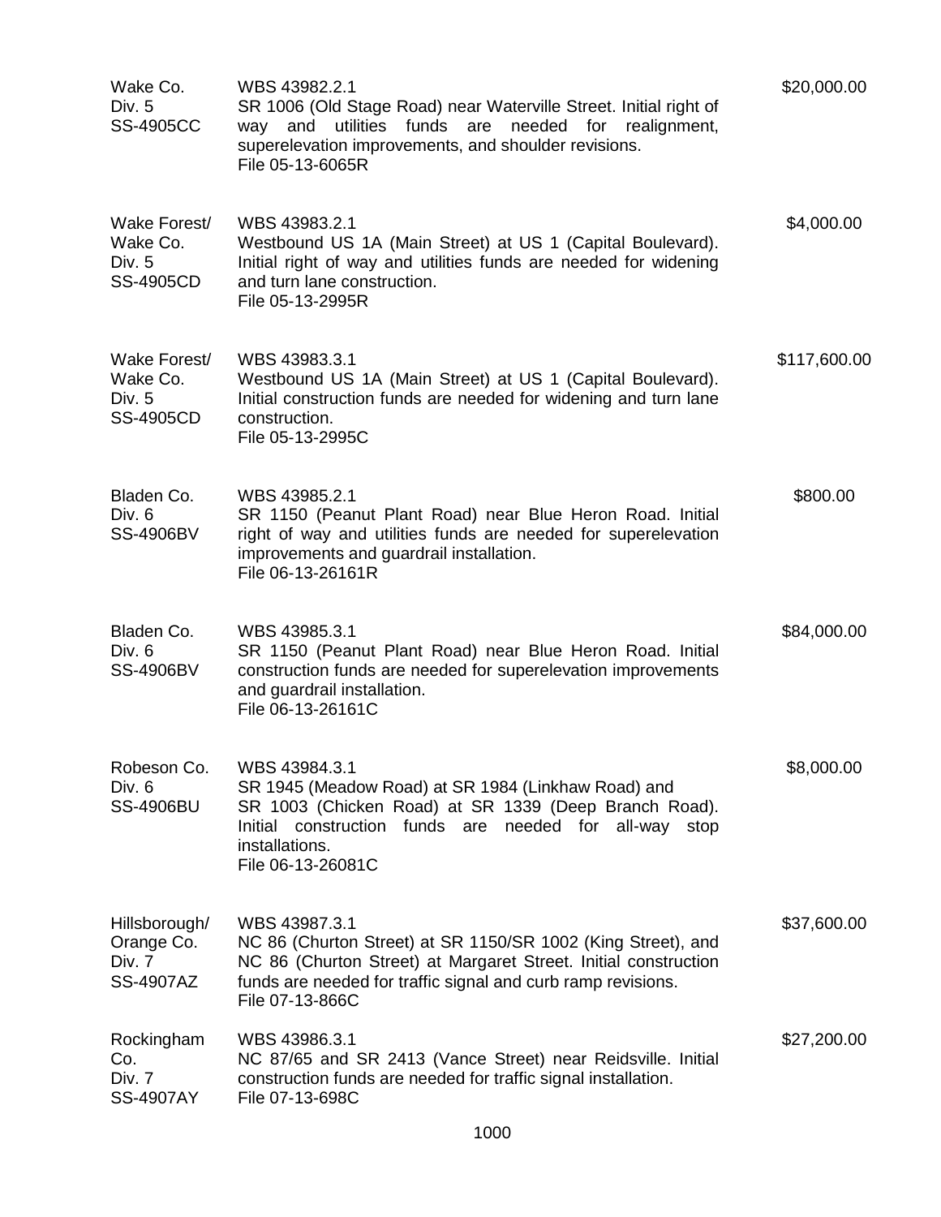| | | |
|---|---|---|
| Wake Co.<br>Div. 5<br>SS-4905CC | WBS 43982.2.1<br>SR 1006 (Old Stage Road) near Waterville Street. Initial right of way and utilities funds are needed for realignment, superelevation improvements, and shoulder revisions.<br>File 05-13-6065R | $20,000.00 |
| Wake Forest/<br>Wake Co.<br>Div. 5<br>SS-4905CD | WBS 43983.2.1<br>Westbound US 1A (Main Street) at US 1 (Capital Boulevard). Initial right of way and utilities funds are needed for widening and turn lane construction.<br>File 05-13-2995R | $4,000.00 |
| Wake Forest/<br>Wake Co.<br>Div. 5<br>SS-4905CD | WBS 43983.3.1<br>Westbound US 1A (Main Street) at US 1 (Capital Boulevard). Initial construction funds are needed for widening and turn lane construction.<br>File 05-13-2995C | $117,600.00 |
| Bladen Co.<br>Div. 6<br>SS-4906BV | WBS 43985.2.1<br>SR 1150 (Peanut Plant Road) near Blue Heron Road. Initial right of way and utilities funds are needed for superelevation improvements and guardrail installation.<br>File 06-13-26161R | $800.00 |
| Bladen Co.<br>Div. 6<br>SS-4906BV | WBS 43985.3.1<br>SR 1150 (Peanut Plant Road) near Blue Heron Road. Initial construction funds are needed for superelevation improvements and guardrail installation.<br>File 06-13-26161C | $84,000.00 |
| Robeson Co.<br>Div. 6<br>SS-4906BU | WBS 43984.3.1<br>SR 1945 (Meadow Road) at SR 1984 (Linkhaw Road) and SR 1003 (Chicken Road) at SR 1339 (Deep Branch Road). Initial construction funds are needed for all-way stop installations.<br>File 06-13-26081C | $8,000.00 |
| Hillsborough/<br>Orange Co.<br>Div. 7<br>SS-4907AZ | WBS 43987.3.1<br>NC 86 (Churton Street) at SR 1150/SR 1002 (King Street), and NC 86 (Churton Street) at Margaret Street. Initial construction funds are needed for traffic signal and curb ramp revisions.<br>File 07-13-866C | $37,600.00 |
| Rockingham Co.<br>Div. 7<br>SS-4907AY | WBS 43986.3.1<br>NC 87/65 and SR 2413 (Vance Street) near Reidsville. Initial construction funds are needed for traffic signal installation.<br>File 07-13-698C | $27,200.00 |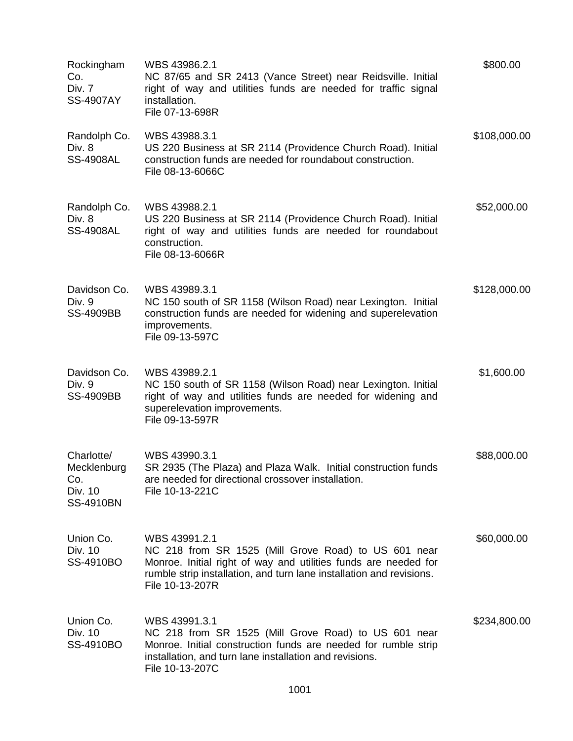| | | |
|---|---|---|
| Rockingham Co.<br>Div. 7<br>SS-4907AY | WBS 43986.2.1<br>NC 87/65 and SR 2413 (Vance Street) near Reidsville. Initial right of way and utilities funds are needed for traffic signal installation.<br>File 07-13-698R | $800.00 |
| Randolph Co.<br>Div. 8<br>SS-4908AL | WBS 43988.3.1<br>US 220 Business at SR 2114 (Providence Church Road). Initial construction funds are needed for roundabout construction.<br>File 08-13-6066C | $108,000.00 |
| Randolph Co.<br>Div. 8<br>SS-4908AL | WBS 43988.2.1<br>US 220 Business at SR 2114 (Providence Church Road). Initial right of way and utilities funds are needed for roundabout construction.<br>File 08-13-6066R | $52,000.00 |
| Davidson Co.<br>Div. 9<br>SS-4909BB | WBS 43989.3.1<br>NC 150 south of SR 1158 (Wilson Road) near Lexington. Initial construction funds are needed for widening and superelevation improvements.<br>File 09-13-597C | $128,000.00 |
| Davidson Co.<br>Div. 9<br>SS-4909BB | WBS 43989.2.1<br>NC 150 south of SR 1158 (Wilson Road) near Lexington. Initial right of way and utilities funds are needed for widening and superelevation improvements.<br>File 09-13-597R | $1,600.00 |
| Charlotte/<br>Mecklenburg Co.<br>Div. 10<br>SS-4910BN | WBS 43990.3.1<br>SR 2935 (The Plaza) and Plaza Walk. Initial construction funds are needed for directional crossover installation.<br>File 10-13-221C | $88,000.00 |
| Union Co.<br>Div. 10<br>SS-4910BO | WBS 43991.2.1<br>NC 218 from SR 1525 (Mill Grove Road) to US 601 near Monroe. Initial right of way and utilities funds are needed for rumble strip installation, and turn lane installation and revisions.<br>File 10-13-207R | $60,000.00 |
| Union Co.<br>Div. 10<br>SS-4910BO | WBS 43991.3.1<br>NC 218 from SR 1525 (Mill Grove Road) to US 601 near Monroe. Initial construction funds are needed for rumble strip installation, and turn lane installation and revisions.<br>File 10-13-207C | $234,800.00 |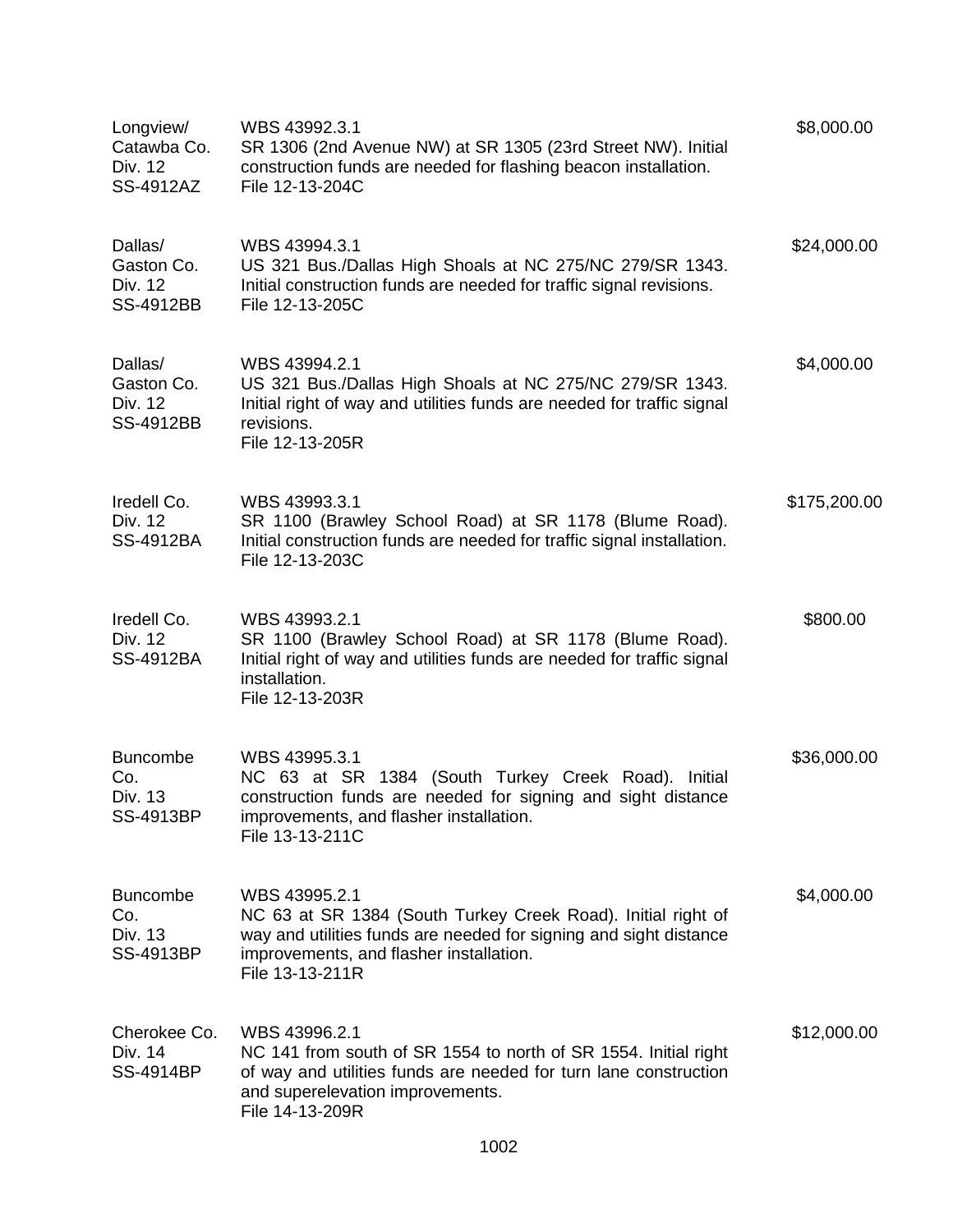| | | |
|---|---|---|
| Longview/<br>Catawba Co.<br>Div. 12<br>SS-4912AZ | WBS 43992.3.1<br>SR 1306 (2nd Avenue NW) at SR 1305 (23rd Street NW). Initial construction funds are needed for flashing beacon installation.<br>File 12-13-204C | $8,000.00 |
| Dallas/<br>Gaston Co.<br>Div. 12<br>SS-4912BB | WBS 43994.3.1<br>US 321 Bus./Dallas High Shoals at NC 275/NC 279/SR 1343. Initial construction funds are needed for traffic signal revisions.<br>File 12-13-205C | $24,000.00 |
| Dallas/<br>Gaston Co.<br>Div. 12<br>SS-4912BB | WBS 43994.2.1<br>US 321 Bus./Dallas High Shoals at NC 275/NC 279/SR 1343. Initial right of way and utilities funds are needed for traffic signal revisions.<br>File 12-13-205R | $4,000.00 |
| Iredell Co.<br>Div. 12<br>SS-4912BA | WBS 43993.3.1<br>SR 1100 (Brawley School Road) at SR 1178 (Blume Road). Initial construction funds are needed for traffic signal installation.<br>File 12-13-203C | $175,200.00 |
| Iredell Co.<br>Div. 12<br>SS-4912BA | WBS 43993.2.1<br>SR 1100 (Brawley School Road) at SR 1178 (Blume Road). Initial right of way and utilities funds are needed for traffic signal installation.<br>File 12-13-203R | $800.00 |
| Buncombe Co.<br>Div. 13<br>SS-4913BP | WBS 43995.3.1<br>NC 63 at SR 1384 (South Turkey Creek Road). Initial construction funds are needed for signing and sight distance improvements, and flasher installation.<br>File 13-13-211C | $36,000.00 |
| Buncombe Co.<br>Div. 13<br>SS-4913BP | WBS 43995.2.1<br>NC 63 at SR 1384 (South Turkey Creek Road). Initial right of way and utilities funds are needed for signing and sight distance improvements, and flasher installation.<br>File 13-13-211R | $4,000.00 |
| Cherokee Co.<br>Div. 14<br>SS-4914BP | WBS 43996.2.1<br>NC 141 from south of SR 1554 to north of SR 1554. Initial right of way and utilities funds are needed for turn lane construction and superelevation improvements.<br>File 14-13-209R | $12,000.00 |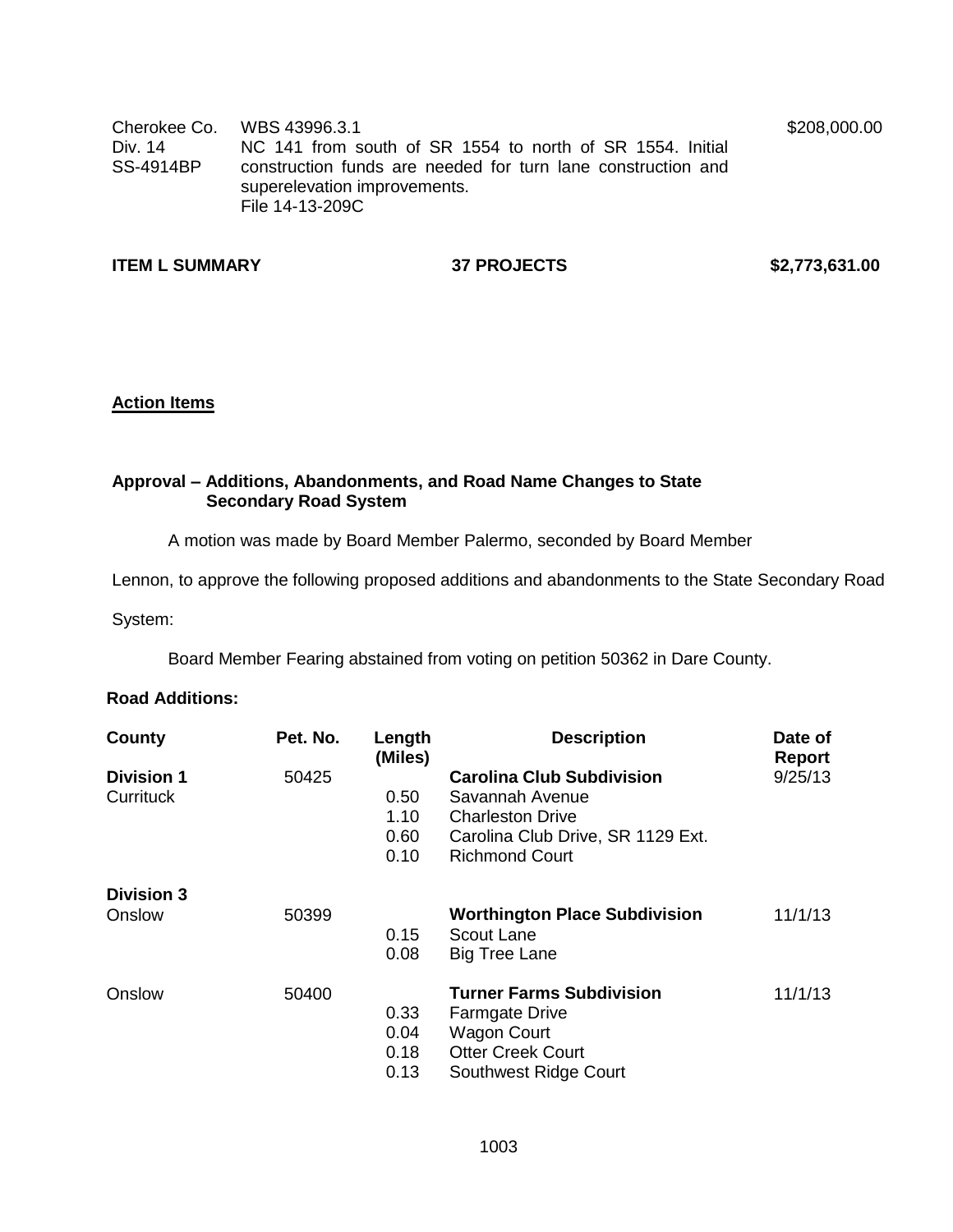| | | |
|---|---|---|
| Cherokee Co.<br>Div. 14<br>SS-4914BP | WBS 43996.3.1<br>NC 141 from south of SR 1554 to north of SR 1554. Initial construction funds are needed for turn lane construction and superelevation improvements.<br>File 14-13-209C | $208,000.00 |

**ITEM L SUMMARY** **37 PROJECTS** **$2,773,631.00**

**Action Items**

**Approval – Additions, Abandonments, and Road Name Changes to State Secondary Road System**

A motion was made by Board Member Palermo, seconded by Board Member Lennon, to approve the following proposed additions and abandonments to the State Secondary Road System:

Board Member Fearing abstained from voting on petition 50362 in Dare County.

**Road Additions:**

| County | Pet. No. | Length (Miles) | Description | Date of Report |
|---|---|---|---|---|
| **Division 1** | 50425 | | **Carolina Club Subdivision** | 9/25/13 |
| Currituck | | 0.50 | Savannah Avenue | |
| | | 1.10 | Charleston Drive | |
| | | 0.60 | Carolina Club Drive, SR 1129 Ext. | |
| | | 0.10 | Richmond Court | |
| **Division 3** | | | | |
| Onslow | 50399 | | **Worthington Place Subdivision** | 11/1/13 |
| | | 0.15 | Scout Lane | |
| | | 0.08 | Big Tree Lane | |
| Onslow | 50400 | | **Turner Farms Subdivision** | 11/1/13 |
| | | 0.33 | Farmgate Drive | |
| | | 0.04 | Wagon Court | |
| | | 0.18 | Otter Creek Court | |
| | | 0.13 | Southwest Ridge Court | |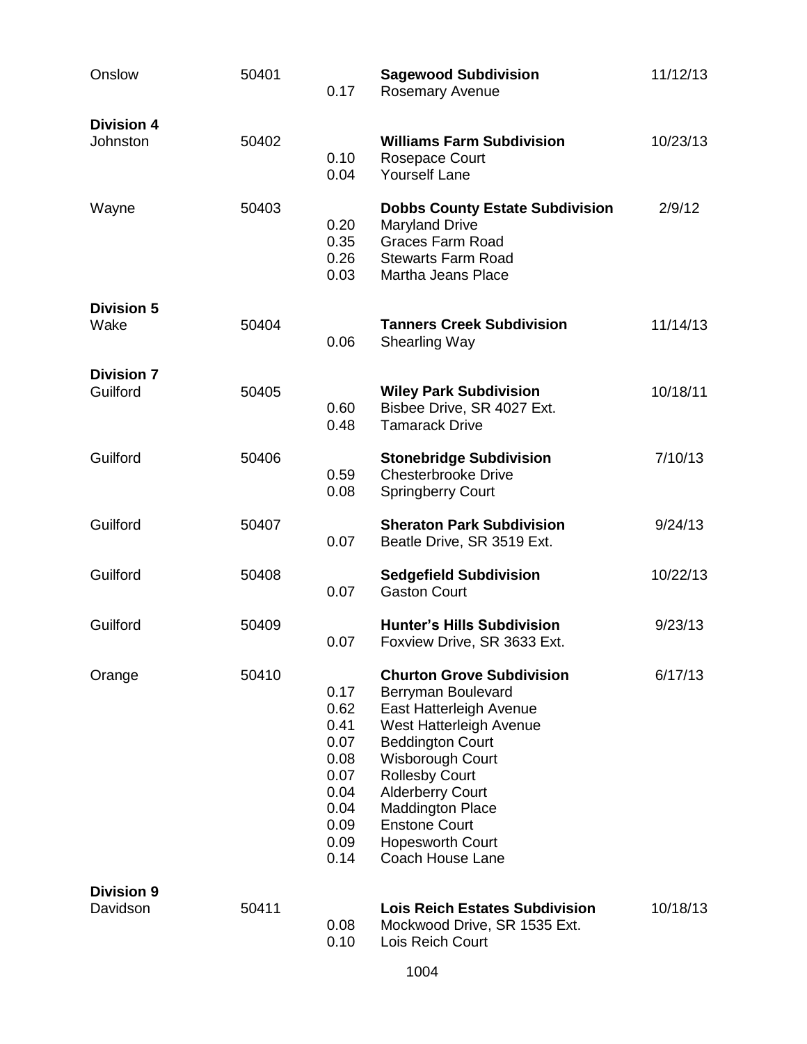| County | Petition | Length | Location | Date |
|---|---|---|---|---|
| Onslow | 50401 | | **Sagewood Subdivision** | 11/12/13 |
| | | 0.17 | Rosemary Avenue | |
| **Division 4** | | | | |
| Johnston | 50402 | | **Williams Farm Subdivision** | 10/23/13 |
| | | 0.10 | Rosepace Court | |
| | | 0.04 | Yourself Lane | |
| Wayne | 50403 | | **Dobbs County Estate Subdivision** | 2/9/12 |
| | | 0.20 | Maryland Drive | |
| | | 0.35 | Graces Farm Road | |
| | | 0.26 | Stewarts Farm Road | |
| | | 0.03 | Martha Jeans Place | |
| **Division 5** | | | | |
| Wake | 50404 | | **Tanners Creek Subdivision** | 11/14/13 |
| | | 0.06 | Shearling Way | |
| **Division 7** | | | | |
| Guilford | 50405 | | **Wiley Park Subdivision** | 10/18/11 |
| | | 0.60 | Bisbee Drive, SR 4027 Ext. | |
| | | 0.48 | Tamarack Drive | |
| Guilford | 50406 | | **Stonebridge Subdivision** | 7/10/13 |
| | | 0.59 | Chesterbrooke Drive | |
| | | 0.08 | Springberry Court | |
| Guilford | 50407 | | **Sheraton Park Subdivision** | 9/24/13 |
| | | 0.07 | Beatle Drive, SR 3519 Ext. | |
| Guilford | 50408 | | **Sedgefield Subdivision** | 10/22/13 |
| | | 0.07 | Gaston Court | |
| Guilford | 50409 | | **Hunter's Hills Subdivision** | 9/23/13 |
| | | 0.07 | Foxview Drive, SR 3633 Ext. | |
| Orange | 50410 | | **Churton Grove Subdivision** | 6/17/13 |
| | | 0.17 | Berryman Boulevard | |
| | | 0.62 | East Hatterleigh Avenue | |
| | | 0.41 | West Hatterleigh Avenue | |
| | | 0.07 | Beddington Court | |
| | | 0.08 | Wisborough Court | |
| | | 0.07 | Rollesby Court | |
| | | 0.04 | Alderberry Court | |
| | | 0.04 | Maddington Place | |
| | | 0.09 | Enstone Court | |
| | | 0.09 | Hopesworth Court | |
| | | 0.14 | Coach House Lane | |
| **Division 9** | | | | |
| Davidson | 50411 | | **Lois Reich Estates Subdivision** | 10/18/13 |
| | | 0.08 | Mockwood Drive, SR 1535 Ext. | |
| | | 0.10 | Lois Reich Court | |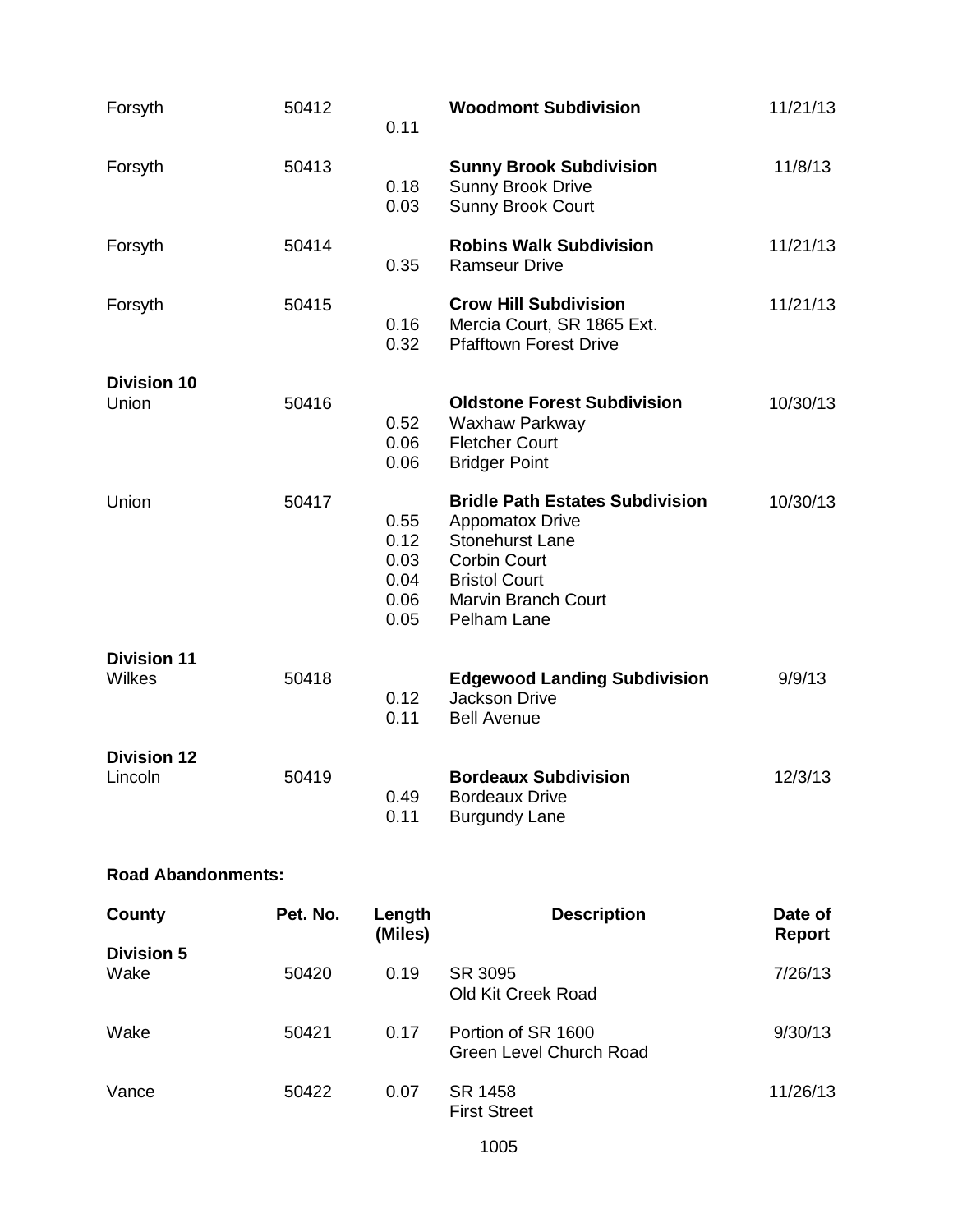| | | | | |
|---|---|---|---|---|
| Forsyth | 50412 | 0.11 | **Woodmont Subdivision** | 11/21/13 |
| Forsyth | 50413 | | **Sunny Brook Subdivision** | 11/8/13 |
| | | 0.18 | Sunny Brook Drive | |
| | | 0.03 | Sunny Brook Court | |
| Forsyth | 50414 | | **Robins Walk Subdivision** | 11/21/13 |
| | | 0.35 | Ramseur Drive | |
| Forsyth | 50415 | | **Crow Hill Subdivision** | 11/21/13 |
| | | 0.16 | Mercia Court, SR 1865 Ext. | |
| | | 0.32 | Pfafftown Forest Drive | |
| **Division 10** | | | | |
| Union | 50416 | | **Oldstone Forest Subdivision** | 10/30/13 |
| | | 0.52 | Waxhaw Parkway | |
| | | 0.06 | Fletcher Court | |
| | | 0.06 | Bridger Point | |
| Union | 50417 | | **Bridle Path Estates Subdivision** | 10/30/13 |
| | | 0.55 | Appomatox Drive | |
| | | 0.12 | Stonehurst Lane | |
| | | 0.03 | Corbin Court | |
| | | 0.04 | Bristol Court | |
| | | 0.06 | Marvin Branch Court | |
| | | 0.05 | Pelham Lane | |
| **Division 11** | | | | |
| Wilkes | 50418 | | **Edgewood Landing Subdivision** | 9/9/13 |
| | | 0.12 | Jackson Drive | |
| | | 0.11 | Bell Avenue | |
| **Division 12** | | | | |
| Lincoln | 50419 | | **Bordeaux Subdivision** | 12/3/13 |
| | | 0.49 | Bordeaux Drive | |
| | | 0.11 | Burgundy Lane | |

**Road Abandonments:**

| County | Pet. No. | Length (Miles) | Description | Date of Report |
|---|---|---|---|---|
| **Division 5** | | | | |
| Wake | 50420 | 0.19 | SR 3095<br>Old Kit Creek Road | 7/26/13 |
| Wake | 50421 | 0.17 | Portion of SR 1600<br>Green Level Church Road | 9/30/13 |
| Vance | 50422 | 0.07 | SR 1458<br>First Street | 11/26/13 |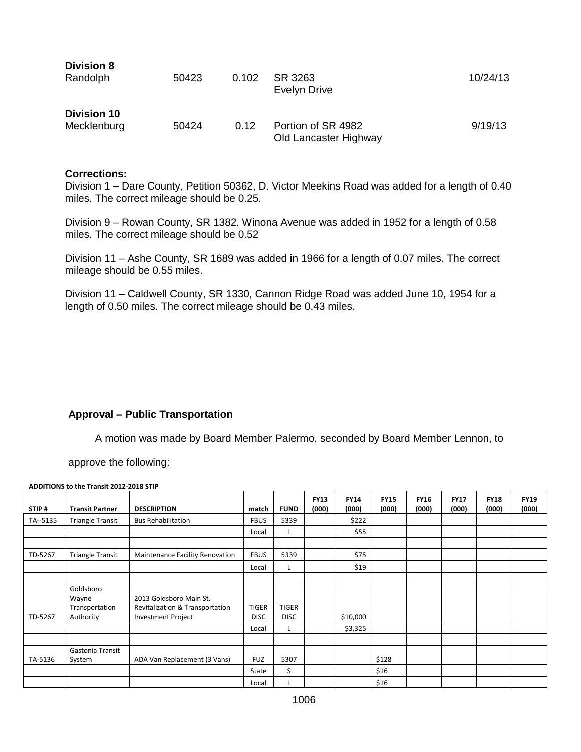**Division 8**

| | | | | |
|---|---|---|---|---|
| Randolph | 50423 | 0.102 | SR 3263<br>Evelyn Drive | 10/24/13 |

**Division 10**

| | | | | |
|---|---|---|---|---|
| Mecklenburg | 50424 | 0.12 | Portion of SR 4982<br>Old Lancaster Highway | 9/19/13 |

**Corrections:**

Division 1 – Dare County, Petition 50362, D. Victor Meekins Road was added for a length of 0.40 miles. The correct mileage should be 0.25.

Division 9 – Rowan County, SR 1382, Winona Avenue was added in 1952 for a length of 0.58 miles. The correct mileage should be 0.52

Division 11 – Ashe County, SR 1689 was added in 1966 for a length of 0.07 miles. The correct mileage should be 0.55 miles.

Division 11 – Caldwell County, SR 1330, Cannon Ridge Road was added June 10, 1954 for a length of 0.50 miles. The correct mileage should be 0.43 miles.

**Approval – Public Transportation**

A motion was made by Board Member Palermo, seconded by Board Member Lennon, to approve the following:

**ADDITIONS to the Transit 2012-2018 STIP**

| STIP # | Transit Partner | DESCRIPTION | match | FUND | FY13 (000) | FY14 (000) | FY15 (000) | FY16 (000) | FY17 (000) | FY18 (000) | FY19 (000) |
|---|---|---|---|---|---|---|---|---|---|---|---|
| TA--5135 | Triangle Transit | Bus Rehabilitation | FBUS | 5339 | | $222 | | | | | |
| | | | Local | L | | $55 | | | | | |
| | | | | | | | | | | | |
| TD-5267 | Triangle Transit | Maintenance Facility Renovation | FBUS | 5339 | | $75 | | | | | |
| | | | Local | L | | $19 | | | | | |
| | | | | | | | | | | | |
| TD-5267 | Goldsboro Wayne Transportation Authority | 2013 Goldsboro Main St. Revitalizaton & Transportation Investment Project | TIGER DISC | TIGER DISC | | $10,000 | | | | | |
| | | | Local | L | | $3,325 | | | | | |
| | | | | | | | | | | | |
| TA-5136 | Gastonia Transit System | ADA Van Replacement (3 Vans) | FUZ | 5307 | | | $128 | | | | |
| | | | State | S | | | $16 | | | | |
| | | | Local | L | | | $16 | | | | |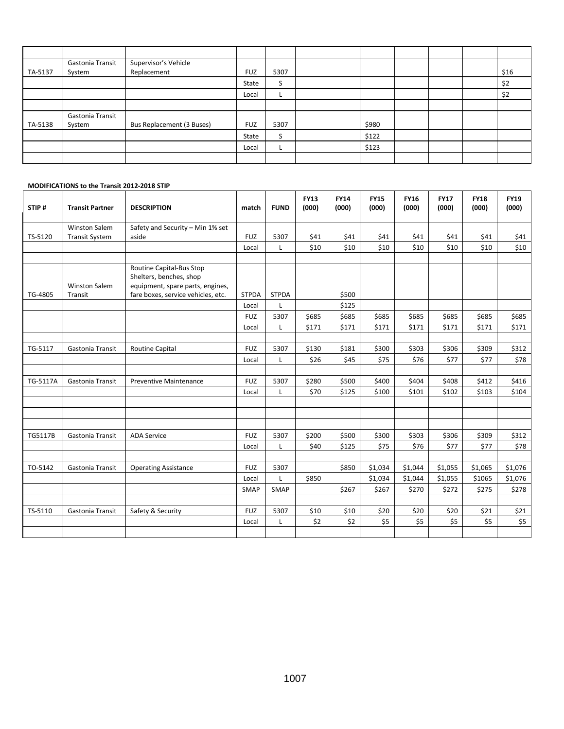| | | | | | | | | | | | |
|---|---|---|---|---|---|---|---|---|---|---|---|
| | | | | | | | | | | | |
| TA-5137 | Gastonia Transit System | Supervisor's Vehicle Replacement | FUZ | 5307 | | | | | | | $16 |
| | | | State | S | | | | | | | $2 |
| | | | Local | L | | | | | | | $2 |
| | | | | | | | | | | | |
| TA-5138 | Gastonia Transit System | Bus Replacement (3 Buses) | FUZ | 5307 | | | $980 | | | | |
| | | | State | S | | | $122 | | | | |
| | | | Local | L | | | $123 | | | | |
| | | | | | | | | | | | |

**MODIFICATIONS to the Transit 2012-2018 STIP**

| STIP # | Transit Partner | DESCRIPTION | match | FUND | FY13 (000) | FY14 (000) | FY15 (000) | FY16 (000) | FY17 (000) | FY18 (000) | FY19 (000) |
|---|---|---|---|---|---|---|---|---|---|---|---|
| TS-5120 | Winston Salem Transit System | Safety and Security – Min 1% set aside | FUZ | 5307 | $41 | $41 | $41 | $41 | $41 | $41 | $41 |
| | | | Local | L | $10 | $10 | $10 | $10 | $10 | $10 | $10 |
| | | | | | | | | | | | |
| TG-4805 | Winston Salem Transit | Routine Capital-Bus Stop Shelters, benches, shop equipment, spare parts, engines, fare boxes, service vehicles, etc. | STPDA | STPDA | | $500 | | | | | |
| | | | Local | L | | $125 | | | | | |
| | | | FUZ | 5307 | $685 | $685 | $685 | $685 | $685 | $685 | $685 |
| | | | Local | L | $171 | $171 | $171 | $171 | $171 | $171 | $171 |
| | | | | | | | | | | | |
| TG-5117 | Gastonia Transit | Routine Capital | FUZ | 5307 | $130 | $181 | $300 | $303 | $306 | $309 | $312 |
| | | | Local | L | $26 | $45 | $75 | $76 | $77 | $77 | $78 |
| | | | | | | | | | | | |
| TG-5117A | Gastonia Transit | Preventive Maintenance | FUZ | 5307 | $280 | $500 | $400 | $404 | $408 | $412 | $416 |
| | | | Local | L | $70 | $125 | $100 | $101 | $102 | $103 | $104 |
| | | | | | | | | | | | |
| | | | | | | | | | | | |
| | | | | | | | | | | | |
| TG5117B | Gastonia Transit | ADA Service | FUZ | 5307 | $200 | $500 | $300 | $303 | $306 | $309 | $312 |
| | | | Local | L | $40 | $125 | $75 | $76 | $77 | $77 | $78 |
| | | | | | | | | | | | |
| TO-5142 | Gastonia Transit | Operating Assistance | FUZ | 5307 | | $850 | $1,034 | $1,044 | $1,055 | $1,065 | $1,076 |
| | | | Local | L | $850 | | $1,034 | $1,044 | $1,055 | $1065 | $1,076 |
| | | | SMAP | SMAP | | $267 | $267 | $270 | $272 | $275 | $278 |
| | | | | | | | | | | | |
| TS-5110 | Gastonia Transit | Safety & Security | FUZ | 5307 | $10 | $10 | $20 | $20 | $20 | $21 | $21 |
| | | | Local | L | $2 | $2 | $5 | $5 | $5 | $5 | $5 |
| | | | | | | | | | | | |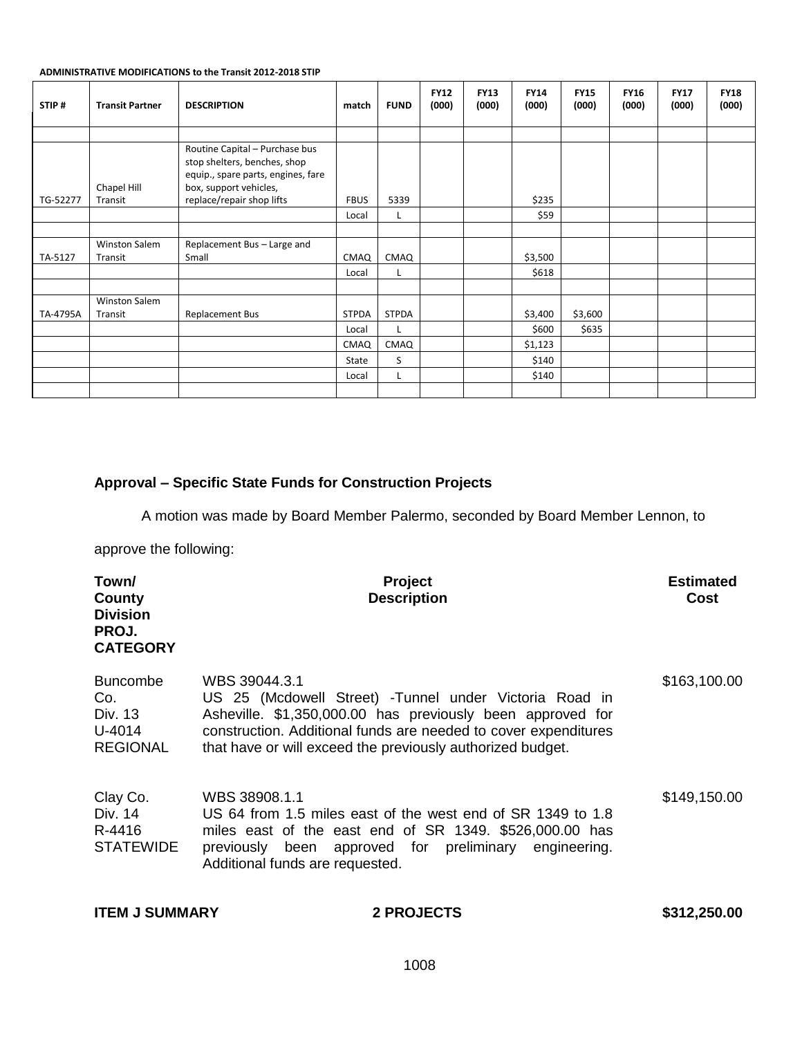**ADMINISTRATIVE MODIFICATIONS to the Transit 2012-2018 STIP**

| STIP # | Transit Partner | DESCRIPTION | match | FUND | FY12 (000) | FY13 (000) | FY14 (000) | FY15 (000) | FY16 (000) | FY17 (000) | FY18 (000) |
|---|---|---|---|---|---|---|---|---|---|---|---|
| | | | | | | | | | | | |
| TG-52277 | Chapel Hill Transit | Routine Capital – Purchase bus stop shelters, benches, shop equip., spare parts, engines, fare box, support vehicles, replace/repair shop lifts | FBUS | 5339 | | | $235 | | | | |
| | | | Local | L | | | $59 | | | | |
| | | | | | | | | | | | |
| TA-5127 | Winston Salem Transit | Replacement Bus – Large and Small | CMAQ | CMAQ | | | $3,500 | | | | |
| | | | Local | L | | | $618 | | | | |
| | | | | | | | | | | | |
| TA-4795A | Winston Salem Transit | Replacement Bus | STPDA | STPDA | | | $3,400 | $3,600 | | | |
| | | | Local | L | | | $600 | $635 | | | |
| | | | CMAQ | CMAQ | | | $1,123 | | | | |
| | | | State | S | | | $140 | | | | |
| | | | Local | L | | | $140 | | | | |
| | | | | | | | | | | | |

## Approval – Specific State Funds for Construction Projects

A motion was made by Board Member Palermo, seconded by Board Member Lennon, to approve the following:

| Town/ County Division PROJ. CATEGORY | Project Description | Estimated Cost |
|---|---|---|
| Buncombe Co. Div. 13 U-4014 REGIONAL | WBS 39044.3.1 US 25 (Mcdowell Street) -Tunnel under Victoria Road in Asheville. $1,350,000.00 has previously been approved for construction. Additional funds are needed to cover expenditures that have or will exceed the previously authorized budget. | $163,100.00 |
| Clay Co. Div. 14 R-4416 STATEWIDE | WBS 38908.1.1 US 64 from 1.5 miles east of the west end of SR 1349 to 1.8 miles east of the east end of SR 1349. $526,000.00 has previously been approved for preliminary engineering. Additional funds are requested. | $149,150.00 |

**ITEM J SUMMARY** **2 PROJECTS** **$312,250.00**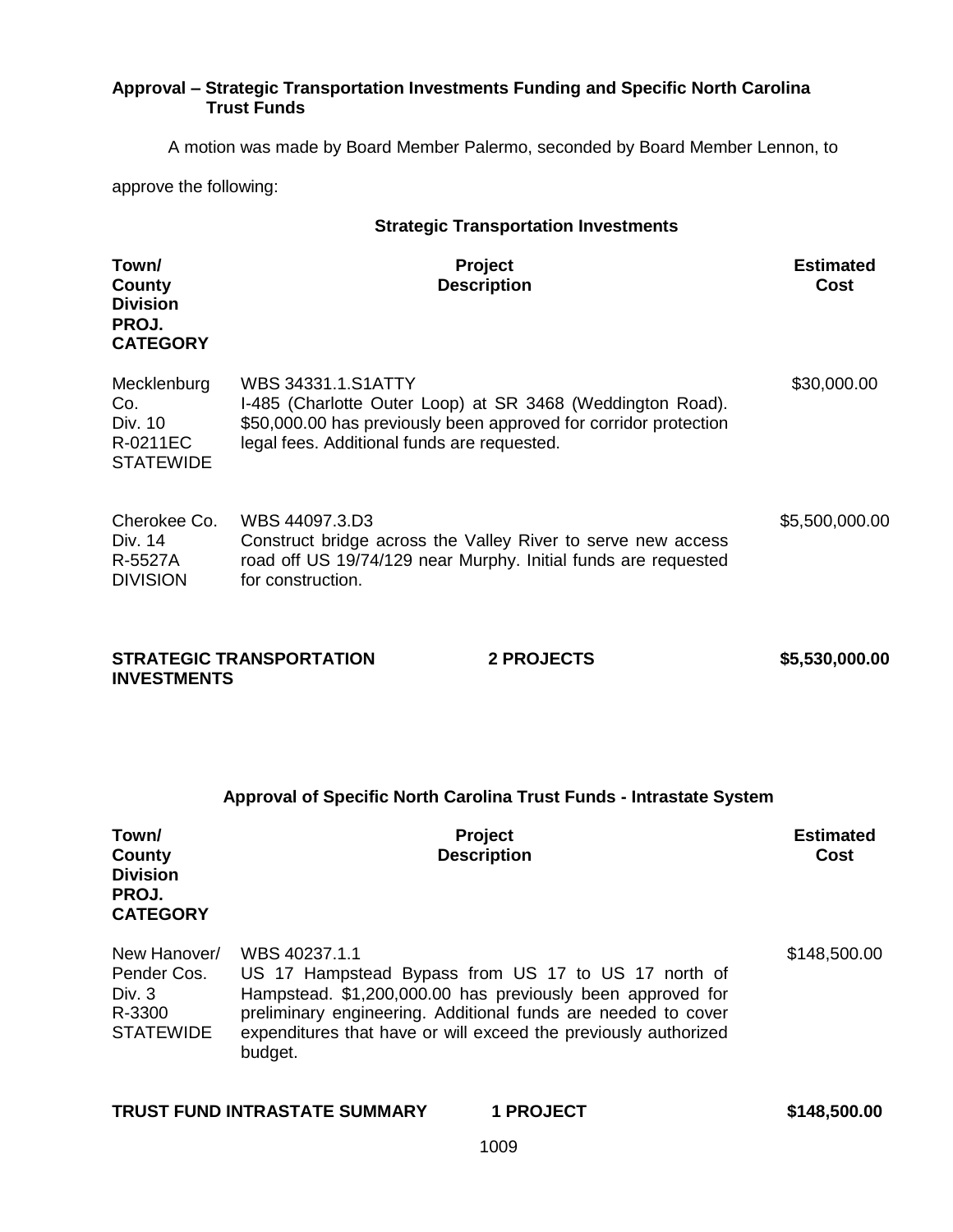**Approval – Strategic Transportation Investments Funding and Specific North Carolina Trust Funds**

A motion was made by Board Member Palermo, seconded by Board Member Lennon, to approve the following:

**Strategic Transportation Investments**

| Town/ County Division PROJ. CATEGORY | Project Description | Estimated Cost |
|---|---|---|
| Mecklenburg Co. Div. 10 R-0211EC STATEWIDE | WBS 34331.1.S1ATTY I-485 (Charlotte Outer Loop) at SR 3468 (Weddington Road). $50,000.00 has previously been approved for corridor protection legal fees. Additional funds are requested. | $30,000.00 |
| Cherokee Co. Div. 14 R-5527A DIVISION | WBS 44097.3.D3 Construct bridge across the Valley River to serve new access road off US 19/74/129 near Murphy. Initial funds are requested for construction. | $5,500,000.00 |
| **STRATEGIC TRANSPORTATION INVESTMENTS** | **2 PROJECTS** | **$5,530,000.00** |

**Approval of Specific North Carolina Trust Funds - Intrastate System**

| Town/ County Division PROJ. CATEGORY | Project Description | Estimated Cost |
|---|---|---|
| New Hanover/ Pender Cos. Div. 3 R-3300 STATEWIDE | WBS 40237.1.1 US 17 Hampstead Bypass from US 17 to US 17 north of Hampstead. $1,200,000.00 has previously been approved for preliminary engineering. Additional funds are needed to cover expenditures that have or will exceed the previously authorized budget. | $148,500.00 |
| **TRUST FUND INTRASTATE SUMMARY** | **1 PROJECT** | **$148,500.00** |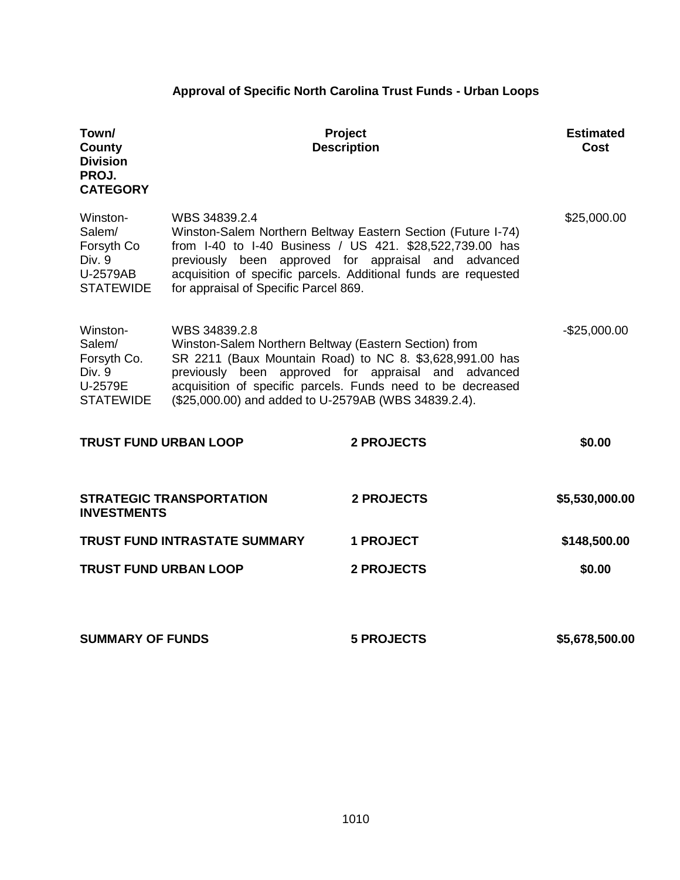## Approval of Specific North Carolina Trust Funds - Urban Loops

| Town/ County Division PROJ. CATEGORY | Project Description | Estimated Cost |
|---|---|---|
| Winston-Salem/ Forsyth Co Div. 9 U-2579AB STATEWIDE | WBS 34839.2.4 Winston-Salem Northern Beltway Eastern Section (Future I-74) from I-40 to I-40 Business / US 421. $28,522,739.00 has previously been approved for appraisal and advanced acquisition of specific parcels. Additional funds are requested for appraisal of Specific Parcel 869. | $25,000.00 |
| Winston-Salem/ Forsyth Co. Div. 9 U-2579E STATEWIDE | WBS 34839.2.8 Winston-Salem Northern Beltway (Eastern Section) from SR 2211 (Baux Mountain Road) to NC 8. $3,628,991.00 has previously been approved for appraisal and advanced acquisition of specific parcels. Funds need to be decreased ($25,000.00) and added to U-2579AB (WBS 34839.2.4). | -$25,000.00 |

| | | |
|---|---|---|
| **TRUST FUND URBAN LOOP** | **2 PROJECTS** | **$0.00** |

| | | |
|---|---|---|
| **STRATEGIC TRANSPORTATION INVESTMENTS** | **2 PROJECTS** | **$5,530,000.00** |
| **TRUST FUND INTRASTATE SUMMARY** | **1 PROJECT** | **$148,500.00** |
| **TRUST FUND URBAN LOOP** | **2 PROJECTS** | **$0.00** |
| **SUMMARY OF FUNDS** | **5 PROJECTS** | **$5,678,500.00** |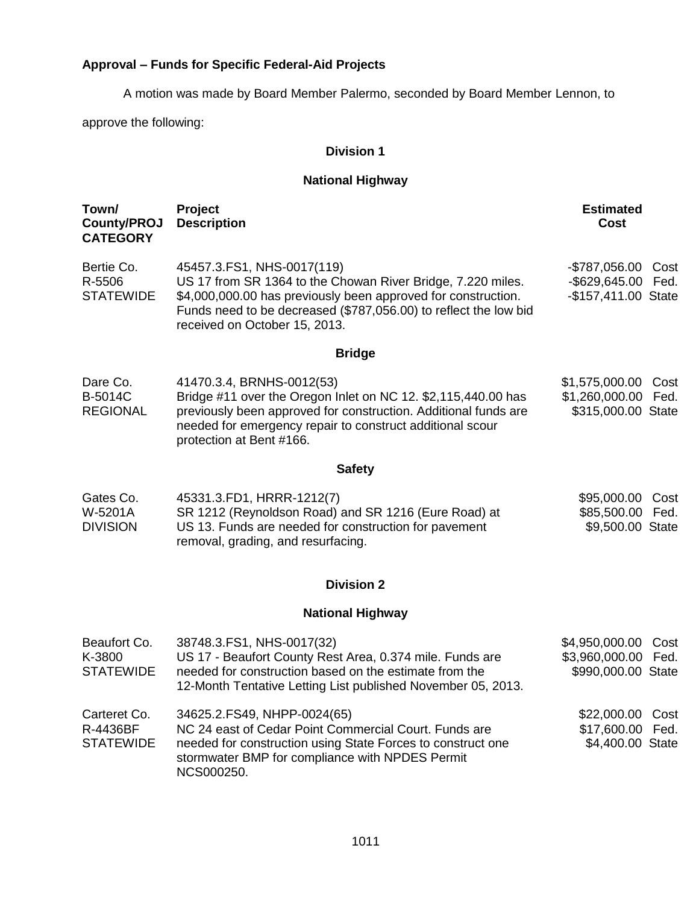### Approval – Funds for Specific Federal-Aid Projects

A motion was made by Board Member Palermo, seconded by Board Member Lennon, to approve the following:

**Division 1**

**National Highway**

| Town/ County/PROJ CATEGORY | Project Description | Estimated Cost |
|---|---|---|
| Bertie Co. R-5506 STATEWIDE | 45457.3.FS1, NHS-0017(119) US 17 from SR 1364 to the Chowan River Bridge, 7.220 miles. \$4,000,000.00 has previously been approved for construction. Funds need to be decreased (\$787,056.00) to reflect the low bid received on October 15, 2013. | -\$787,056.00 Cost -\$629,645.00 Fed. -\$157,411.00 State |

**Bridge**

| Town/ County/PROJ CATEGORY | Project Description | Estimated Cost |
|---|---|---|
| Dare Co. B-5014C REGIONAL | 41470.3.4, BRNHS-0012(53) Bridge #11 over the Oregon Inlet on NC 12. \$2,115,440.00 has previously been approved for construction. Additional funds are needed for emergency repair to construct additional scour protection at Bent #166. | \$1,575,000.00 Cost \$1,260,000.00 Fed. \$315,000.00 State |

**Safety**

| Town/ County/PROJ CATEGORY | Project Description | Estimated Cost |
|---|---|---|
| Gates Co. W-5201A DIVISION | 45331.3.FD1, HRRR-1212(7) SR 1212 (Reynoldson Road) and SR 1216 (Eure Road) at US 13. Funds are needed for construction for pavement removal, grading, and resurfacing. | \$95,000.00 Cost \$85,500.00 Fed. \$9,500.00 State |

**Division 2**

**National Highway**

| Town/ County/PROJ CATEGORY | Project Description | Estimated Cost |
|---|---|---|
| Beaufort Co. K-3800 STATEWIDE | 38748.3.FS1, NHS-0017(32) US 17 - Beaufort County Rest Area, 0.374 mile. Funds are needed for construction based on the estimate from the 12-Month Tentative Letting List published November 05, 2013. | \$4,950,000.00 Cost \$3,960,000.00 Fed. \$990,000.00 State |
| Carteret Co. R-4436BF STATEWIDE | 34625.2.FS49, NHPP-0024(65) NC 24 east of Cedar Point Commercial Court. Funds are needed for construction using State Forces to construct one stormwater BMP for compliance with NPDES Permit NCS000250. | \$22,000.00 Cost \$17,600.00 Fed. \$4,400.00 State |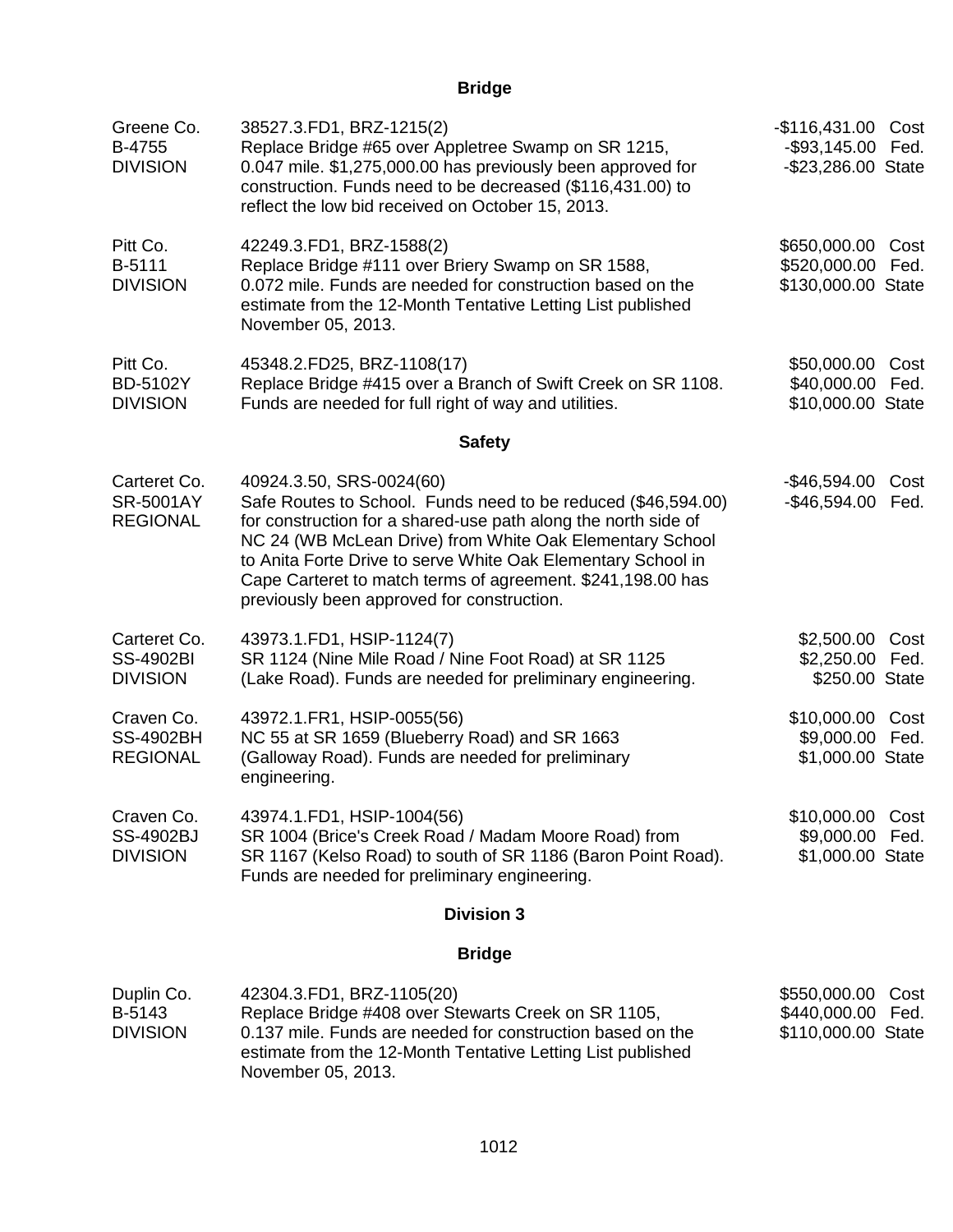## Bridge

| | | |
|---|---|---|
| Greene Co.<br>B-4755<br>DIVISION | 38527.3.FD1, BRZ-1215(2)<br>Replace Bridge #65 over Appletree Swamp on SR 1215, 0.047 mile. $1,275,000.00 has previously been approved for construction. Funds need to be decreased ($116,431.00) to reflect the low bid received on October 15, 2013. | -$116,431.00 Cost<br>-$93,145.00 Fed.<br>-$23,286.00 State |
| Pitt Co.<br>B-5111<br>DIVISION | 42249.3.FD1, BRZ-1588(2)<br>Replace Bridge #111 over Briery Swamp on SR 1588, 0.072 mile. Funds are needed for construction based on the estimate from the 12-Month Tentative Letting List published November 05, 2013. | $650,000.00 Cost<br>$520,000.00 Fed.<br>$130,000.00 State |
| Pitt Co.<br>BD-5102Y<br>DIVISION | 45348.2.FD25, BRZ-1108(17)<br>Replace Bridge #415 over a Branch of Swift Creek on SR 1108. Funds are needed for full right of way and utilities. | $50,000.00 Cost<br>$40,000.00 Fed.<br>$10,000.00 State |

## Safety

| | | |
|---|---|---|
| Carteret Co.<br>SR-5001AY<br>REGIONAL | 40924.3.50, SRS-0024(60)<br>Safe Routes to School. Funds need to be reduced ($46,594.00) for construction for a shared-use path along the north side of NC 24 (WB McLean Drive) from White Oak Elementary School to Anita Forte Drive to serve White Oak Elementary School in Cape Carteret to match terms of agreement. $241,198.00 has previously been approved for construction. | -$46,594.00 Cost<br>-$46,594.00 Fed. |
| Carteret Co.<br>SS-4902BI<br>DIVISION | 43973.1.FD1, HSIP-1124(7)<br>SR 1124 (Nine Mile Road / Nine Foot Road) at SR 1125 (Lake Road). Funds are needed for preliminary engineering. | $2,500.00 Cost<br>$2,250.00 Fed.<br>$250.00 State |
| Craven Co.<br>SS-4902BH<br>REGIONAL | 43972.1.FR1, HSIP-0055(56)<br>NC 55 at SR 1659 (Blueberry Road) and SR 1663 (Galloway Road). Funds are needed for preliminary engineering. | $10,000.00 Cost<br>$9,000.00 Fed.<br>$1,000.00 State |
| Craven Co.<br>SS-4902BJ<br>DIVISION | 43974.1.FD1, HSIP-1004(56)<br>SR 1004 (Brice's Creek Road / Madam Moore Road) from SR 1167 (Kelso Road) to south of SR 1186 (Baron Point Road). Funds are needed for preliminary engineering. | $10,000.00 Cost<br>$9,000.00 Fed.<br>$1,000.00 State |

## Division 3

## Bridge

| | | |
|---|---|---|
| Duplin Co.<br>B-5143<br>DIVISION | 42304.3.FD1, BRZ-1105(20)<br>Replace Bridge #408 over Stewarts Creek on SR 1105, 0.137 mile. Funds are needed for construction based on the estimate from the 12-Month Tentative Letting List published November 05, 2013. | $550,000.00 Cost<br>$440,000.00 Fed.<br>$110,000.00 State |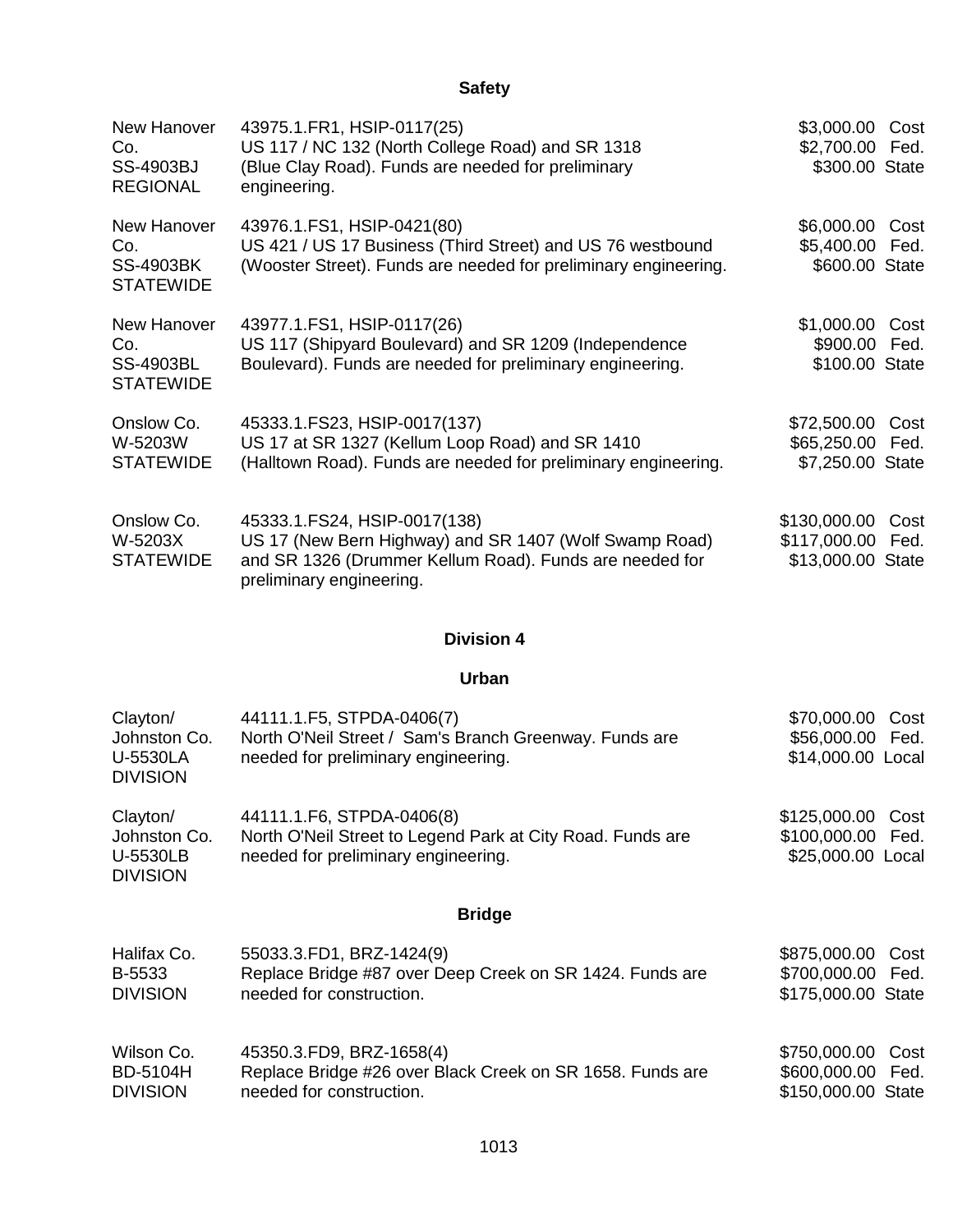## Safety

| | | |
|---|---|---|
| New Hanover Co.<br>SS-4903BJ<br>REGIONAL | 43975.1.FR1, HSIP-0117(25)<br>US 117 / NC 132 (North College Road) and SR 1318 (Blue Clay Road). Funds are needed for preliminary engineering. | $3,000.00 Cost<br>$2,700.00 Fed.<br>$300.00 State |
| New Hanover Co.<br>SS-4903BK<br>STATEWIDE | 43976.1.FS1, HSIP-0421(80)<br>US 421 / US 17 Business (Third Street) and US 76 westbound (Wooster Street). Funds are needed for preliminary engineering. | $6,000.00 Cost<br>$5,400.00 Fed.<br>$600.00 State |
| New Hanover Co.<br>SS-4903BL<br>STATEWIDE | 43977.1.FS1, HSIP-0117(26)<br>US 117 (Shipyard Boulevard) and SR 1209 (Independence Boulevard). Funds are needed for preliminary engineering. | $1,000.00 Cost<br>$900.00 Fed.<br>$100.00 State |
| Onslow Co.<br>W-5203W<br>STATEWIDE | 45333.1.FS23, HSIP-0017(137)<br>US 17 at SR 1327 (Kellum Loop Road) and SR 1410 (Halltown Road). Funds are needed for preliminary engineering. | $72,500.00 Cost<br>$65,250.00 Fed.<br>$7,250.00 State |
| Onslow Co.<br>W-5203X<br>STATEWIDE | 45333.1.FS24, HSIP-0017(138)<br>US 17 (New Bern Highway) and SR 1407 (Wolf Swamp Road) and SR 1326 (Drummer Kellum Road). Funds are needed for preliminary engineering. | $130,000.00 Cost<br>$117,000.00 Fed.<br>$13,000.00 State |

## Division 4

### Urban

| | | |
|---|---|---|
| Clayton/ Johnston Co.<br>U-5530LA<br>DIVISION | 44111.1.F5, STPDA-0406(7)<br>North O'Neil Street / Sam's Branch Greenway. Funds are needed for preliminary engineering. | $70,000.00 Cost<br>$56,000.00 Fed.<br>$14,000.00 Local |
| Clayton/ Johnston Co.<br>U-5530LB<br>DIVISION | 44111.1.F6, STPDA-0406(8)<br>North O'Neil Street to Legend Park at City Road. Funds are needed for preliminary engineering. | $125,000.00 Cost<br>$100,000.00 Fed.<br>$25,000.00 Local |

### Bridge

| | | |
|---|---|---|
| Halifax Co.<br>B-5533<br>DIVISION | 55033.3.FD1, BRZ-1424(9)<br>Replace Bridge #87 over Deep Creek on SR 1424. Funds are needed for construction. | $875,000.00 Cost<br>$700,000.00 Fed.<br>$175,000.00 State |
| Wilson Co.<br>BD-5104H<br>DIVISION | 45350.3.FD9, BRZ-1658(4)<br>Replace Bridge #26 over Black Creek on SR 1658. Funds are needed for construction. | $750,000.00 Cost<br>$600,000.00 Fed.<br>$150,000.00 State |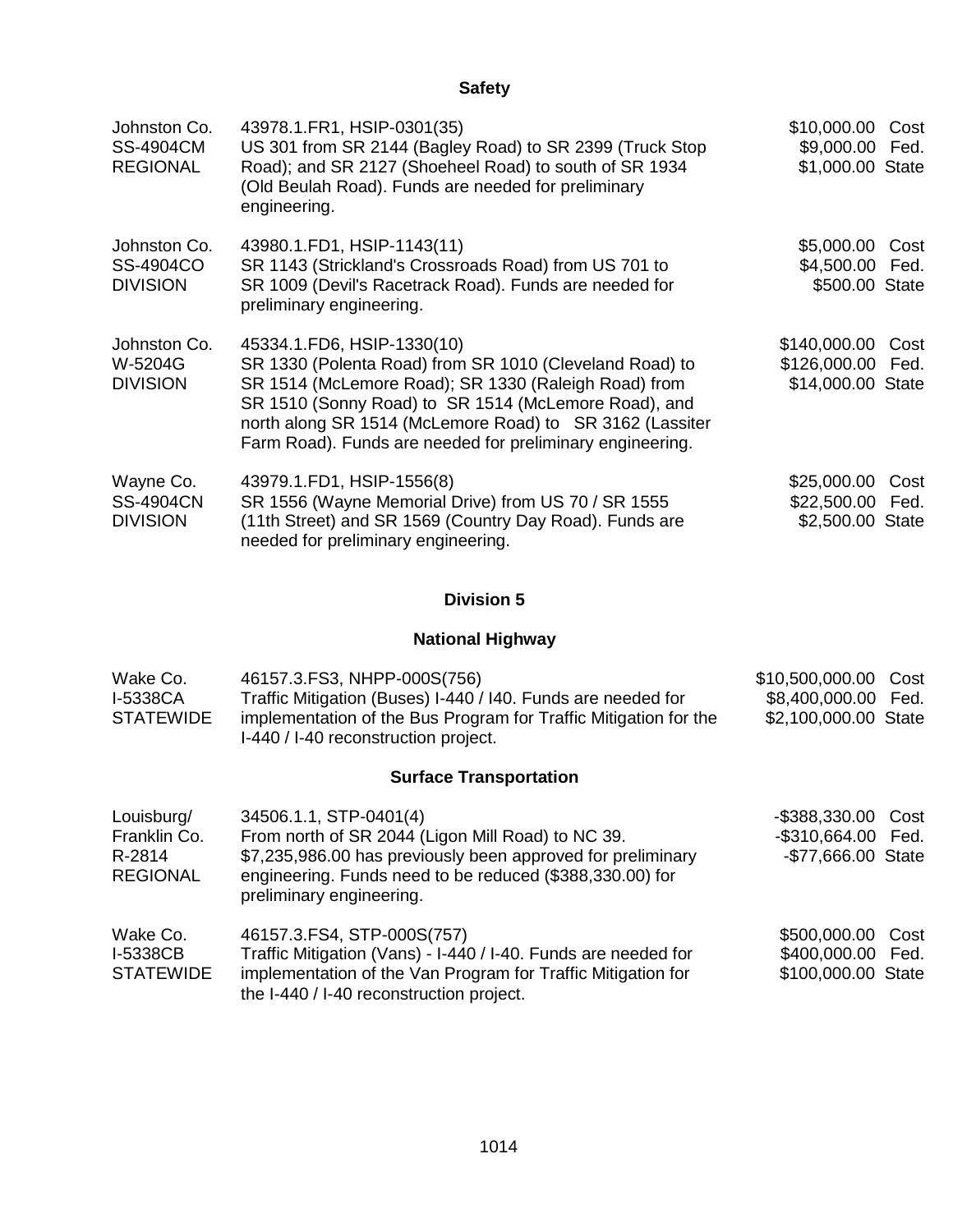## Safety

| | | |
|---|---|---|
| Johnston Co.<br>SS-4904CM<br>REGIONAL | 43978.1.FR1, HSIP-0301(35)<br>US 301 from SR 2144 (Bagley Road) to SR 2399 (Truck Stop Road); and SR 2127 (Shoeheel Road) to south of SR 1934 (Old Beulah Road). Funds are needed for preliminary engineering. | $10,000.00 Cost<br>$9,000.00 Fed.<br>$1,000.00 State |
| Johnston Co.<br>SS-4904CO<br>DIVISION | 43980.1.FD1, HSIP-1143(11)<br>SR 1143 (Strickland's Crossroads Road) from US 701 to SR 1009 (Devil's Racetrack Road). Funds are needed for preliminary engineering. | $5,000.00 Cost<br>$4,500.00 Fed.<br>$500.00 State |
| Johnston Co.<br>W-5204G<br>DIVISION | 45334.1.FD6, HSIP-1330(10)<br>SR 1330 (Polenta Road) from SR 1010 (Cleveland Road) to SR 1514 (McLemore Road); SR 1330 (Raleigh Road) from SR 1510 (Sonny Road) to SR 1514 (McLemore Road), and north along SR 1514 (McLemore Road) to SR 3162 (Lassiter Farm Road). Funds are needed for preliminary engineering. | $140,000.00 Cost<br>$126,000.00 Fed.<br>$14,000.00 State |
| Wayne Co.<br>SS-4904CN<br>DIVISION | 43979.1.FD1, HSIP-1556(8)<br>SR 1556 (Wayne Memorial Drive) from US 70 / SR 1555 (11th Street) and SR 1569 (Country Day Road). Funds are needed for preliminary engineering. | $25,000.00 Cost<br>$22,500.00 Fed.<br>$2,500.00 State |

## Division 5

### National Highway

| | | |
|---|---|---|
| Wake Co.<br>I-5338CA<br>STATEWIDE | 46157.3.FS3, NHPP-000S(756)<br>Traffic Mitigation (Buses) I-440 / I40. Funds are needed for implementation of the Bus Program for Traffic Mitigation for the I-440 / I-40 reconstruction project. | $10,500,000.00 Cost<br>$8,400,000.00 Fed.<br>$2,100,000.00 State |

### Surface Transportation

| | | |
|---|---|---|
| Louisburg/<br>Franklin Co.<br>R-2814<br>REGIONAL | 34506.1.1, STP-0401(4)<br>From north of SR 2044 (Ligon Mill Road) to NC 39. $7,235,986.00 has previously been approved for preliminary engineering. Funds need to be reduced ($388,330.00) for preliminary engineering. | -$388,330.00 Cost<br>-$310,664.00 Fed.<br>-$77,666.00 State |
| Wake Co.<br>I-5338CB<br>STATEWIDE | 46157.3.FS4, STP-000S(757)<br>Traffic Mitigation (Vans) - I-440 / I-40. Funds are needed for implementation of the Van Program for Traffic Mitigation for the I-440 / I-40 reconstruction project. | $500,000.00 Cost<br>$400,000.00 Fed.<br>$100,000.00 State |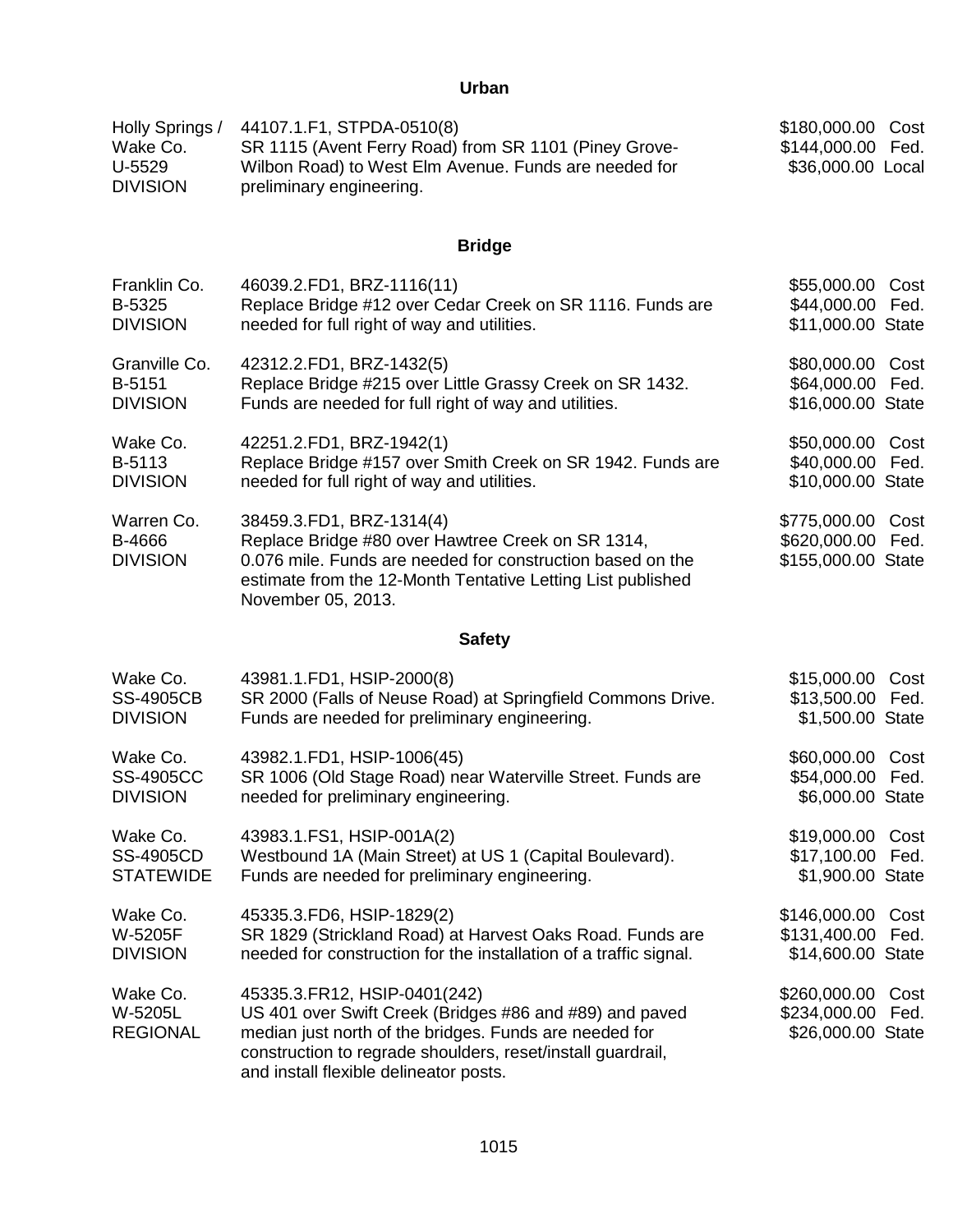## Urban

| | | |
|---|---|---|
| Holly Springs / Wake Co. U-5529 DIVISION | 44107.1.F1, STPDA-0510(8) SR 1115 (Avent Ferry Road) from SR 1101 (Piney Grove-Wilbon Road) to West Elm Avenue. Funds are needed for preliminary engineering. | \$180,000.00 Cost \$144,000.00 Fed. \$36,000.00 Local |

## Bridge

| | | |
|---|---|---|
| Franklin Co. B-5325 DIVISION | 46039.2.FD1, BRZ-1116(11) Replace Bridge #12 over Cedar Creek on SR 1116. Funds are needed for full right of way and utilities. | \$55,000.00 Cost \$44,000.00 Fed. \$11,000.00 State |
| Granville Co. B-5151 DIVISION | 42312.2.FD1, BRZ-1432(5) Replace Bridge #215 over Little Grassy Creek on SR 1432. Funds are needed for full right of way and utilities. | \$80,000.00 Cost \$64,000.00 Fed. \$16,000.00 State |
| Wake Co. B-5113 DIVISION | 42251.2.FD1, BRZ-1942(1) Replace Bridge #157 over Smith Creek on SR 1942. Funds are needed for full right of way and utilities. | \$50,000.00 Cost \$40,000.00 Fed. \$10,000.00 State |
| Warren Co. B-4666 DIVISION | 38459.3.FD1, BRZ-1314(4) Replace Bridge #80 over Hawtree Creek on SR 1314, 0.076 mile. Funds are needed for construction based on the estimate from the 12-Month Tentative Letting List published November 05, 2013. | \$775,000.00 Cost \$620,000.00 Fed. \$155,000.00 State |

## Safety

| | | |
|---|---|---|
| Wake Co. SS-4905CB DIVISION | 43981.1.FD1, HSIP-2000(8) SR 2000 (Falls of Neuse Road) at Springfield Commons Drive. Funds are needed for preliminary engineering. | \$15,000.00 Cost \$13,500.00 Fed. \$1,500.00 State |
| Wake Co. SS-4905CC DIVISION | 43982.1.FD1, HSIP-1006(45) SR 1006 (Old Stage Road) near Waterville Street. Funds are needed for preliminary engineering. | \$60,000.00 Cost \$54,000.00 Fed. \$6,000.00 State |
| Wake Co. SS-4905CD STATEWIDE | 43983.1.FS1, HSIP-001A(2) Westbound 1A (Main Street) at US 1 (Capital Boulevard). Funds are needed for preliminary engineering. | \$19,000.00 Cost \$17,100.00 Fed. \$1,900.00 State |
| Wake Co. W-5205F DIVISION | 45335.3.FD6, HSIP-1829(2) SR 1829 (Strickland Road) at Harvest Oaks Road. Funds are needed for construction for the installation of a traffic signal. | \$146,000.00 Cost \$131,400.00 Fed. \$14,600.00 State |
| Wake Co. W-5205L REGIONAL | 45335.3.FR12, HSIP-0401(242) US 401 over Swift Creek (Bridges #86 and #89) and paved median just north of the bridges. Funds are needed for construction to regrade shoulders, reset/install guardrail, and install flexible delineator posts. | \$260,000.00 Cost \$234,000.00 Fed. \$26,000.00 State |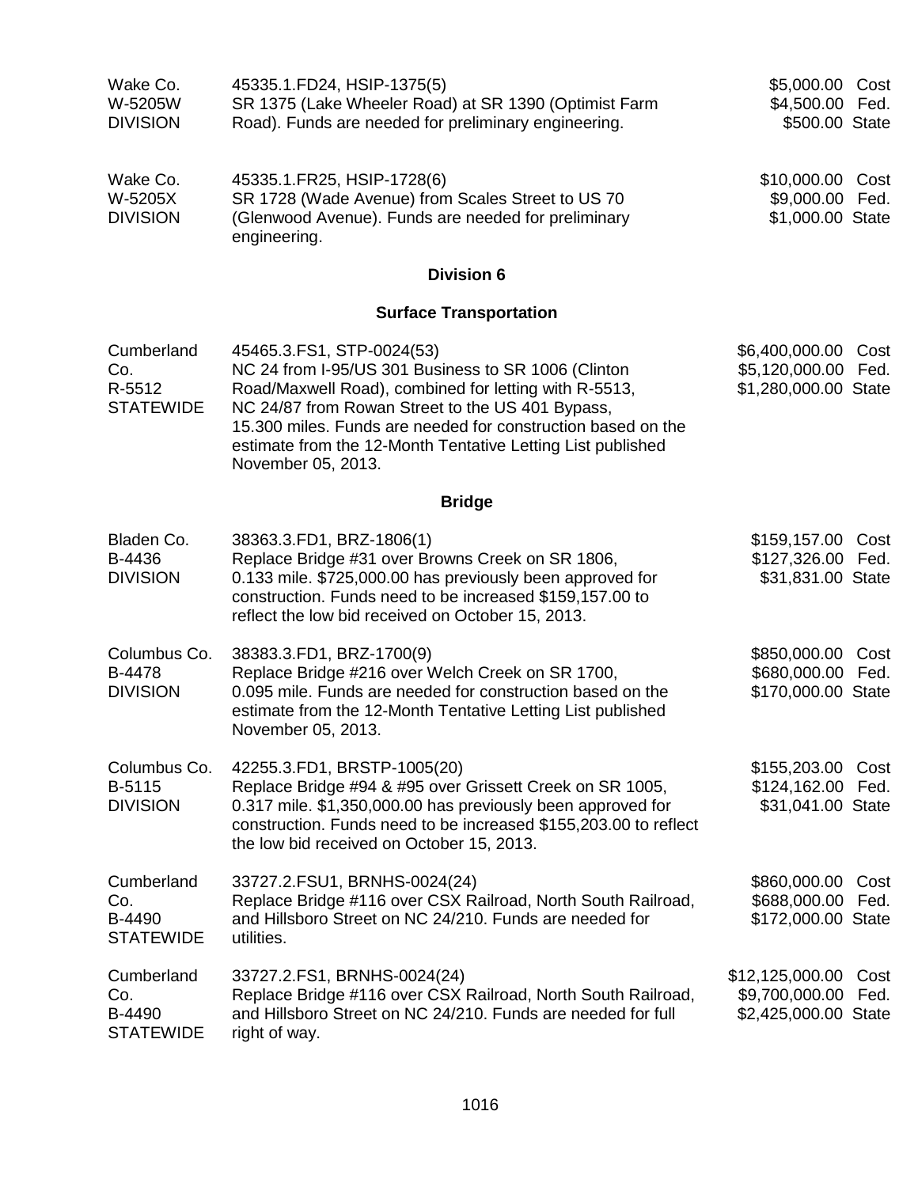| | | |
|---|---|---|
| Wake Co.<br>W-5205W<br>DIVISION | 45335.1.FD24, HSIP-1375(5)<br>SR 1375 (Lake Wheeler Road) at SR 1390 (Optimist Farm Road). Funds are needed for preliminary engineering. | $5,000.00 Cost<br>$4,500.00 Fed.<br>$500.00 State |
| Wake Co.<br>W-5205X<br>DIVISION | 45335.1.FR25, HSIP-1728(6)<br>SR 1728 (Wade Avenue) from Scales Street to US 70 (Glenwood Avenue). Funds are needed for preliminary engineering. | $10,000.00 Cost<br>$9,000.00 Fed.<br>$1,000.00 State |

## Division 6

### Surface Transportation

| | | |
|---|---|---|
| Cumberland Co.<br>R-5512<br>STATEWIDE | 45465.3.FS1, STP-0024(53)<br>NC 24 from I-95/US 301 Business to SR 1006 (Clinton Road/Maxwell Road), combined for letting with R-5513, NC 24/87 from Rowan Street to the US 401 Bypass, 15.300 miles. Funds are needed for construction based on the estimate from the 12-Month Tentative Letting List published November 05, 2013. | $6,400,000.00 Cost<br>$5,120,000.00 Fed.<br>$1,280,000.00 State |

### Bridge

| | | |
|---|---|---|
| Bladen Co.<br>B-4436<br>DIVISION | 38363.3.FD1, BRZ-1806(1)<br>Replace Bridge #31 over Browns Creek on SR 1806, 0.133 mile. $725,000.00 has previously been approved for construction. Funds need to be increased $159,157.00 to reflect the low bid received on October 15, 2013. | $159,157.00 Cost<br>$127,326.00 Fed.<br>$31,831.00 State |
| Columbus Co.<br>B-4478<br>DIVISION | 38383.3.FD1, BRZ-1700(9)<br>Replace Bridge #216 over Welch Creek on SR 1700, 0.095 mile. Funds are needed for construction based on the estimate from the 12-Month Tentative Letting List published November 05, 2013. | $850,000.00 Cost<br>$680,000.00 Fed.<br>$170,000.00 State |
| Columbus Co.<br>B-5115<br>DIVISION | 42255.3.FD1, BRSTP-1005(20)<br>Replace Bridge #94 & #95 over Grissett Creek on SR 1005, 0.317 mile. $1,350,000.00 has previously been approved for construction. Funds need to be increased $155,203.00 to reflect the low bid received on October 15, 2013. | $155,203.00 Cost<br>$124,162.00 Fed.<br>$31,041.00 State |
| Cumberland Co.<br>B-4490<br>STATEWIDE | 33727.2.FSU1, BRNHS-0024(24)<br>Replace Bridge #116 over CSX Railroad, North South Railroad, and Hillsboro Street on NC 24/210. Funds are needed for utilities. | $860,000.00 Cost<br>$688,000.00 Fed.<br>$172,000.00 State |
| Cumberland Co.<br>B-4490<br>STATEWIDE | 33727.2.FS1, BRNHS-0024(24)<br>Replace Bridge #116 over CSX Railroad, North South Railroad, and Hillsboro Street on NC 24/210. Funds are needed for full right of way. | $12,125,000.00 Cost<br>$9,700,000.00 Fed.<br>$2,425,000.00 State |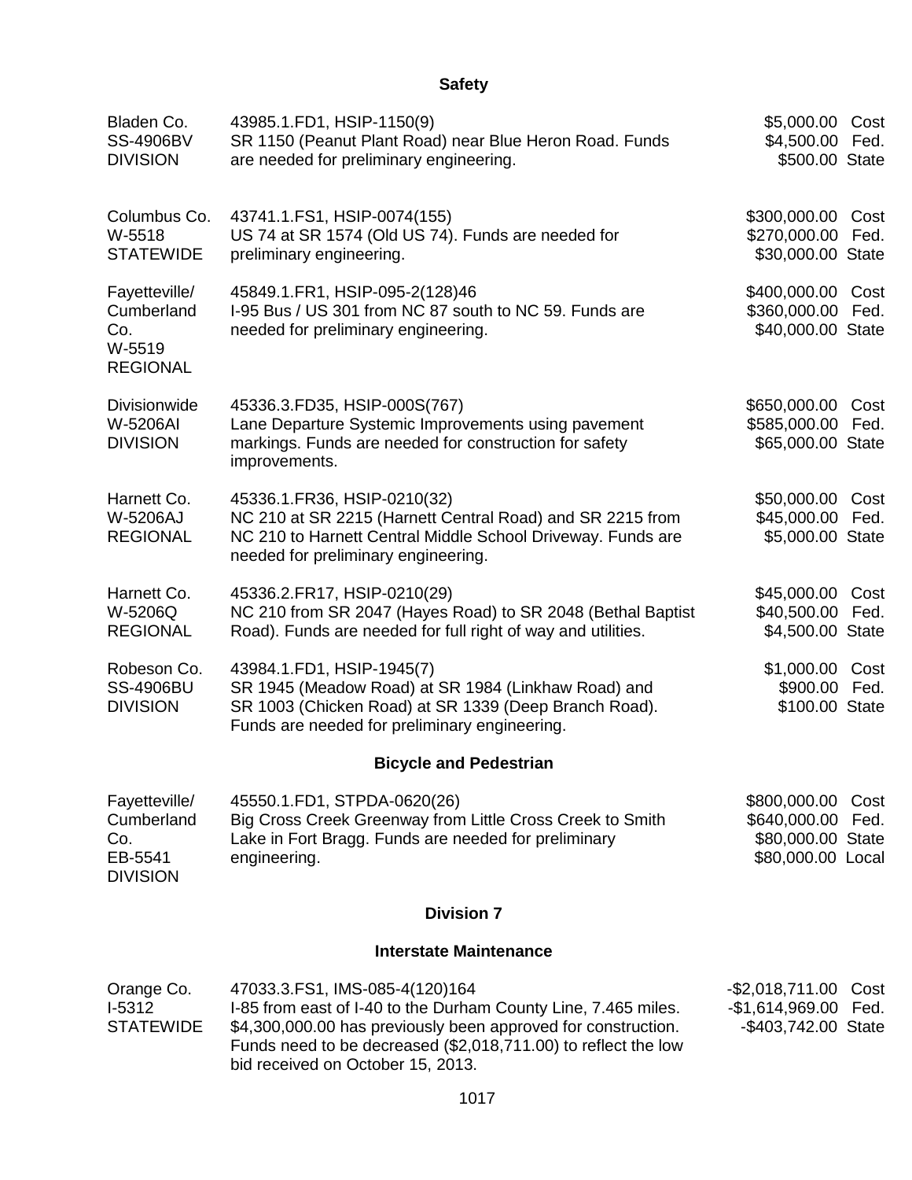## Safety

| | | | |
|---|---|---|---|
| Bladen Co.<br>SS-4906BV<br>DIVISION | 43985.1.FD1, HSIP-1150(9)<br>SR 1150 (Peanut Plant Road) near Blue Heron Road. Funds are needed for preliminary engineering. | $5,000.00<br>$4,500.00<br>$500.00 | Cost<br>Fed.<br>State |
| Columbus Co.<br>W-5518<br>STATEWIDE | 43741.1.FS1, HSIP-0074(155)<br>US 74 at SR 1574 (Old US 74). Funds are needed for preliminary engineering. | $300,000.00<br>$270,000.00<br>$30,000.00 | Cost<br>Fed.<br>State |
| Fayetteville/ Cumberland Co.<br>W-5519<br>REGIONAL | 45849.1.FR1, HSIP-095-2(128)46<br>I-95 Bus / US 301 from NC 87 south to NC 59. Funds are needed for preliminary engineering. | $400,000.00<br>$360,000.00<br>$40,000.00 | Cost<br>Fed.<br>State |
| Divisionwide<br>W-5206AI<br>DIVISION | 45336.3.FD35, HSIP-000S(767)<br>Lane Departure Systemic Improvements using pavement markings. Funds are needed for construction for safety improvements. | $650,000.00<br>$585,000.00<br>$65,000.00 | Cost<br>Fed.<br>State |
| Harnett Co.<br>W-5206AJ<br>REGIONAL | 45336.1.FR36, HSIP-0210(32)<br>NC 210 at SR 2215 (Harnett Central Road) and SR 2215 from NC 210 to Harnett Central Middle School Driveway. Funds are needed for preliminary engineering. | $50,000.00<br>$45,000.00<br>$5,000.00 | Cost<br>Fed.<br>State |
| Harnett Co.<br>W-5206Q<br>REGIONAL | 45336.2.FR17, HSIP-0210(29)<br>NC 210 from SR 2047 (Hayes Road) to SR 2048 (Bethal Baptist Road). Funds are needed for full right of way and utilities. | $45,000.00<br>$40,500.00<br>$4,500.00 | Cost<br>Fed.<br>State |
| Robeson Co.<br>SS-4906BU<br>DIVISION | 43984.1.FD1, HSIP-1945(7)<br>SR 1945 (Meadow Road) at SR 1984 (Linkhaw Road) and SR 1003 (Chicken Road) at SR 1339 (Deep Branch Road). Funds are needed for preliminary engineering. | $1,000.00<br>$900.00<br>$100.00 | Cost<br>Fed.<br>State |

## Bicycle and Pedestrian

| | | | |
|---|---|---|---|
| Fayetteville/ Cumberland Co.<br>EB-5541<br>DIVISION | 45550.1.FD1, STPDA-0620(26)<br>Big Cross Creek Greenway from Little Cross Creek to Smith Lake in Fort Bragg. Funds are needed for preliminary engineering. | $800,000.00<br>$640,000.00<br>$80,000.00<br>$80,000.00 | Cost<br>Fed.<br>State<br>Local |

## Division 7

## Interstate Maintenance

| | | | |
|---|---|---|---|
| Orange Co.<br>I-5312<br>STATEWIDE | 47033.3.FS1, IMS-085-4(120)164<br>I-85 from east of I-40 to the Durham County Line, 7.465 miles. $4,300,000.00 has previously been approved for construction. Funds need to be decreased ($2,018,711.00) to reflect the low bid received on October 15, 2013. | -$2,018,711.00<br>-$1,614,969.00<br>-$403,742.00 | Cost<br>Fed.<br>State |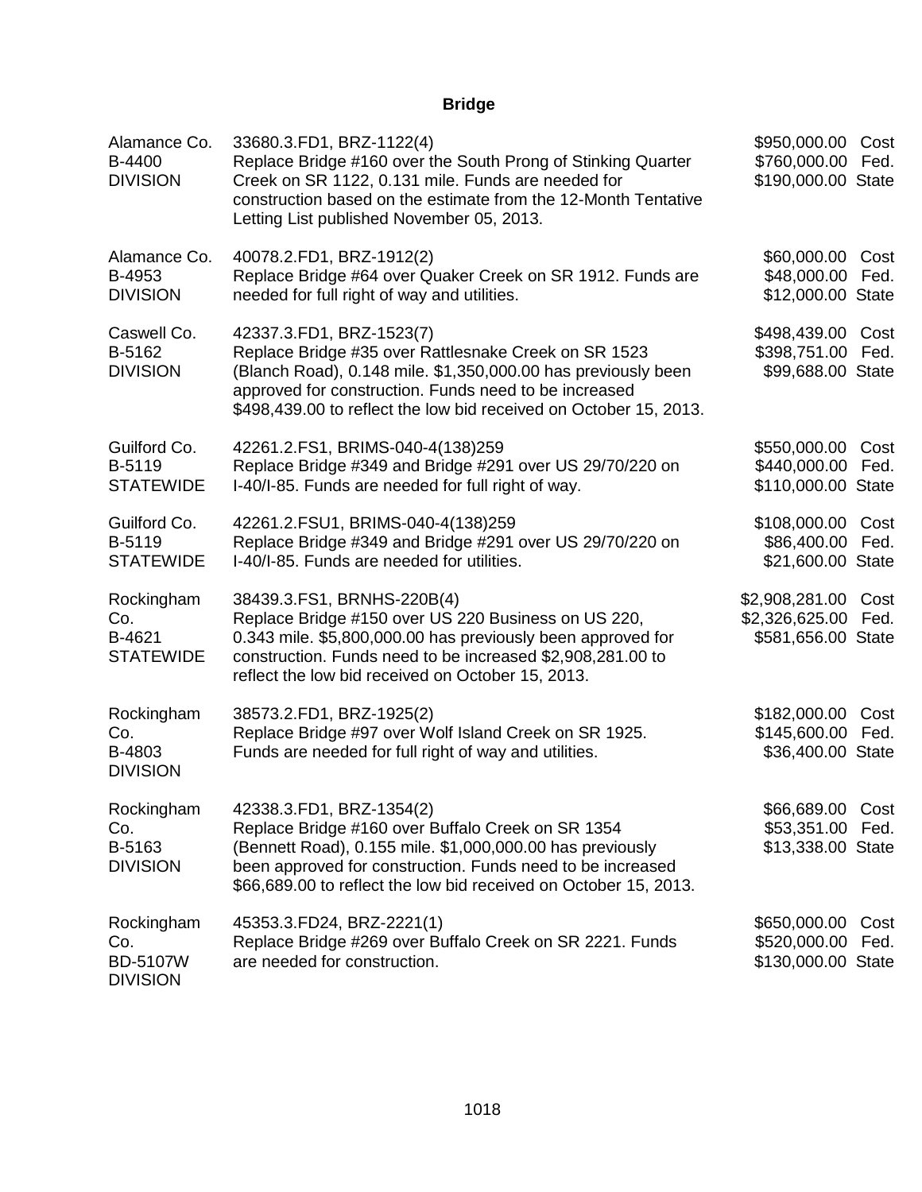# Bridge

| | | | |
|---|---|---|---|
| Alamance Co.<br>B-4400<br>DIVISION | 33680.3.FD1, BRZ-1122(4)<br>Replace Bridge #160 over the South Prong of Stinking Quarter Creek on SR 1122, 0.131 mile. Funds are needed for construction based on the estimate from the 12-Month Tentative Letting List published November 05, 2013. | \$950,000.00<br>\$760,000.00<br>\$190,000.00 | Cost<br>Fed.<br>State |
| Alamance Co.<br>B-4953<br>DIVISION | 40078.2.FD1, BRZ-1912(2)<br>Replace Bridge #64 over Quaker Creek on SR 1912. Funds are needed for full right of way and utilities. | \$60,000.00<br>\$48,000.00<br>\$12,000.00 | Cost<br>Fed.<br>State |
| Caswell Co.<br>B-5162<br>DIVISION | 42337.3.FD1, BRZ-1523(7)<br>Replace Bridge #35 over Rattlesnake Creek on SR 1523 (Blanch Road), 0.148 mile. \$1,350,000.00 has previously been approved for construction. Funds need to be increased \$498,439.00 to reflect the low bid received on October 15, 2013. | \$498,439.00<br>\$398,751.00<br>\$99,688.00 | Cost<br>Fed.<br>State |
| Guilford Co.<br>B-5119<br>STATEWIDE | 42261.2.FS1, BRIMS-040-4(138)259<br>Replace Bridge #349 and Bridge #291 over US 29/70/220 on I-40/I-85. Funds are needed for full right of way. | \$550,000.00<br>\$440,000.00<br>\$110,000.00 | Cost<br>Fed.<br>State |
| Guilford Co.<br>B-5119<br>STATEWIDE | 42261.2.FSU1, BRIMS-040-4(138)259<br>Replace Bridge #349 and Bridge #291 over US 29/70/220 on I-40/I-85. Funds are needed for utilities. | \$108,000.00<br>\$86,400.00<br>\$21,600.00 | Cost<br>Fed.<br>State |
| Rockingham Co.<br>B-4621<br>STATEWIDE | 38439.3.FS1, BRNHS-220B(4)<br>Replace Bridge #150 over US 220 Business on US 220, 0.343 mile. \$5,800,000.00 has previously been approved for construction. Funds need to be increased \$2,908,281.00 to reflect the low bid received on October 15, 2013. | \$2,908,281.00<br>\$2,326,625.00<br>\$581,656.00 | Cost<br>Fed.<br>State |
| Rockingham Co.<br>B-4803<br>DIVISION | 38573.2.FD1, BRZ-1925(2)<br>Replace Bridge #97 over Wolf Island Creek on SR 1925. Funds are needed for full right of way and utilities. | \$182,000.00<br>\$145,600.00<br>\$36,400.00 | Cost<br>Fed.<br>State |
| Rockingham Co.<br>B-5163<br>DIVISION | 42338.3.FD1, BRZ-1354(2)<br>Replace Bridge #160 over Buffalo Creek on SR 1354 (Bennett Road), 0.155 mile. \$1,000,000.00 has previously been approved for construction. Funds need to be increased \$66,689.00 to reflect the low bid received on October 15, 2013. | \$66,689.00<br>\$53,351.00<br>\$13,338.00 | Cost<br>Fed.<br>State |
| Rockingham Co.<br>BD-5107W<br>DIVISION | 45353.3.FD24, BRZ-2221(1)<br>Replace Bridge #269 over Buffalo Creek on SR 2221. Funds are needed for construction. | \$650,000.00<br>\$520,000.00<br>\$130,000.00 | Cost<br>Fed.<br>State |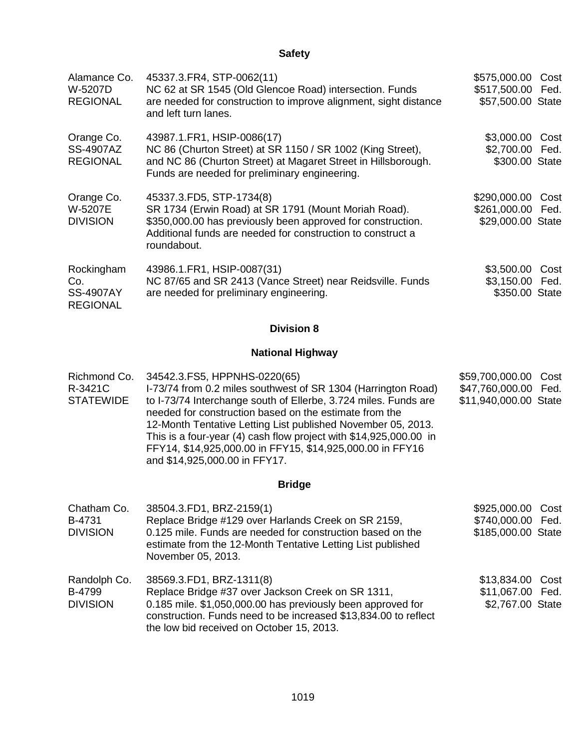## Safety

| | | |
|---|---|---|
| Alamance Co.<br>W-5207D<br>REGIONAL | 45337.3.FR4, STP-0062(11)<br>NC 62 at SR 1545 (Old Glencoe Road) intersection. Funds are needed for construction to improve alignment, sight distance and left turn lanes. | $575,000.00 Cost<br>$517,500.00 Fed.<br>$57,500.00 State |
| Orange Co.<br>SS-4907AZ<br>REGIONAL | 43987.1.FR1, HSIP-0086(17)<br>NC 86 (Churton Street) at SR 1150 / SR 1002 (King Street), and NC 86 (Churton Street) at Magaret Street in Hillsborough. Funds are needed for preliminary engineering. | $3,000.00 Cost<br>$2,700.00 Fed.<br>$300.00 State |
| Orange Co.<br>W-5207E<br>DIVISION | 45337.3.FD5, STP-1734(8)<br>SR 1734 (Erwin Road) at SR 1791 (Mount Moriah Road). $350,000.00 has previously been approved for construction. Additional funds are needed for construction to construct a roundabout. | $290,000.00 Cost<br>$261,000.00 Fed.<br>$29,000.00 State |
| Rockingham Co.<br>SS-4907AY<br>REGIONAL | 43986.1.FR1, HSIP-0087(31)<br>NC 87/65 and SR 2413 (Vance Street) near Reidsville. Funds are needed for preliminary engineering. | $3,500.00 Cost<br>$3,150.00 Fed.<br>$350.00 State |

## Division 8

### National Highway

| | | |
|---|---|---|
| Richmond Co.<br>R-3421C<br>STATEWIDE | 34542.3.FS5, HPPNHS-0220(65)<br>I-73/74 from 0.2 miles southwest of SR 1304 (Harrington Road) to I-73/74 Interchange south of Ellerbe, 3.724 miles. Funds are needed for construction based on the estimate from the 12-Month Tentative Letting List published November 05, 2013. This is a four-year (4) cash flow project with $14,925,000.00 in FFY14, $14,925,000.00 in FFY15, $14,925,000.00 in FFY16 and $14,925,000.00 in FFY17. | $59,700,000.00 Cost<br>$47,760,000.00 Fed.<br>$11,940,000.00 State |

### Bridge

| | | |
|---|---|---|
| Chatham Co.<br>B-4731<br>DIVISION | 38504.3.FD1, BRZ-2159(1)<br>Replace Bridge #129 over Harlands Creek on SR 2159, 0.125 mile. Funds are needed for construction based on the estimate from the 12-Month Tentative Letting List published November 05, 2013. | $925,000.00 Cost<br>$740,000.00 Fed.<br>$185,000.00 State |
| Randolph Co.<br>B-4799<br>DIVISION | 38569.3.FD1, BRZ-1311(8)<br>Replace Bridge #37 over Jackson Creek on SR 1311, 0.185 mile. $1,050,000.00 has previously been approved for construction. Funds need to be increased $13,834.00 to reflect the low bid received on October 15, 2013. | $13,834.00 Cost<br>$11,067.00 Fed.<br>$2,767.00 State |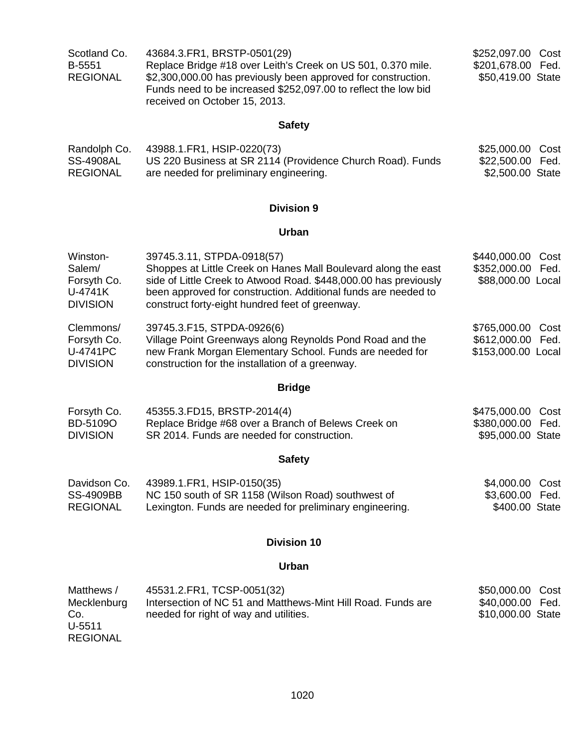| | | |
|---|---|---|
| Scotland Co.<br>B-5551<br>REGIONAL | 43684.3.FR1, BRSTP-0501(29)<br>Replace Bridge #18 over Leith's Creek on US 501, 0.370 mile. $2,300,000.00 has previously been approved for construction. Funds need to be increased $252,097.00 to reflect the low bid received on October 15, 2013. | $252,097.00 Cost<br>$201,678.00 Fed.<br>$50,419.00 State |

### Safety

| | | |
|---|---|---|
| Randolph Co.<br>SS-4908AL<br>REGIONAL | 43988.1.FR1, HSIP-0220(73)<br>US 220 Business at SR 2114 (Providence Church Road). Funds are needed for preliminary engineering. | $25,000.00 Cost<br>$22,500.00 Fed.<br>$2,500.00 State |

## Division 9

### Urban

| | | |
|---|---|---|
| Winston-Salem/<br>Forsyth Co.<br>U-4741K<br>DIVISION | 39745.3.11, STPDA-0918(57)<br>Shoppes at Little Creek on Hanes Mall Boulevard along the east side of Little Creek to Atwood Road. $448,000.00 has previously been approved for construction. Additional funds are needed to construct forty-eight hundred feet of greenway. | $440,000.00 Cost<br>$352,000.00 Fed.<br>$88,000.00 Local |
| Clemmons/<br>Forsyth Co.<br>U-4741PC<br>DIVISION | 39745.3.F15, STPDA-0926(6)<br>Village Point Greenways along Reynolds Pond Road and the new Frank Morgan Elementary School. Funds are needed for construction for the installation of a greenway. | $765,000.00 Cost<br>$612,000.00 Fed.<br>$153,000.00 Local |

### Bridge

| | | |
|---|---|---|
| Forsyth Co.<br>BD-5109O<br>DIVISION | 45355.3.FD15, BRSTP-2014(4)<br>Replace Bridge #68 over a Branch of Belews Creek on SR 2014. Funds are needed for construction. | $475,000.00 Cost<br>$380,000.00 Fed.<br>$95,000.00 State |

### Safety

| | | |
|---|---|---|
| Davidson Co.<br>SS-4909BB<br>REGIONAL | 43989.1.FR1, HSIP-0150(35)<br>NC 150 south of SR 1158 (Wilson Road) southwest of Lexington. Funds are needed for preliminary engineering. | $4,000.00 Cost<br>$3,600.00 Fed.<br>$400.00 State |

## Division 10

### Urban

| | | |
|---|---|---|
| Matthews /<br>Mecklenburg Co.<br>U-5511<br>REGIONAL | 45531.2.FR1, TCSP-0051(32)<br>Intersection of NC 51 and Matthews-Mint Hill Road. Funds are needed for right of way and utilities. | $50,000.00 Cost<br>$40,000.00 Fed.<br>$10,000.00 State |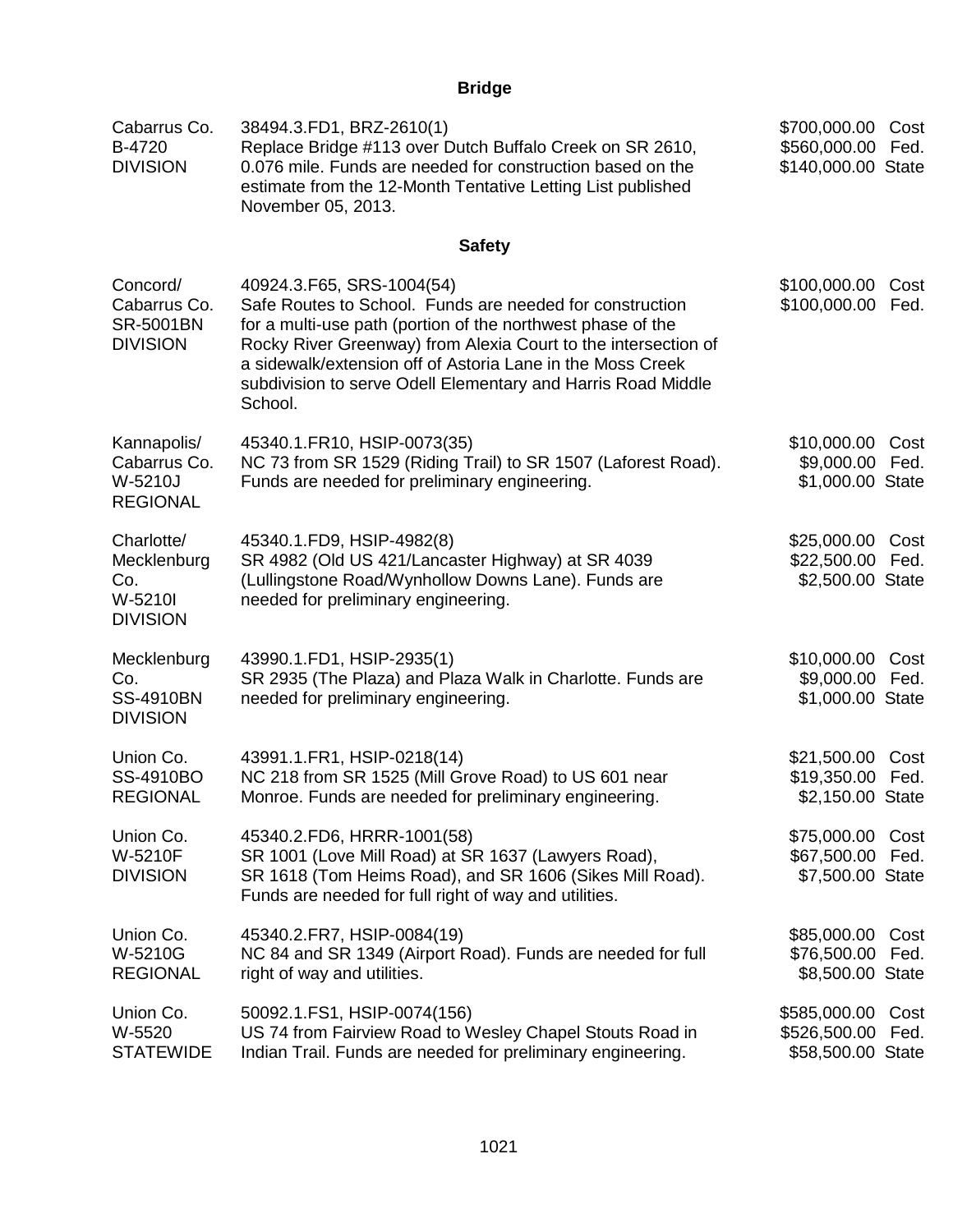## Bridge

| | | |
|---|---|---|
| Cabarrus Co.<br>B-4720<br>DIVISION | 38494.3.FD1, BRZ-2610(1)<br>Replace Bridge #113 over Dutch Buffalo Creek on SR 2610, 0.076 mile. Funds are needed for construction based on the estimate from the 12-Month Tentative Letting List published November 05, 2013. | $700,000.00 Cost<br>$560,000.00 Fed.<br>$140,000.00 State |

## Safety

| | | |
|---|---|---|
| Concord/<br>Cabarrus Co.<br>SR-5001BN<br>DIVISION | 40924.3.F65, SRS-1004(54)<br>Safe Routes to School. Funds are needed for construction for a multi-use path (portion of the northwest phase of the Rocky River Greenway) from Alexia Court to the intersection of a sidewalk/extension off of Astoria Lane in the Moss Creek subdivision to serve Odell Elementary and Harris Road Middle School. | $100,000.00 Cost<br>$100,000.00 Fed. |
| Kannapolis/<br>Cabarrus Co.<br>W-5210J<br>REGIONAL | 45340.1.FR10, HSIP-0073(35)<br>NC 73 from SR 1529 (Riding Trail) to SR 1507 (Laforest Road). Funds are needed for preliminary engineering. | $10,000.00 Cost<br>$9,000.00 Fed.<br>$1,000.00 State |
| Charlotte/<br>Mecklenburg Co.<br>W-5210I<br>DIVISION | 45340.1.FD9, HSIP-4982(8)<br>SR 4982 (Old US 421/Lancaster Highway) at SR 4039 (Lullingstone Road/Wynhollow Downs Lane). Funds are needed for preliminary engineering. | $25,000.00 Cost<br>$22,500.00 Fed.<br>$2,500.00 State |
| Mecklenburg Co.<br>SS-4910BN<br>DIVISION | 43990.1.FD1, HSIP-2935(1)<br>SR 2935 (The Plaza) and Plaza Walk in Charlotte. Funds are needed for preliminary engineering. | $10,000.00 Cost<br>$9,000.00 Fed.<br>$1,000.00 State |
| Union Co.<br>SS-4910BO<br>REGIONAL | 43991.1.FR1, HSIP-0218(14)<br>NC 218 from SR 1525 (Mill Grove Road) to US 601 near Monroe. Funds are needed for preliminary engineering. | $21,500.00 Cost<br>$19,350.00 Fed.<br>$2,150.00 State |
| Union Co.<br>W-5210F<br>DIVISION | 45340.2.FD6, HRRR-1001(58)<br>SR 1001 (Love Mill Road) at SR 1637 (Lawyers Road), SR 1618 (Tom Heims Road), and SR 1606 (Sikes Mill Road). Funds are needed for full right of way and utilities. | $75,000.00 Cost<br>$67,500.00 Fed.<br>$7,500.00 State |
| Union Co.<br>W-5210G<br>REGIONAL | 45340.2.FR7, HSIP-0084(19)<br>NC 84 and SR 1349 (Airport Road). Funds are needed for full right of way and utilities. | $85,000.00 Cost<br>$76,500.00 Fed.<br>$8,500.00 State |
| Union Co.<br>W-5520<br>STATEWIDE | 50092.1.FS1, HSIP-0074(156)<br>US 74 from Fairview Road to Wesley Chapel Stouts Road in Indian Trail. Funds are needed for preliminary engineering. | $585,000.00 Cost<br>$526,500.00 Fed.<br>$58,500.00 State |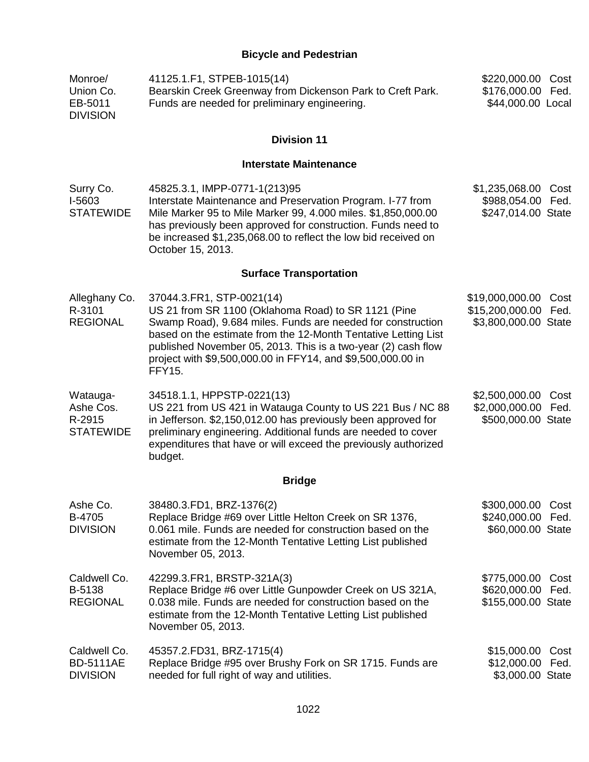## Bicycle and Pedestrian

| | | |
|---|---|---|
| Monroe/<br>Union Co.<br>EB-5011<br>DIVISION | 41125.1.F1, STPEB-1015(14)<br>Bearskin Creek Greenway from Dickenson Park to Creft Park. Funds are needed for preliminary engineering. | \$220,000.00 Cost<br>\$176,000.00 Fed.<br>\$44,000.00 Local |

## Division 11

### Interstate Maintenance

| | | |
|---|---|---|
| Surry Co.<br>I-5603<br>STATEWIDE | 45825.3.1, IMPP-0771-1(213)95<br>Interstate Maintenance and Preservation Program. I-77 from Mile Marker 95 to Mile Marker 99, 4.000 miles. \$1,850,000.00 has previously been approved for construction. Funds need to be increased \$1,235,068.00 to reflect the low bid received on October 15, 2013. | \$1,235,068.00 Cost<br>\$988,054.00 Fed.<br>\$247,014.00 State |

### Surface Transportation

| | | |
|---|---|---|
| Alleghany Co.<br>R-3101<br>REGIONAL | 37044.3.FR1, STP-0021(14)<br>US 21 from SR 1100 (Oklahoma Road) to SR 1121 (Pine Swamp Road), 9.684 miles. Funds are needed for construction based on the estimate from the 12-Month Tentative Letting List published November 05, 2013. This is a two-year (2) cash flow project with \$9,500,000.00 in FFY14, and \$9,500,000.00 in FFY15. | \$19,000,000.00 Cost<br>\$15,200,000.00 Fed.<br>\$3,800,000.00 State |
| Watauga-<br>Ashe Cos.<br>R-2915<br>STATEWIDE | 34518.1.1, HPPSTP-0221(13)<br>US 221 from US 421 in Watauga County to US 221 Bus / NC 88 in Jefferson. \$2,150,012.00 has previously been approved for preliminary engineering. Additional funds are needed to cover expenditures that have or will exceed the previously authorized budget. | \$2,500,000.00 Cost<br>\$2,000,000.00 Fed.<br>\$500,000.00 State |

### Bridge

| | | |
|---|---|---|
| Ashe Co.<br>B-4705<br>DIVISION | 38480.3.FD1, BRZ-1376(2)<br>Replace Bridge #69 over Little Helton Creek on SR 1376, 0.061 mile. Funds are needed for construction based on the estimate from the 12-Month Tentative Letting List published November 05, 2013. | \$300,000.00 Cost<br>\$240,000.00 Fed.<br>\$60,000.00 State |
| Caldwell Co.<br>B-5138<br>REGIONAL | 42299.3.FR1, BRSTP-321A(3)<br>Replace Bridge #6 over Little Gunpowder Creek on US 321A, 0.038 mile. Funds are needed for construction based on the estimate from the 12-Month Tentative Letting List published November 05, 2013. | \$775,000.00 Cost<br>\$620,000.00 Fed.<br>\$155,000.00 State |
| Caldwell Co.<br>BD-5111AE<br>DIVISION | 45357.2.FD31, BRZ-1715(4)<br>Replace Bridge #95 over Brushy Fork on SR 1715. Funds are needed for full right of way and utilities. | \$15,000.00 Cost<br>\$12,000.00 Fed.<br>\$3,000.00 State |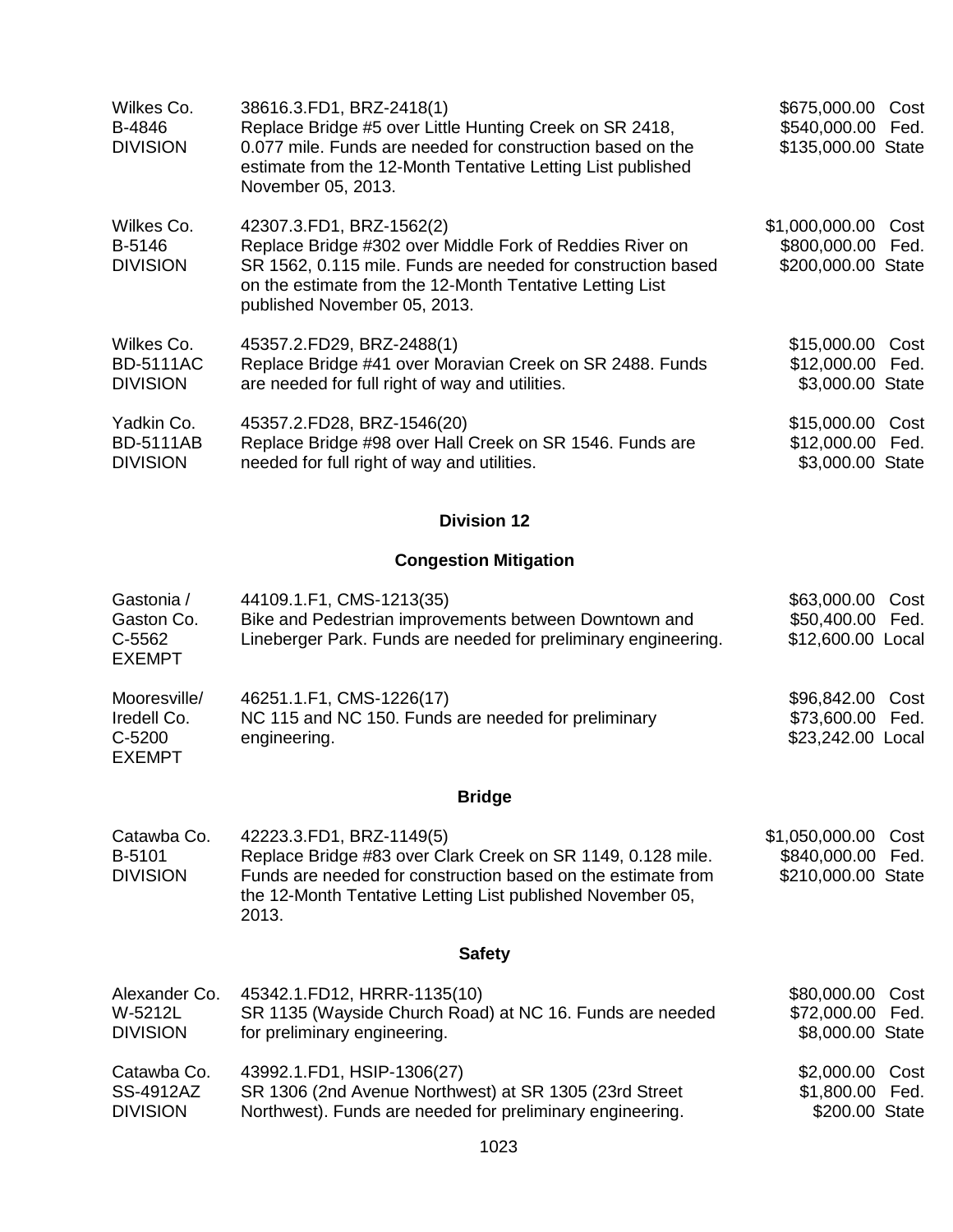| | | |
|---|---|---|
| Wilkes Co.<br>B-4846<br>DIVISION | 38616.3.FD1, BRZ-2418(1)<br>Replace Bridge #5 over Little Hunting Creek on SR 2418, 0.077 mile. Funds are needed for construction based on the estimate from the 12-Month Tentative Letting List published November 05, 2013. | \$675,000.00 Cost<br>\$540,000.00 Fed.<br>\$135,000.00 State |
| Wilkes Co.<br>B-5146<br>DIVISION | 42307.3.FD1, BRZ-1562(2)<br>Replace Bridge #302 over Middle Fork of Reddies River on SR 1562, 0.115 mile. Funds are needed for construction based on the estimate from the 12-Month Tentative Letting List published November 05, 2013. | \$1,000,000.00 Cost<br>\$800,000.00 Fed.<br>\$200,000.00 State |
| Wilkes Co.<br>BD-5111AC<br>DIVISION | 45357.2.FD29, BRZ-2488(1)<br>Replace Bridge #41 over Moravian Creek on SR 2488. Funds are needed for full right of way and utilities. | \$15,000.00 Cost<br>\$12,000.00 Fed.<br>\$3,000.00 State |
| Yadkin Co.<br>BD-5111AB<br>DIVISION | 45357.2.FD28, BRZ-1546(20)<br>Replace Bridge #98 over Hall Creek on SR 1546. Funds are needed for full right of way and utilities. | \$15,000.00 Cost<br>\$12,000.00 Fed.<br>\$3,000.00 State |

## Division 12

### Congestion Mitigation

| | | |
|---|---|---|
| Gastonia /<br>Gaston Co.<br>C-5562<br>EXEMPT | 44109.1.F1, CMS-1213(35)<br>Bike and Pedestrian improvements between Downtown and Lineberger Park. Funds are needed for preliminary engineering. | \$63,000.00 Cost<br>\$50,400.00 Fed.<br>\$12,600.00 Local |
| Mooresville/<br>Iredell Co.<br>C-5200<br>EXEMPT | 46251.1.F1, CMS-1226(17)<br>NC 115 and NC 150. Funds are needed for preliminary engineering. | \$96,842.00 Cost<br>\$73,600.00 Fed.<br>\$23,242.00 Local |

### Bridge

| | | |
|---|---|---|
| Catawba Co.<br>B-5101<br>DIVISION | 42223.3.FD1, BRZ-1149(5)<br>Replace Bridge #83 over Clark Creek on SR 1149, 0.128 mile. Funds are needed for construction based on the estimate from the 12-Month Tentative Letting List published November 05, 2013. | \$1,050,000.00 Cost<br>\$840,000.00 Fed.<br>\$210,000.00 State |

### Safety

| | | |
|---|---|---|
| Alexander Co.<br>W-5212L<br>DIVISION | 45342.1.FD12, HRRR-1135(10)<br>SR 1135 (Wayside Church Road) at NC 16. Funds are needed for preliminary engineering. | \$80,000.00 Cost<br>\$72,000.00 Fed.<br>\$8,000.00 State |
| Catawba Co.<br>SS-4912AZ<br>DIVISION | 43992.1.FD1, HSIP-1306(27)<br>SR 1306 (2nd Avenue Northwest) at SR 1305 (23rd Street Northwest). Funds are needed for preliminary engineering. | \$2,000.00 Cost<br>\$1,800.00 Fed.<br>\$200.00 State |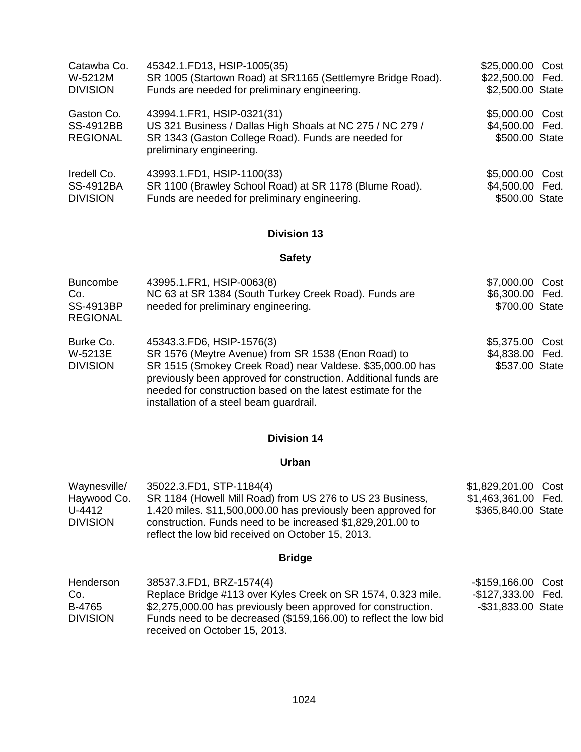| | | |
|---|---|---|
| Catawba Co.<br>W-5212M<br>DIVISION | 45342.1.FD13, HSIP-1005(35)<br>SR 1005 (Startown Road) at SR1165 (Settlemyre Bridge Road). Funds are needed for preliminary engineering. | $25,000.00 Cost<br>$22,500.00 Fed.<br>$2,500.00 State |
| Gaston Co.<br>SS-4912BB<br>REGIONAL | 43994.1.FR1, HSIP-0321(31)<br>US 321 Business / Dallas High Shoals at NC 275 / NC 279 / SR 1343 (Gaston College Road). Funds are needed for preliminary engineering. | $5,000.00 Cost<br>$4,500.00 Fed.<br>$500.00 State |
| Iredell Co.<br>SS-4912BA<br>DIVISION | 43993.1.FD1, HSIP-1100(33)<br>SR 1100 (Brawley School Road) at SR 1178 (Blume Road). Funds are needed for preliminary engineering. | $5,000.00 Cost<br>$4,500.00 Fed.<br>$500.00 State |

## Division 13

### Safety

| | | |
|---|---|---|
| Buncombe Co.<br>SS-4913BP<br>REGIONAL | 43995.1.FR1, HSIP-0063(8)<br>NC 63 at SR 1384 (South Turkey Creek Road). Funds are needed for preliminary engineering. | $7,000.00 Cost<br>$6,300.00 Fed.<br>$700.00 State |
| Burke Co.<br>W-5213E<br>DIVISION | 45343.3.FD6, HSIP-1576(3)<br>SR 1576 (Meytre Avenue) from SR 1538 (Enon Road) to SR 1515 (Smokey Creek Road) near Valdese. $35,000.00 has previously been approved for construction. Additional funds are needed for construction based on the latest estimate for the installation of a steel beam guardrail. | $5,375.00 Cost<br>$4,838.00 Fed.<br>$537.00 State |

## Division 14

### Urban

| | | |
|---|---|---|
| Waynesville/<br>Haywood Co.<br>U-4412<br>DIVISION | 35022.3.FD1, STP-1184(4)<br>SR 1184 (Howell Mill Road) from US 276 to US 23 Business, 1.420 miles. $11,500,000.00 has previously been approved for construction. Funds need to be increased $1,829,201.00 to reflect the low bid received on October 15, 2013. | $1,829,201.00 Cost<br>$1,463,361.00 Fed.<br>$365,840.00 State |

### Bridge

| | | |
|---|---|---|
| Henderson Co.<br>B-4765<br>DIVISION | 38537.3.FD1, BRZ-1574(4)<br>Replace Bridge #113 over Kyles Creek on SR 1574, 0.323 mile. $2,275,000.00 has previously been approved for construction. Funds need to be decreased ($159,166.00) to reflect the low bid received on October 15, 2013. | -$159,166.00 Cost<br>-$127,333.00 Fed.<br>-$31,833.00 State |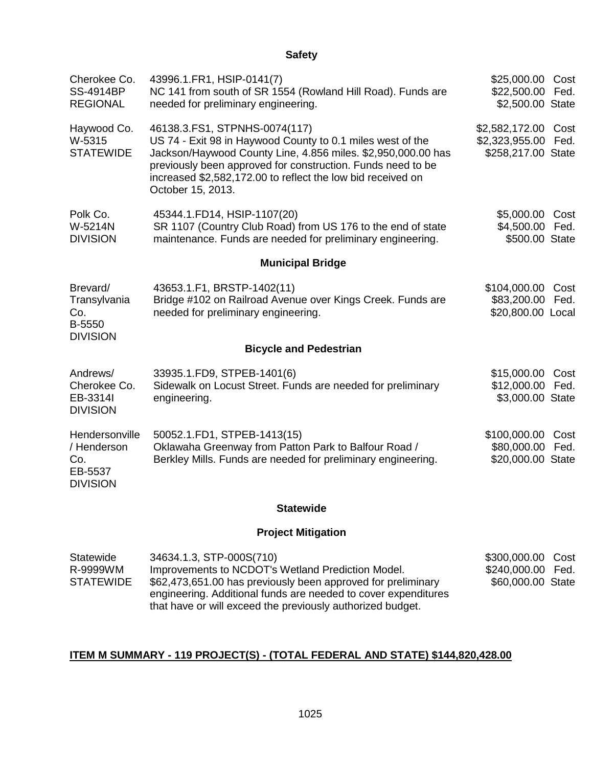## Safety

| | | |
|---|---|---|
| Cherokee Co.<br>SS-4914BP<br>REGIONAL | 43996.1.FR1, HSIP-0141(7)<br>NC 141 from south of SR 1554 (Rowland Hill Road). Funds are needed for preliminary engineering. | \$25,000.00 Cost<br>\$22,500.00 Fed.<br>\$2,500.00 State |
| Haywood Co.<br>W-5315<br>STATEWIDE | 46138.3.FS1, STPNHS-0074(117)<br>US 74 - Exit 98 in Haywood County to 0.1 miles west of the Jackson/Haywood County Line, 4.856 miles. \$2,950,000.00 has previously been approved for construction. Funds need to be increased \$2,582,172.00 to reflect the low bid received on October 15, 2013. | \$2,582,172.00 Cost<br>\$2,323,955.00 Fed.<br>\$258,217.00 State |
| Polk Co.<br>W-5214N<br>DIVISION | 45344.1.FD14, HSIP-1107(20)<br>SR 1107 (Country Club Road) from US 176 to the end of state maintenance. Funds are needed for preliminary engineering. | \$5,000.00 Cost<br>\$4,500.00 Fed.<br>\$500.00 State |

## Municipal Bridge

| | | |
|---|---|---|
| Brevard/<br>Transylvania Co.<br>B-5550<br>DIVISION | 43653.1.F1, BRSTP-1402(11)<br>Bridge #102 on Railroad Avenue over Kings Creek. Funds are needed for preliminary engineering. | \$104,000.00 Cost<br>\$83,200.00 Fed.<br>\$20,800.00 Local |

## Bicycle and Pedestrian

| | | |
|---|---|---|
| Andrews/<br>Cherokee Co.<br>EB-3314I<br>DIVISION | 33935.1.FD9, STPEB-1401(6)<br>Sidewalk on Locust Street. Funds are needed for preliminary engineering. | \$15,000.00 Cost<br>\$12,000.00 Fed.<br>\$3,000.00 State |
| Hendersonville / Henderson Co.<br>EB-5537<br>DIVISION | 50052.1.FD1, STPEB-1413(15)<br>Oklawaha Greenway from Patton Park to Balfour Road / Berkley Mills. Funds are needed for preliminary engineering. | \$100,000.00 Cost<br>\$80,000.00 Fed.<br>\$20,000.00 State |

## Statewide

## Project Mitigation

| | | |
|---|---|---|
| Statewide<br>R-9999WM<br>STATEWIDE | 34634.1.3, STP-000S(710)<br>Improvements to NCDOT's Wetland Prediction Model. \$62,473,651.00 has previously been approved for preliminary engineering. Additional funds are needed to cover expenditures that have or will exceed the previously authorized budget. | \$300,000.00 Cost<br>\$240,000.00 Fed.<br>\$60,000.00 State |

**ITEM M SUMMARY - 119 PROJECT(S) - (TOTAL FEDERAL AND STATE) \$144,820,428.00**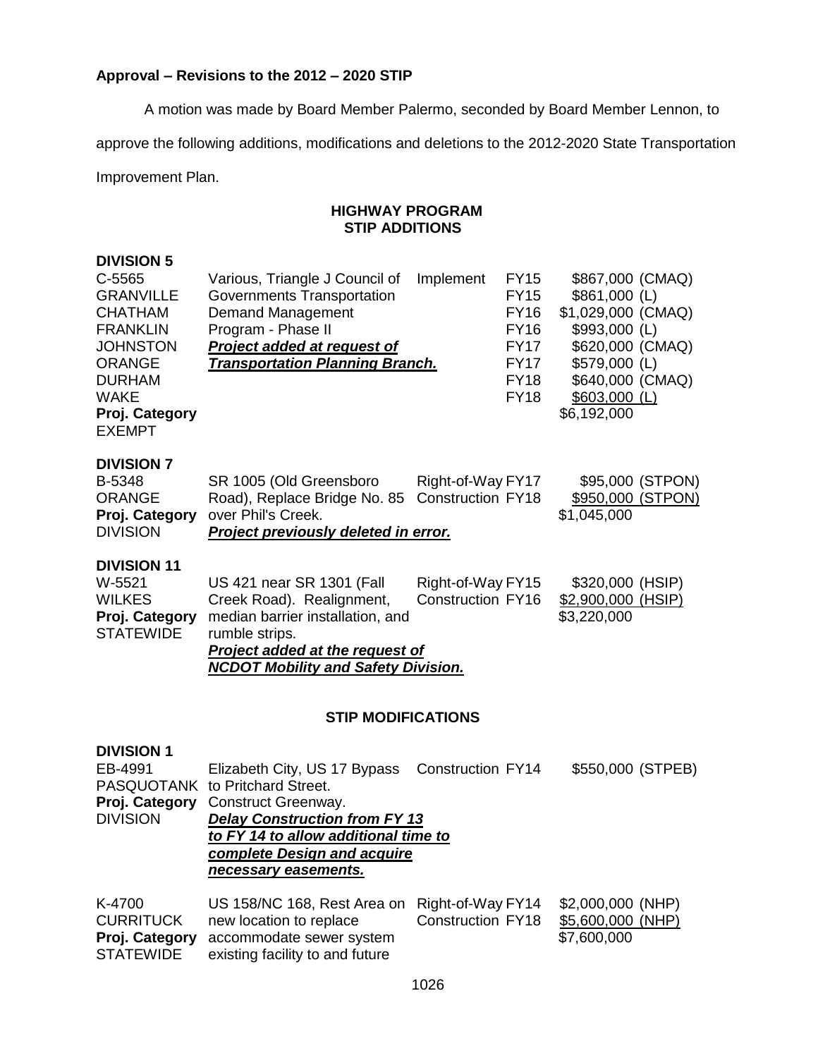**Approval – Revisions to the 2012 – 2020 STIP**

A motion was made by Board Member Palermo, seconded by Board Member Lennon, to approve the following additions, modifications and deletions to the 2012-2020 State Transportation Improvement Plan.

## HIGHWAY PROGRAM
## STIP ADDITIONS

**DIVISION 5**

| | | | | |
|---|---|---|---|---|
| C-5565<br>GRANVILLE<br>CHATHAM<br>FRANKLIN<br>JOHNSTON<br>ORANGE<br>DURHAM<br>WAKE<br>**Proj. Category**<br>EXEMPT | Various, Triangle J Council of Governments Transportation Demand Management Program - Phase II<br>***Project added at request of Transportation Planning Branch.*** | Implement | FY15<br>FY15<br>FY16<br>FY16<br>FY17<br>FY17<br>FY18<br>FY18 | \$867,000 (CMAQ)<br>\$861,000 (L)<br>\$1,029,000 (CMAQ)<br>\$993,000 (L)<br>\$620,000 (CMAQ)<br>\$579,000 (L)<br>\$640,000 (CMAQ)<br>\$603,000 (L)<br>\$6,192,000 |

**DIVISION 7**

| | | | | |
|---|---|---|---|---|
| B-5348<br>ORANGE<br>**Proj. Category**<br>DIVISION | SR 1005 (Old Greensboro Road), Replace Bridge No. 85 over Phil's Creek.<br>***Project previously deleted in error.*** | Right-of-Way<br>Construction | FY17<br>FY18 | \$95,000 (STPON)<br>\$950,000 (STPON)<br>\$1,045,000 |

**DIVISION 11**

| | | | | |
|---|---|---|---|---|
| W-5521<br>WILKES<br>**Proj. Category**<br>STATEWIDE | US 421 near SR 1301 (Fall Creek Road). Realignment, median barrier installation, and rumble strips.<br>***Project added at the request of NCDOT Mobility and Safety Division.*** | Right-of-Way<br>Construction | FY15<br>FY16 | \$320,000 (HSIP)<br>\$2,900,000 (HSIP)<br>\$3,220,000 |

## STIP MODIFICATIONS

**DIVISION 1**

| | | | | |
|---|---|---|---|---|
| EB-4991<br>PASQUOTANK<br>**Proj. Category**<br>DIVISION | Elizabeth City, US 17 Bypass to Pritchard Street. Construct Greenway.<br>***Delay Construction from FY 13 to FY 14 to allow additional time to complete Design and acquire necessary easements.*** | Construction | FY14 | \$550,000 (STPEB) |
| K-4700<br>CURRITUCK<br>**Proj. Category**<br>STATEWIDE | US 158/NC 168, Rest Area on new location to replace accommodate sewer system existing facility to and future | Right-of-Way<br>Construction | FY14<br>FY18 | \$2,000,000 (NHP)<br>\$5,600,000 (NHP)<br>\$7,600,000 |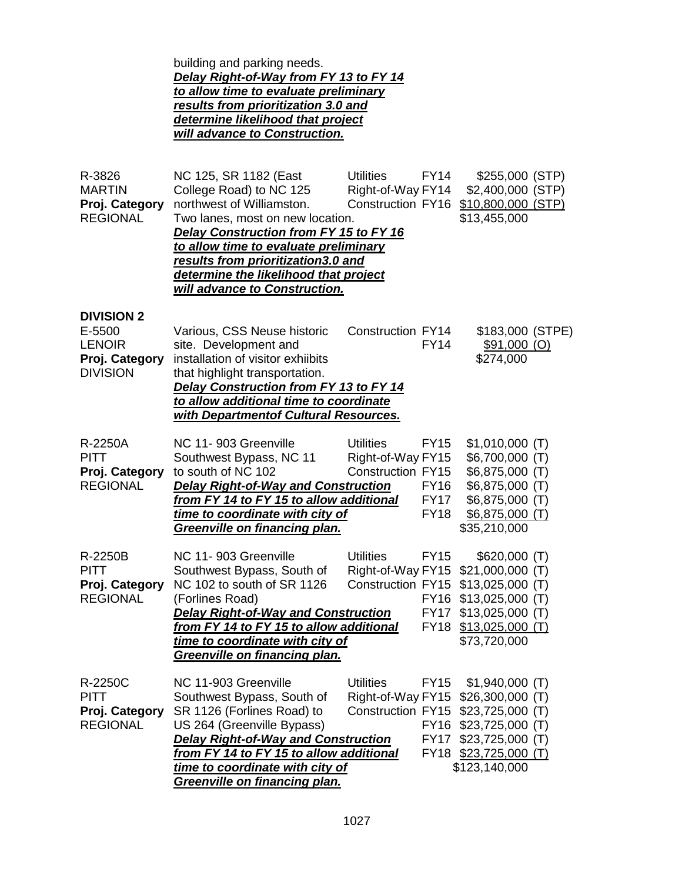building and parking needs.
***Delay Right-of-Way from FY 13 to FY 14 to allow time to evaluate preliminary results from prioritization 3.0 and determine likelihood that project will advance to Construction.***

| | | | | |
|---|---|---|---|---|
| R-3826<br>MARTIN<br>**Proj. Category**<br>REGIONAL | NC 125, SR 1182 (East College Road) to NC 125 northwest of Williamston. Two lanes, most on new location.<br>***Delay Construction from FY 15 to FY 16 to allow time to evaluate preliminary results from prioritization3.0 and determine the likelihood that project will advance to Construction.*** | Utilities<br>Right-of-Way<br>Construction | FY14<br>FY14<br>FY16 | \$255,000 (STP)<br>\$2,400,000 (STP)<br>\$10,800,000 (STP)<br>\$13,455,000 |

**DIVISION 2**

| | | | | |
|---|---|---|---|---|
| E-5500<br>LENOIR<br>**Proj. Category**<br>DIVISION | Various, CSS Neuse historic site. Development and installation of visitor exhiibits that highlight transportation.<br>***Delay Construction from FY 13 to FY 14 to allow additional time to coordinate with Departmentof Cultural Resources.*** | Construction | FY14<br>FY14 | \$183,000 (STPE)<br>\$91,000 (O)<br>\$274,000 |
| R-2250A<br>PITT<br>**Proj. Category**<br>REGIONAL | NC 11- 903 Greenville Southwest Bypass, NC 11 to south of NC 102<br>***Delay Right-of-Way and Construction from FY 14 to FY 15 to allow additional time to coordinate with city of Greenville on financing plan.*** | Utilities<br>Right-of-Way<br>Construction | FY15<br>FY15<br>FY15<br>FY16<br>FY17<br>FY18 | \$1,010,000 (T)<br>\$6,700,000 (T)<br>\$6,875,000 (T)<br>\$6,875,000 (T)<br>\$6,875,000 (T)<br>\$6,875,000 (T)<br>\$35,210,000 |
| R-2250B<br>PITT<br>**Proj. Category**<br>REGIONAL | NC 11- 903 Greenville Southwest Bypass, South of NC 102 to south of SR 1126 (Forlines Road)<br>***Delay Right-of-Way and Construction from FY 14 to FY 15 to allow additional time to coordinate with city of Greenville on financing plan.*** | Utilities<br>Right-of-Way<br>Construction | FY15<br>FY15<br>FY15<br>FY16<br>FY17<br>FY18 | \$620,000 (T)<br>\$21,000,000 (T)<br>\$13,025,000 (T)<br>\$13,025,000 (T)<br>\$13,025,000 (T)<br>\$13,025,000 (T)<br>\$73,720,000 |
| R-2250C<br>PITT<br>**Proj. Category**<br>REGIONAL | NC 11-903 Greenville Southwest Bypass, South of SR 1126 (Forlines Road) to US 264 (Greenville Bypass)<br>***Delay Right-of-Way and Construction from FY 14 to FY 15 to allow additional time to coordinate with city of Greenville on financing plan.*** | Utilities<br>Right-of-Way<br>Construction | FY15<br>FY15<br>FY15<br>FY16<br>FY17<br>FY18 | \$1,940,000 (T)<br>\$26,300,000 (T)<br>\$23,725,000 (T)<br>\$23,725,000 (T)<br>\$23,725,000 (T)<br>\$23,725,000 (T)<br>\$123,140,000 |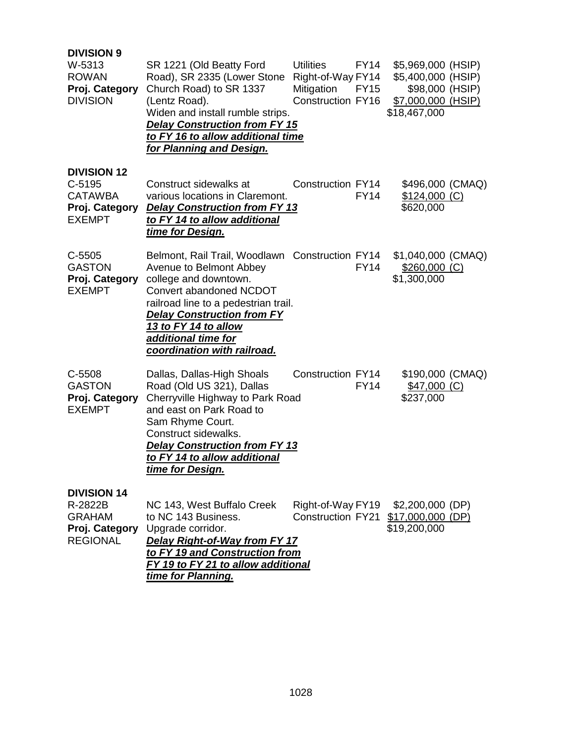**DIVISION 9**

| | | | | |
|---|---|---|---|---|
| W-5313<br>ROWAN<br>**Proj. Category**<br>DIVISION | SR 1221 (Old Beatty Ford Road), SR 2335 (Lower Stone Church Road) to SR 1337 (Lentz Road).<br>Widen and install rumble strips.<br>***Delay Construction from FY 15 to FY 16 to allow additional time for Planning and Design.*** | Utilities<br>Right-of-Way<br>Mitigation<br>Construction | FY14<br>FY14<br>FY15<br>FY16 | \$5,969,000 (HSIP)<br>\$5,400,000 (HSIP)<br>\$98,000 (HSIP)<br>\$7,000,000 (HSIP)<br>\$18,467,000 |

**DIVISION 12**

| | | | | |
|---|---|---|---|---|
| C-5195<br>CATAWBA<br>**Proj. Category**<br>EXEMPT | Construct sidewalks at various locations in Claremont.<br>***Delay Construction from FY 13 to FY 14 to allow additional time for Design.*** | Construction | FY14<br>FY14 | \$496,000 (CMAQ)<br>\$124,000 (C)<br>\$620,000 |
| C-5505<br>GASTON<br>**Proj. Category**<br>EXEMPT | Belmont, Rail Trail, Woodlawn Avenue to Belmont Abbey college and downtown.<br>Convert abandoned NCDOT railroad line to a pedestrian trail.<br>***Delay Construction from FY 13 to FY 14 to allow additional time for coordination with railroad.*** | Construction | FY14<br>FY14 | \$1,040,000 (CMAQ)<br>\$260,000 (C)<br>\$1,300,000 |
| C-5508<br>GASTON<br>**Proj. Category**<br>EXEMPT | Dallas, Dallas-High Shoals Road (Old US 321), Dallas Cherryville Highway to Park Road and east on Park Road to Sam Rhyme Court.<br>Construct sidewalks.<br>***Delay Construction from FY 13 to FY 14 to allow additional time for Design.*** | Construction | FY14<br>FY14 | \$190,000 (CMAQ)<br>\$47,000 (C)<br>\$237,000 |

**DIVISION 14**

| | | | | |
|---|---|---|---|---|
| R-2822B<br>GRAHAM<br>**Proj. Category**<br>REGIONAL | NC 143, West Buffalo Creek to NC 143 Business.<br>Upgrade corridor.<br>***Delay Right-of-Way from FY 17 to FY 19 and Construction from FY 19 to FY 21 to allow additional time for Planning.*** | Right-of-Way<br>Construction | FY19<br>FY21 | \$2,200,000 (DP)<br>\$17,000,000 (DP)<br>\$19,200,000 |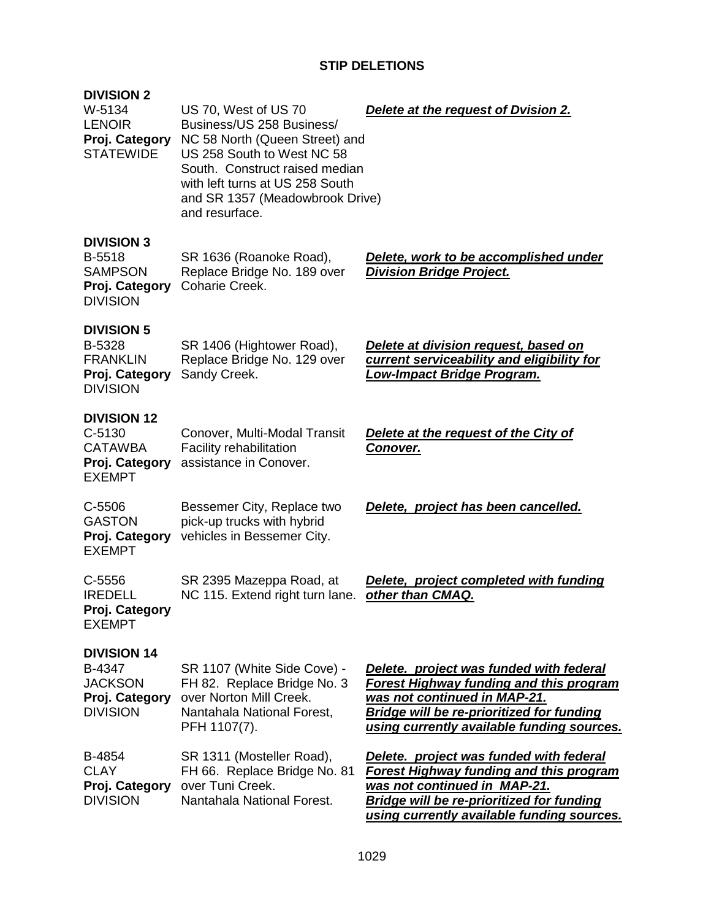## STIP DELETIONS

### DIVISION 2

| | | |
|---|---|---|
| W-5134<br>LENOIR<br>**Proj. Category**<br>STATEWIDE | US 70, West of US 70 Business/US 258 Business/ NC 58 North (Queen Street) and US 258 South to West NC 58 South. Construct raised median with left turns at US 258 South and SR 1357 (Meadowbrook Drive) and resurface. | ***Delete at the request of Dvision 2.*** |

### DIVISION 3

| | | |
|---|---|---|
| B-5518<br>SAMPSON<br>**Proj. Category**<br>DIVISION | SR 1636 (Roanoke Road), Replace Bridge No. 189 over Coharie Creek. | ***Delete, work to be accomplished under Division Bridge Project.*** |

### DIVISION 5

| | | |
|---|---|---|
| B-5328<br>FRANKLIN<br>**Proj. Category**<br>DIVISION | SR 1406 (Hightower Road), Replace Bridge No. 129 over Sandy Creek. | ***Delete at division request, based on current serviceability and eligibility for Low-Impact Bridge Program.*** |

### DIVISION 12

| | | |
|---|---|---|
| C-5130<br>CATAWBA<br>**Proj. Category**<br>EXEMPT | Conover, Multi-Modal Transit Facility rehabilitation assistance in Conover. | ***Delete at the request of the City of Conover.*** |
| C-5506<br>GASTON<br>**Proj. Category**<br>EXEMPT | Bessemer City, Replace two pick-up trucks with hybrid vehicles in Bessemer City. | ***Delete, project has been cancelled.*** |
| C-5556<br>IREDELL<br>**Proj. Category**<br>EXEMPT | SR 2395 Mazeppa Road, at NC 115. Extend right turn lane. | ***Delete, project completed with funding other than CMAQ.*** |

### DIVISION 14

| | | |
|---|---|---|
| B-4347<br>JACKSON<br>**Proj. Category**<br>DIVISION | SR 1107 (White Side Cove) - FH 82. Replace Bridge No. 3 over Norton Mill Creek. Nantahala National Forest, PFH 1107(7). | ***Delete. project was funded with federal Forest Highway funding and this program was not continued in MAP-21. Bridge will be re-prioritized for funding using currently available funding sources.*** |
| B-4854<br>CLAY<br>**Proj. Category**<br>DIVISION | SR 1311 (Mosteller Road), FH 66. Replace Bridge No. 81 over Tuni Creek. Nantahala National Forest. | ***Delete. project was funded with federal Forest Highway funding and this program was not continued in MAP-21. Bridge will be re-prioritized for funding using currently available funding sources.*** |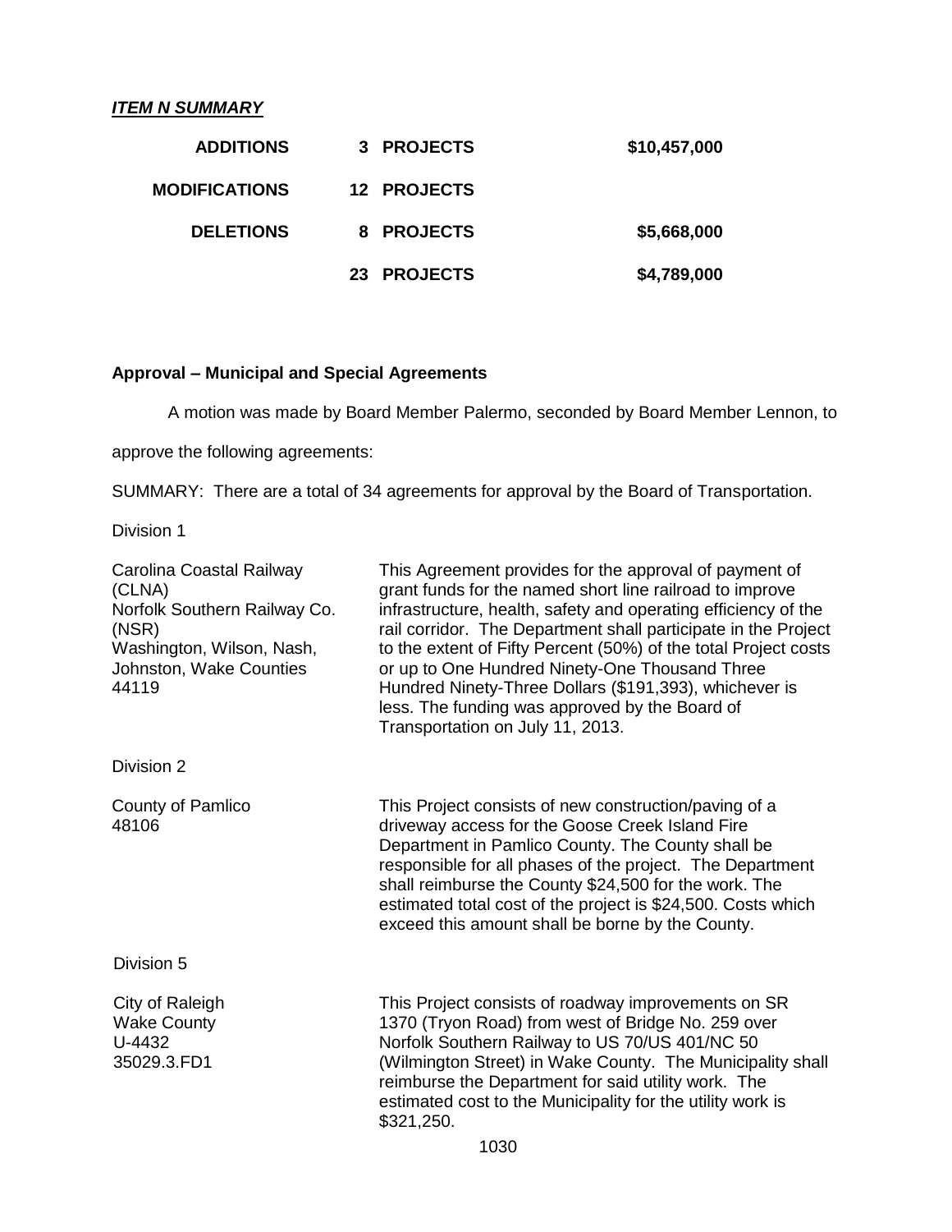***ITEM N SUMMARY***

| | | |
|---|---|---|
| **ADDITIONS** | **3 PROJECTS** | **$10,457,000** |
| **MODIFICATIONS** | **12 PROJECTS** | |
| **DELETIONS** | **8 PROJECTS** | **$5,668,000** |
| | **23 PROJECTS** | **$4,789,000** |

**Approval – Municipal and Special Agreements**

A motion was made by Board Member Palermo, seconded by Board Member Lennon, to approve the following agreements:

SUMMARY: There are a total of 34 agreements for approval by the Board of Transportation.

Division 1

| | |
|---|---|
| Carolina Coastal Railway (CLNA)<br>Norfolk Southern Railway Co. (NSR)<br>Washington, Wilson, Nash, Johnston, Wake Counties<br>44119 | This Agreement provides for the approval of payment of grant funds for the named short line railroad to improve infrastructure, health, safety and operating efficiency of the rail corridor. The Department shall participate in the Project to the extent of Fifty Percent (50%) of the total Project costs or up to One Hundred Ninety-One Thousand Three Hundred Ninety-Three Dollars ($191,393), whichever is less. The funding was approved by the Board of Transportation on July 11, 2013. |

Division 2

| | |
|---|---|
| County of Pamlico<br>48106 | This Project consists of new construction/paving of a driveway access for the Goose Creek Island Fire Department in Pamlico County. The County shall be responsible for all phases of the project. The Department shall reimburse the County $24,500 for the work. The estimated total cost of the project is $24,500. Costs which exceed this amount shall be borne by the County. |

Division 5

| | |
|---|---|
| City of Raleigh<br>Wake County<br>U-4432<br>35029.3.FD1 | This Project consists of roadway improvements on SR 1370 (Tryon Road) from west of Bridge No. 259 over Norfolk Southern Railway to US 70/US 401/NC 50 (Wilmington Street) in Wake County. The Municipality shall reimburse the Department for said utility work. The estimated cost to the Municipality for the utility work is $321,250. |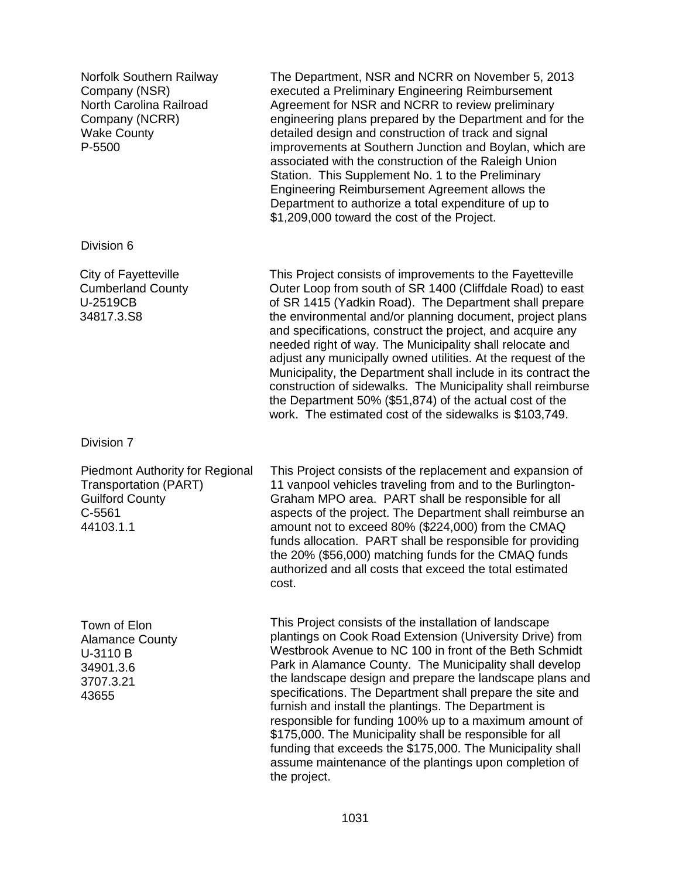| | |
|---|---|
| Norfolk Southern Railway Company (NSR)<br>North Carolina Railroad Company (NCRR)<br>Wake County<br>P-5500 | The Department, NSR and NCRR on November 5, 2013 executed a Preliminary Engineering Reimbursement Agreement for NSR and NCRR to review preliminary engineering plans prepared by the Department and for the detailed design and construction of track and signal improvements at Southern Junction and Boylan, which are associated with the construction of the Raleigh Union Station. This Supplement No. 1 to the Preliminary Engineering Reimbursement Agreement allows the Department to authorize a total expenditure of up to $1,209,000 toward the cost of the Project. |

Division 6

| | |
|---|---|
| City of Fayetteville<br>Cumberland County<br>U-2519CB<br>34817.3.S8 | This Project consists of improvements to the Fayetteville Outer Loop from south of SR 1400 (Cliffdale Road) to east of SR 1415 (Yadkin Road). The Department shall prepare the environmental and/or planning document, project plans and specifications, construct the project, and acquire any needed right of way. The Municipality shall relocate and adjust any municipally owned utilities. At the request of the Municipality, the Department shall include in its contract the construction of sidewalks. The Municipality shall reimburse the Department 50% ($51,874) of the actual cost of the work. The estimated cost of the sidewalks is $103,749. |

Division 7

| | |
|---|---|
| Piedmont Authority for Regional Transportation (PART)<br>Guilford County<br>C-5561<br>44103.1.1 | This Project consists of the replacement and expansion of 11 vanpool vehicles traveling from and to the Burlington-Graham MPO area. PART shall be responsible for all aspects of the project. The Department shall reimburse an amount not to exceed 80% ($224,000) from the CMAQ funds allocation. PART shall be responsible for providing the 20% ($56,000) matching funds for the CMAQ funds authorized and all costs that exceed the total estimated cost. |
| Town of Elon<br>Alamance County<br>U-3110 B<br>34901.3.6<br>3707.3.21<br>43655 | This Project consists of the installation of landscape plantings on Cook Road Extension (University Drive) from Westbrook Avenue to NC 100 in front of the Beth Schmidt Park in Alamance County. The Municipality shall develop the landscape design and prepare the landscape plans and specifications. The Department shall prepare the site and furnish and install the plantings. The Department is responsible for funding 100% up to a maximum amount of $175,000. The Municipality shall be responsible for all funding that exceeds the $175,000. The Municipality shall assume maintenance of the plantings upon completion of the project. |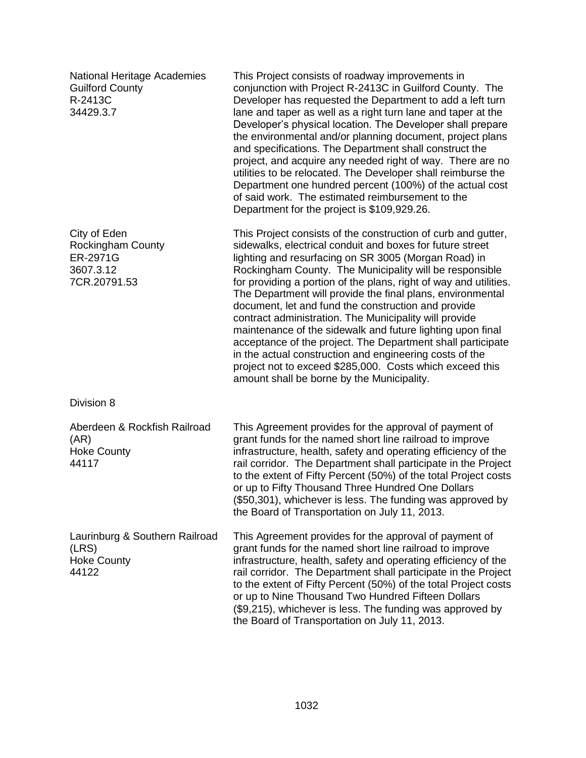| | |
|---|---|
| National Heritage Academies<br>Guilford County<br>R-2413C<br>34429.3.7 | This Project consists of roadway improvements in conjunction with Project R-2413C in Guilford County. The Developer has requested the Department to add a left turn lane and taper as well as a right turn lane and taper at the Developer's physical location. The Developer shall prepare the environmental and/or planning document, project plans and specifications. The Department shall construct the project, and acquire any needed right of way. There are no utilities to be relocated. The Developer shall reimburse the Department one hundred percent (100%) of the actual cost of said work. The estimated reimbursement to the Department for the project is $109,929.26. |
| City of Eden<br>Rockingham County<br>ER-2971G<br>3607.3.12<br>7CR.20791.53 | This Project consists of the construction of curb and gutter, sidewalks, electrical conduit and boxes for future street lighting and resurfacing on SR 3005 (Morgan Road) in Rockingham County. The Municipality will be responsible for providing a portion of the plans, right of way and utilities. The Department will provide the final plans, environmental document, let and fund the construction and provide contract administration. The Municipality will provide maintenance of the sidewalk and future lighting upon final acceptance of the project. The Department shall participate in the actual construction and engineering costs of the project not to exceed $285,000. Costs which exceed this amount shall be borne by the Municipality. |

Division 8

| | |
|---|---|
| Aberdeen & Rockfish Railroad (AR)<br>Hoke County<br>44117 | This Agreement provides for the approval of payment of grant funds for the named short line railroad to improve infrastructure, health, safety and operating efficiency of the rail corridor. The Department shall participate in the Project to the extent of Fifty Percent (50%) of the total Project costs or up to Fifty Thousand Three Hundred One Dollars ($50,301), whichever is less. The funding was approved by the Board of Transportation on July 11, 2013. |
| Laurinburg & Southern Railroad (LRS)<br>Hoke County<br>44122 | This Agreement provides for the approval of payment of grant funds for the named short line railroad to improve infrastructure, health, safety and operating efficiency of the rail corridor. The Department shall participate in the Project to the extent of Fifty Percent (50%) of the total Project costs or up to Nine Thousand Two Hundred Fifteen Dollars ($9,215), whichever is less. The funding was approved by the Board of Transportation on July 11, 2013. |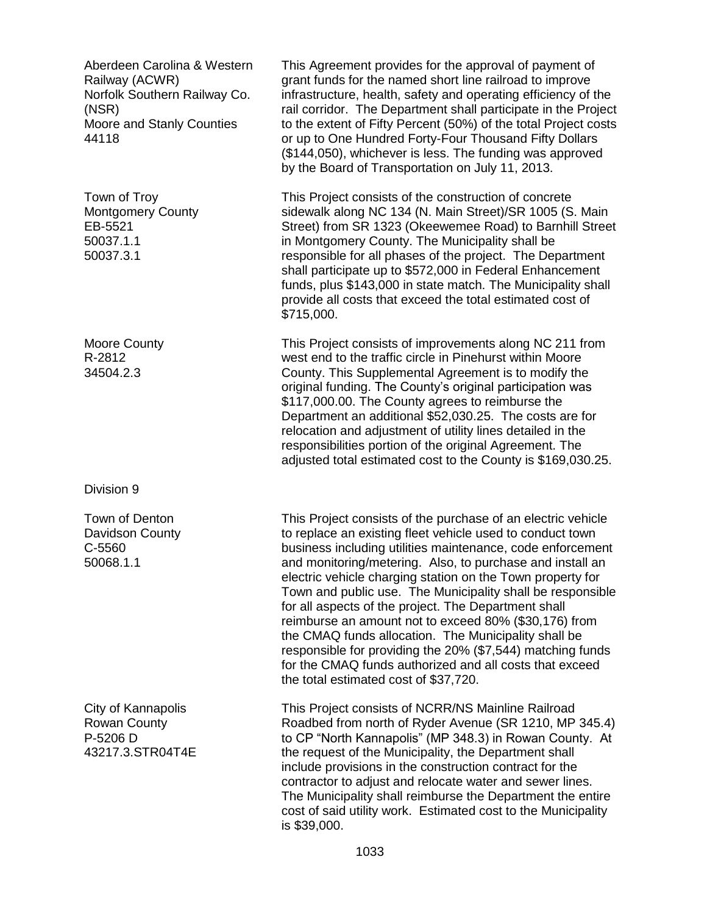| | |
|---|---|
| Aberdeen Carolina & Western Railway (ACWR)<br>Norfolk Southern Railway Co. (NSR)<br>Moore and Stanly Counties<br>44118 | This Agreement provides for the approval of payment of grant funds for the named short line railroad to improve infrastructure, health, safety and operating efficiency of the rail corridor. The Department shall participate in the Project to the extent of Fifty Percent (50%) of the total Project costs or up to One Hundred Forty-Four Thousand Fifty Dollars ($144,050), whichever is less. The funding was approved by the Board of Transportation on July 11, 2013. |
| Town of Troy<br>Montgomery County<br>EB-5521<br>50037.1.1<br>50037.3.1 | This Project consists of the construction of concrete sidewalk along NC 134 (N. Main Street)/SR 1005 (S. Main Street) from SR 1323 (Okeewemee Road) to Barnhill Street in Montgomery County. The Municipality shall be responsible for all phases of the project. The Department shall participate up to $572,000 in Federal Enhancement funds, plus $143,000 in state match. The Municipality shall provide all costs that exceed the total estimated cost of $715,000. |
| Moore County<br>R-2812<br>34504.2.3 | This Project consists of improvements along NC 211 from west end to the traffic circle in Pinehurst within Moore County. This Supplemental Agreement is to modify the original funding. The County's original participation was $117,000.00. The County agrees to reimburse the Department an additional $52,030.25. The costs are for relocation and adjustment of utility lines detailed in the responsibilities portion of the original Agreement. The adjusted total estimated cost to the County is $169,030.25. |

Division 9

| | |
|---|---|
| Town of Denton<br>Davidson County<br>C-5560<br>50068.1.1 | This Project consists of the purchase of an electric vehicle to replace an existing fleet vehicle used to conduct town business including utilities maintenance, code enforcement and monitoring/metering. Also, to purchase and install an electric vehicle charging station on the Town property for Town and public use. The Municipality shall be responsible for all aspects of the project. The Department shall reimburse an amount not to exceed 80% ($30,176) from the CMAQ funds allocation. The Municipality shall be responsible for providing the 20% ($7,544) matching funds for the CMAQ funds authorized and all costs that exceed the total estimated cost of $37,720. |
| City of Kannapolis<br>Rowan County<br>P-5206 D<br>43217.3.STR04T4E | This Project consists of NCRR/NS Mainline Railroad Roadbed from north of Ryder Avenue (SR 1210, MP 345.4) to CP "North Kannapolis" (MP 348.3) in Rowan County. At the request of the Municipality, the Department shall include provisions in the construction contract for the contractor to adjust and relocate water and sewer lines. The Municipality shall reimburse the Department the entire cost of said utility work. Estimated cost to the Municipality is $39,000. |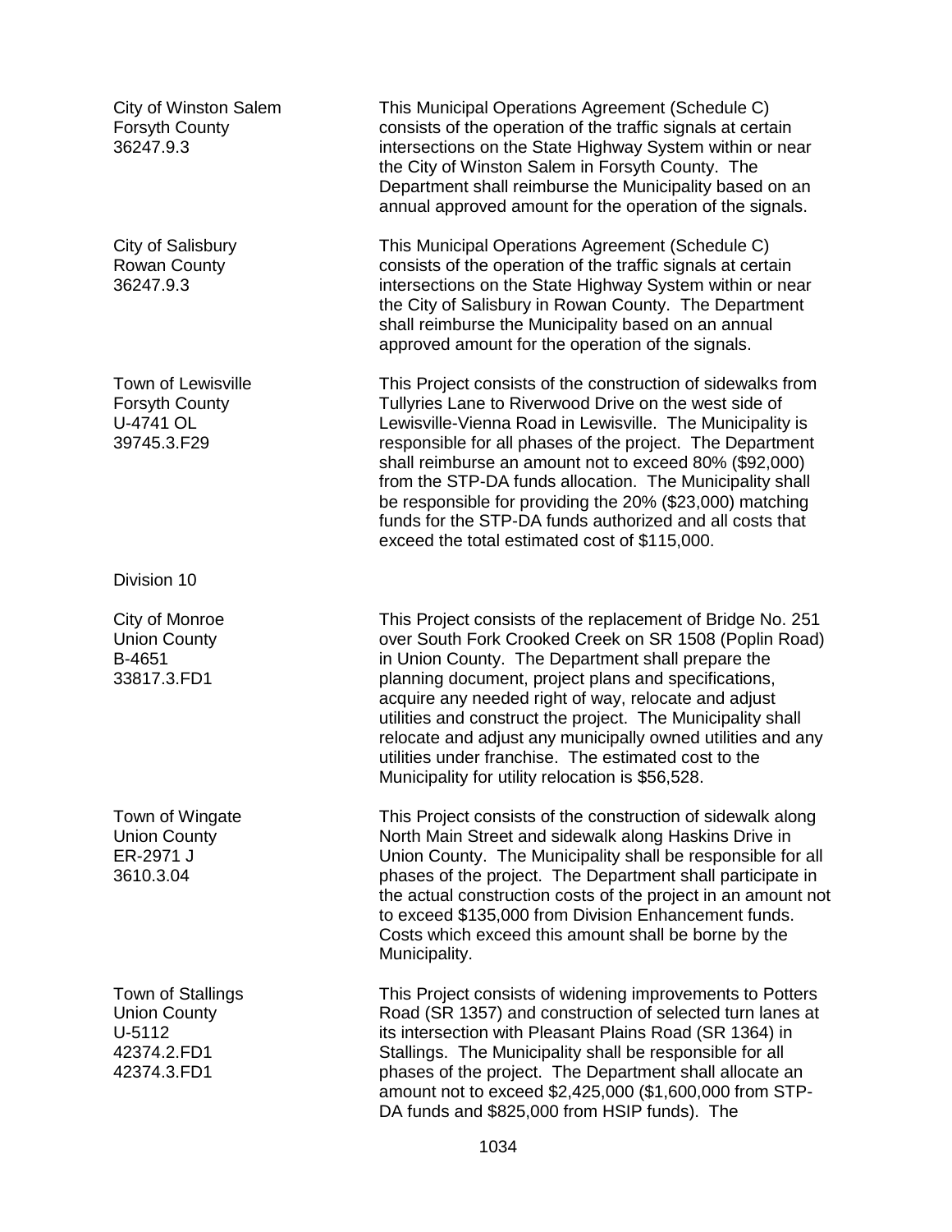City of Winston Salem
Forsyth County
36247.9.3

This Municipal Operations Agreement (Schedule C) consists of the operation of the traffic signals at certain intersections on the State Highway System within or near the City of Winston Salem in Forsyth County. The Department shall reimburse the Municipality based on an annual approved amount for the operation of the signals.

City of Salisbury
Rowan County
36247.9.3

This Municipal Operations Agreement (Schedule C) consists of the operation of the traffic signals at certain intersections on the State Highway System within or near the City of Salisbury in Rowan County. The Department shall reimburse the Municipality based on an annual approved amount for the operation of the signals.

Town of Lewisville
Forsyth County
U-4741 OL
39745.3.F29

This Project consists of the construction of sidewalks from Tullyries Lane to Riverwood Drive on the west side of Lewisville-Vienna Road in Lewisville. The Municipality is responsible for all phases of the project. The Department shall reimburse an amount not to exceed 80% ($92,000) from the STP-DA funds allocation. The Municipality shall be responsible for providing the 20% ($23,000) matching funds for the STP-DA funds authorized and all costs that exceed the total estimated cost of $115,000.

Division 10

City of Monroe
Union County
B-4651
33817.3.FD1

This Project consists of the replacement of Bridge No. 251 over South Fork Crooked Creek on SR 1508 (Poplin Road) in Union County. The Department shall prepare the planning document, project plans and specifications, acquire any needed right of way, relocate and adjust utilities and construct the project. The Municipality shall relocate and adjust any municipally owned utilities and any utilities under franchise. The estimated cost to the Municipality for utility relocation is $56,528.

Town of Wingate
Union County
ER-2971 J
3610.3.04

This Project consists of the construction of sidewalk along North Main Street and sidewalk along Haskins Drive in Union County. The Municipality shall be responsible for all phases of the project. The Department shall participate in the actual construction costs of the project in an amount not to exceed $135,000 from Division Enhancement funds. Costs which exceed this amount shall be borne by the Municipality.

Town of Stallings
Union County
U-5112
42374.2.FD1
42374.3.FD1

This Project consists of widening improvements to Potters Road (SR 1357) and construction of selected turn lanes at its intersection with Pleasant Plains Road (SR 1364) in Stallings. The Municipality shall be responsible for all phases of the project. The Department shall allocate an amount not to exceed $2,425,000 ($1,600,000 from STP-DA funds and $825,000 from HSIP funds). The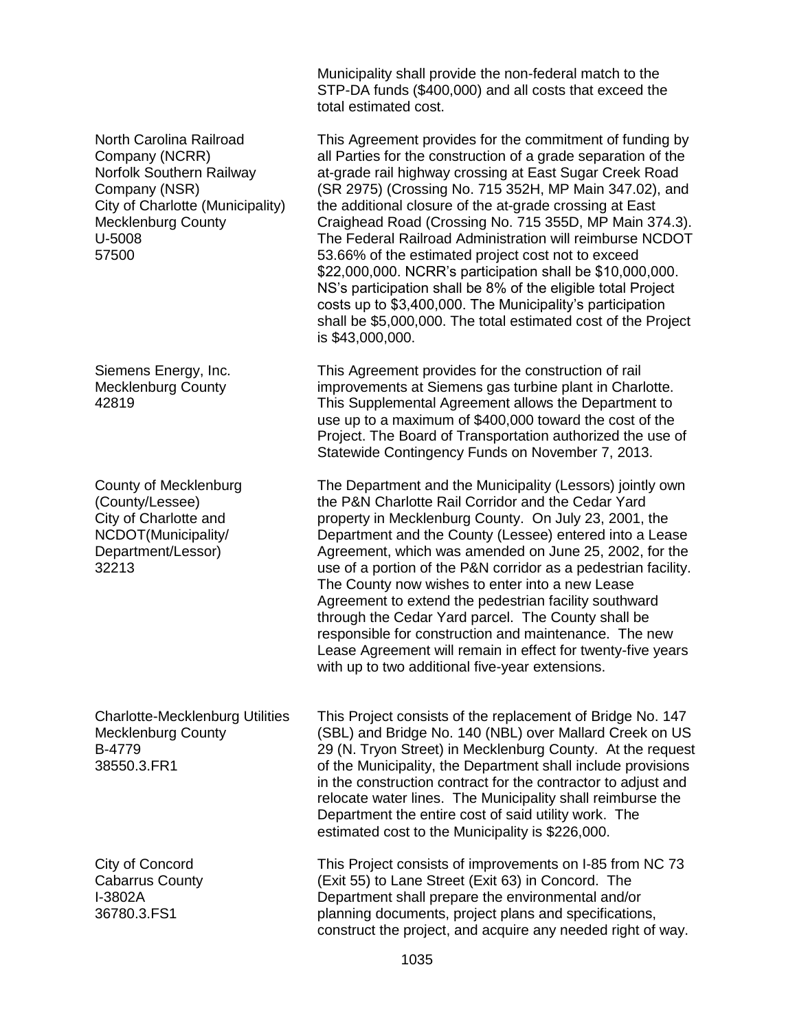| | |
|---|---|
| | Municipality shall provide the non-federal match to the STP-DA funds ($400,000) and all costs that exceed the total estimated cost. |
| North Carolina Railroad Company (NCRR)<br>Norfolk Southern Railway Company (NSR)<br>City of Charlotte (Municipality)<br>Mecklenburg County<br>U-5008<br>57500 | This Agreement provides for the commitment of funding by all Parties for the construction of a grade separation of the at-grade rail highway crossing at East Sugar Creek Road (SR 2975) (Crossing No. 715 352H, MP Main 347.02), and the additional closure of the at-grade crossing at East Craighead Road (Crossing No. 715 355D, MP Main 374.3). The Federal Railroad Administration will reimburse NCDOT 53.66% of the estimated project cost not to exceed $22,000,000. NCRR's participation shall be $10,000,000. NS's participation shall be 8% of the eligible total Project costs up to $3,400,000. The Municipality's participation shall be $5,000,000. The total estimated cost of the Project is $43,000,000. |
| Siemens Energy, Inc.<br>Mecklenburg County<br>42819 | This Agreement provides for the construction of rail improvements at Siemens gas turbine plant in Charlotte. This Supplemental Agreement allows the Department to use up to a maximum of $400,000 toward the cost of the Project. The Board of Transportation authorized the use of Statewide Contingency Funds on November 7, 2013. |
| County of Mecklenburg (County/Lessee)<br>City of Charlotte and NCDOT(Municipality/ Department/Lessor)<br>32213 | The Department and the Municipality (Lessors) jointly own the P&N Charlotte Rail Corridor and the Cedar Yard property in Mecklenburg County. On July 23, 2001, the Department and the County (Lessee) entered into a Lease Agreement, which was amended on June 25, 2002, for the use of a portion of the P&N corridor as a pedestrian facility. The County now wishes to enter into a new Lease Agreement to extend the pedestrian facility southward through the Cedar Yard parcel. The County shall be responsible for construction and maintenance. The new Lease Agreement will remain in effect for twenty-five years with up to two additional five-year extensions. |
| Charlotte-Mecklenburg Utilities<br>Mecklenburg County<br>B-4779<br>38550.3.FR1 | This Project consists of the replacement of Bridge No. 147 (SBL) and Bridge No. 140 (NBL) over Mallard Creek on US 29 (N. Tryon Street) in Mecklenburg County. At the request of the Municipality, the Department shall include provisions in the construction contract for the contractor to adjust and relocate water lines. The Municipality shall reimburse the Department the entire cost of said utility work. The estimated cost to the Municipality is $226,000. |
| City of Concord<br>Cabarrus County<br>I-3802A<br>36780.3.FS1 | This Project consists of improvements on I-85 from NC 73 (Exit 55) to Lane Street (Exit 63) in Concord. The Department shall prepare the environmental and/or planning documents, project plans and specifications, construct the project, and acquire any needed right of way. |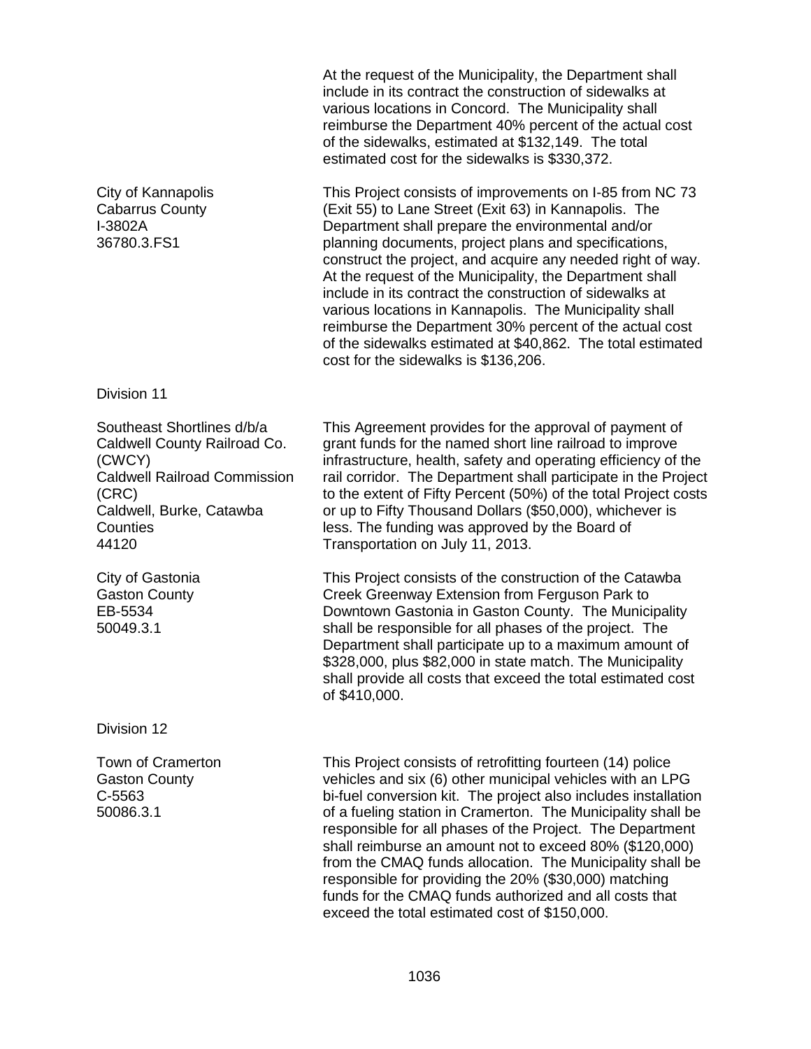At the request of the Municipality, the Department shall include in its contract the construction of sidewalks at various locations in Concord. The Municipality shall reimburse the Department 40% percent of the actual cost of the sidewalks, estimated at $132,149. The total estimated cost for the sidewalks is $330,372.

| | |
|---|---|
| City of Kannapolis<br>Cabarrus County<br>I-3802A<br>36780.3.FS1 | This Project consists of improvements on I-85 from NC 73 (Exit 55) to Lane Street (Exit 63) in Kannapolis. The Department shall prepare the environmental and/or planning documents, project plans and specifications, construct the project, and acquire any needed right of way. At the request of the Municipality, the Department shall include in its contract the construction of sidewalks at various locations in Kannapolis. The Municipality shall reimburse the Department 30% percent of the actual cost of the sidewalks estimated at $40,862. The total estimated cost for the sidewalks is $136,206. |

Division 11

| | |
|---|---|
| Southeast Shortlines d/b/a Caldwell County Railroad Co. (CWCY)<br>Caldwell Railroad Commission (CRC)<br>Caldwell, Burke, Catawba Counties<br>44120 | This Agreement provides for the approval of payment of grant funds for the named short line railroad to improve infrastructure, health, safety and operating efficiency of the rail corridor. The Department shall participate in the Project to the extent of Fifty Percent (50%) of the total Project costs or up to Fifty Thousand Dollars ($50,000), whichever is less. The funding was approved by the Board of Transportation on July 11, 2013. |
| City of Gastonia<br>Gaston County<br>EB-5534<br>50049.3.1 | This Project consists of the construction of the Catawba Creek Greenway Extension from Ferguson Park to Downtown Gastonia in Gaston County. The Municipality shall be responsible for all phases of the project. The Department shall participate up to a maximum amount of $328,000, plus $82,000 in state match. The Municipality shall provide all costs that exceed the total estimated cost of $410,000. |

Division 12

| | |
|---|---|
| Town of Cramerton<br>Gaston County<br>C-5563<br>50086.3.1 | This Project consists of retrofitting fourteen (14) police vehicles and six (6) other municipal vehicles with an LPG bi-fuel conversion kit. The project also includes installation of a fueling station in Cramerton. The Municipality shall be responsible for all phases of the Project. The Department shall reimburse an amount not to exceed 80% ($120,000) from the CMAQ funds allocation. The Municipality shall be responsible for providing the 20% ($30,000) matching funds for the CMAQ funds authorized and all costs that exceed the total estimated cost of $150,000. |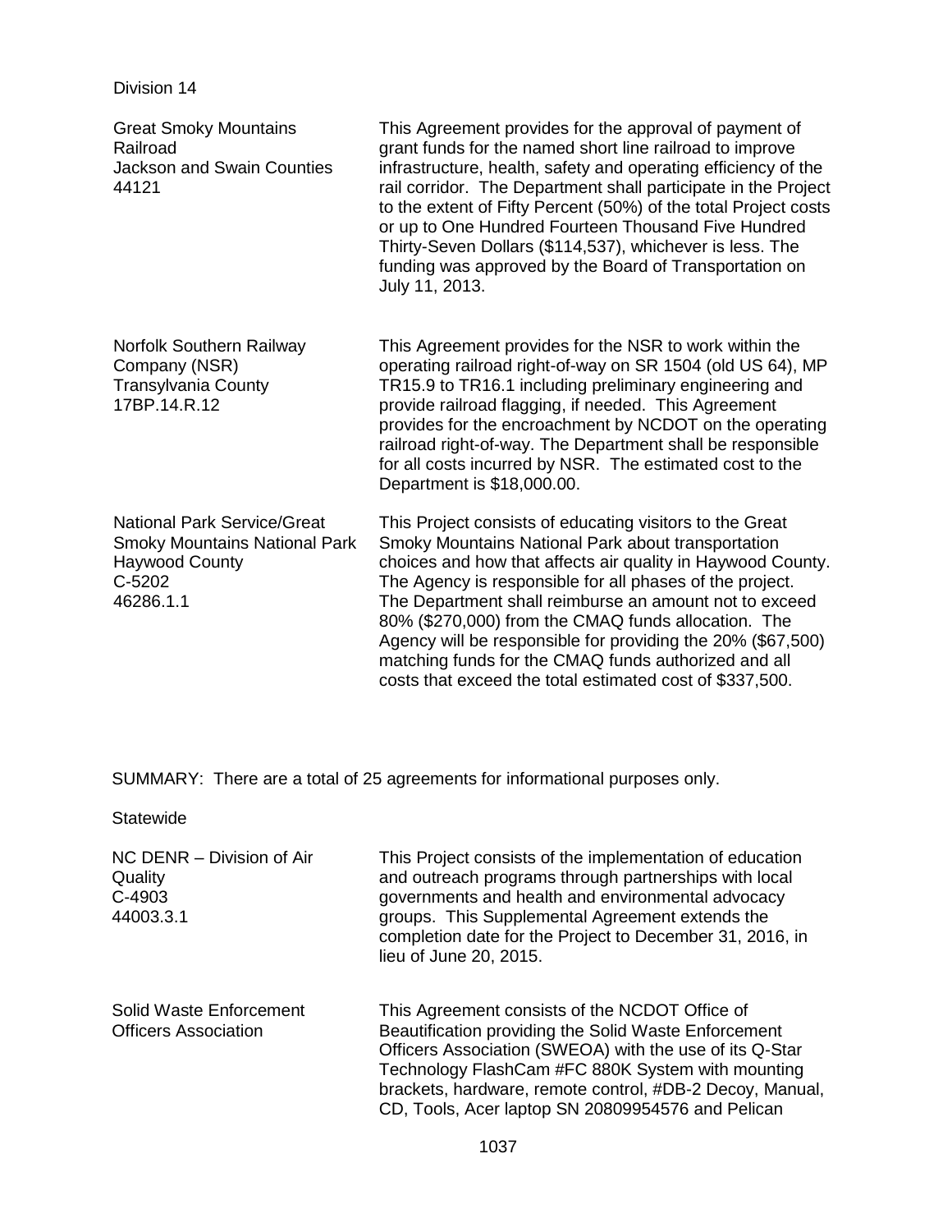Division 14

| | |
|---|---|
| Great Smoky Mountains Railroad<br>Jackson and Swain Counties<br>44121 | This Agreement provides for the approval of payment of grant funds for the named short line railroad to improve infrastructure, health, safety and operating efficiency of the rail corridor. The Department shall participate in the Project to the extent of Fifty Percent (50%) of the total Project costs or up to One Hundred Fourteen Thousand Five Hundred Thirty-Seven Dollars ($114,537), whichever is less. The funding was approved by the Board of Transportation on July 11, 2013. |
| Norfolk Southern Railway Company (NSR)<br>Transylvania County<br>17BP.14.R.12 | This Agreement provides for the NSR to work within the operating railroad right-of-way on SR 1504 (old US 64), MP TR15.9 to TR16.1 including preliminary engineering and provide railroad flagging, if needed. This Agreement provides for the encroachment by NCDOT on the operating railroad right-of-way. The Department shall be responsible for all costs incurred by NSR. The estimated cost to the Department is $18,000.00. |
| National Park Service/Great Smoky Mountains National Park<br>Haywood County<br>C-5202<br>46286.1.1 | This Project consists of educating visitors to the Great Smoky Mountains National Park about transportation choices and how that affects air quality in Haywood County. The Agency is responsible for all phases of the project. The Department shall reimburse an amount not to exceed 80% ($270,000) from the CMAQ funds allocation. The Agency will be responsible for providing the 20% ($67,500) matching funds for the CMAQ funds authorized and all costs that exceed the total estimated cost of $337,500. |

SUMMARY: There are a total of 25 agreements for informational purposes only.

Statewide

| | |
|---|---|
| NC DENR – Division of Air Quality<br>C-4903<br>44003.3.1 | This Project consists of the implementation of education and outreach programs through partnerships with local governments and health and environmental advocacy groups. This Supplemental Agreement extends the completion date for the Project to December 31, 2016, in lieu of June 20, 2015. |
| Solid Waste Enforcement Officers Association | This Agreement consists of the NCDOT Office of Beautification providing the Solid Waste Enforcement Officers Association (SWEOA) with the use of its Q-Star Technology FlashCam #FC 880K System with mounting brackets, hardware, remote control, #DB-2 Decoy, Manual, CD, Tools, Acer laptop SN 20809954576 and Pelican |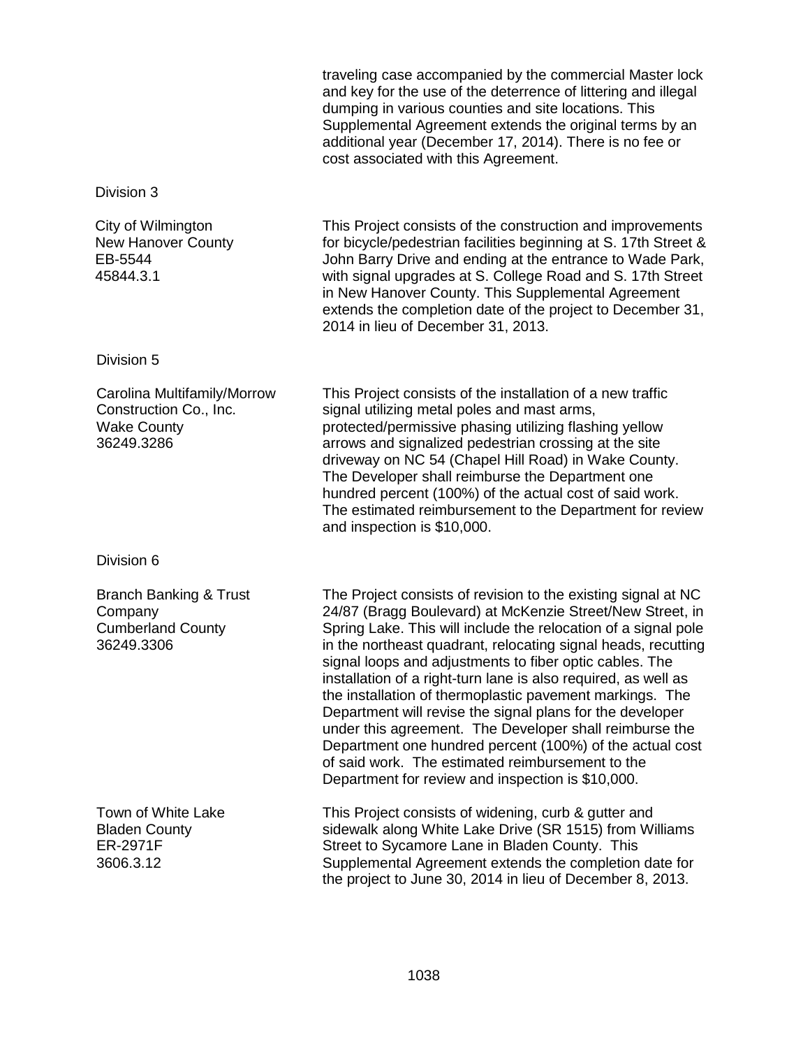traveling case accompanied by the commercial Master lock and key for the use of the deterrence of littering and illegal dumping in various counties and site locations. This Supplemental Agreement extends the original terms by an additional year (December 17, 2014). There is no fee or cost associated with this Agreement.

Division 3

City of Wilmington
New Hanover County
EB-5544
45844.3.1

This Project consists of the construction and improvements for bicycle/pedestrian facilities beginning at S. 17th Street & John Barry Drive and ending at the entrance to Wade Park, with signal upgrades at S. College Road and S. 17th Street in New Hanover County. This Supplemental Agreement extends the completion date of the project to December 31, 2014 in lieu of December 31, 2013.

Division 5

Carolina Multifamily/Morrow Construction Co., Inc.
Wake County
36249.3286

This Project consists of the installation of a new traffic signal utilizing metal poles and mast arms, protected/permissive phasing utilizing flashing yellow arrows and signalized pedestrian crossing at the site driveway on NC 54 (Chapel Hill Road) in Wake County. The Developer shall reimburse the Department one hundred percent (100%) of the actual cost of said work. The estimated reimbursement to the Department for review and inspection is $10,000.

Division 6

Branch Banking & Trust Company
Cumberland County
36249.3306

The Project consists of revision to the existing signal at NC 24/87 (Bragg Boulevard) at McKenzie Street/New Street, in Spring Lake. This will include the relocation of a signal pole in the northeast quadrant, relocating signal heads, recutting signal loops and adjustments to fiber optic cables. The installation of a right-turn lane is also required, as well as the installation of thermoplastic pavement markings. The Department will revise the signal plans for the developer under this agreement. The Developer shall reimburse the Department one hundred percent (100%) of the actual cost of said work. The estimated reimbursement to the Department for review and inspection is $10,000.

Town of White Lake
Bladen County
ER-2971F
3606.3.12

This Project consists of widening, curb & gutter and sidewalk along White Lake Drive (SR 1515) from Williams Street to Sycamore Lane in Bladen County. This Supplemental Agreement extends the completion date for the project to June 30, 2014 in lieu of December 8, 2013.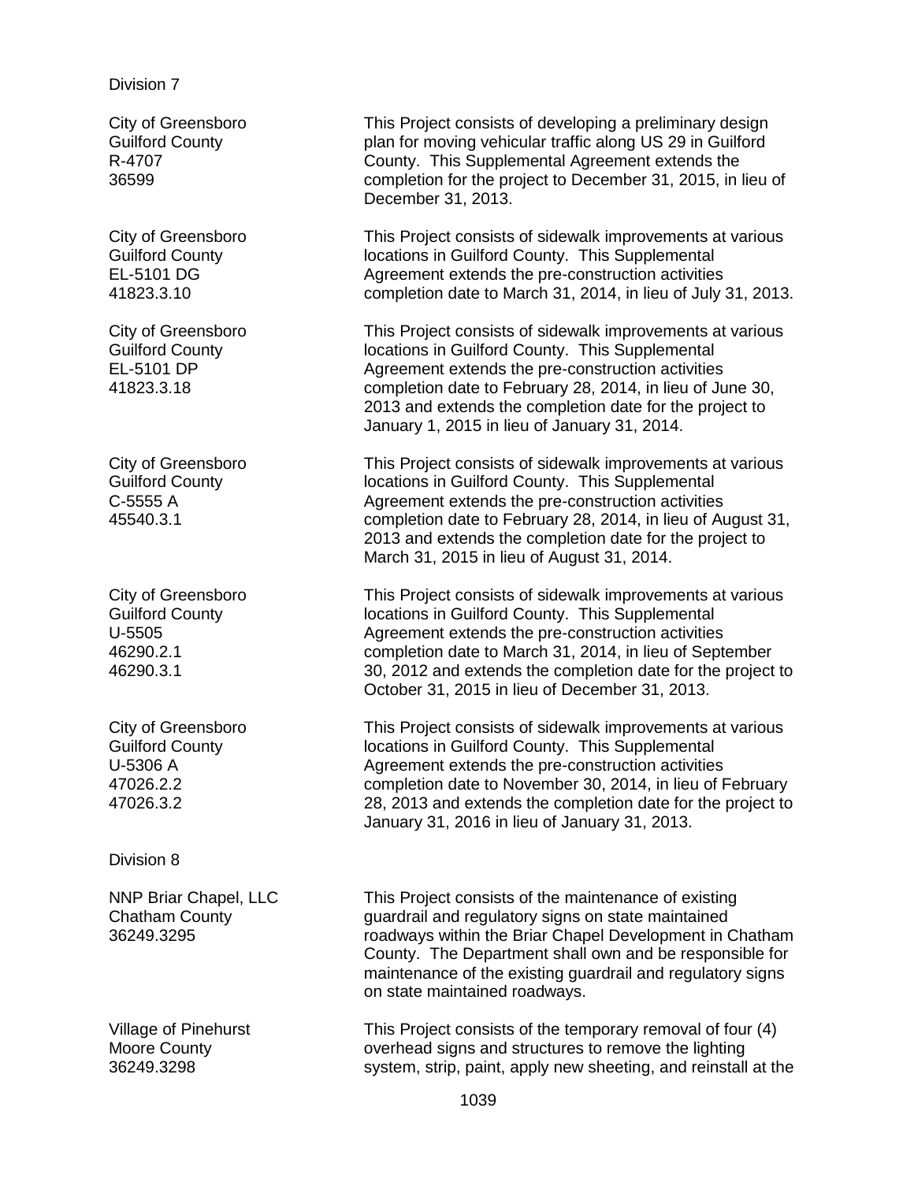Division 7

| | |
|---|---|
| City of Greensboro<br>Guilford County<br>R-4707<br>36599 | This Project consists of developing a preliminary design plan for moving vehicular traffic along US 29 in Guilford County. This Supplemental Agreement extends the completion for the project to December 31, 2015, in lieu of December 31, 2013. |
| City of Greensboro<br>Guilford County<br>EL-5101 DG<br>41823.3.10 | This Project consists of sidewalk improvements at various locations in Guilford County. This Supplemental Agreement extends the pre-construction activities completion date to March 31, 2014, in lieu of July 31, 2013. |
| City of Greensboro<br>Guilford County<br>EL-5101 DP<br>41823.3.18 | This Project consists of sidewalk improvements at various locations in Guilford County. This Supplemental Agreement extends the pre-construction activities completion date to February 28, 2014, in lieu of June 30, 2013 and extends the completion date for the project to January 1, 2015 in lieu of January 31, 2014. |
| City of Greensboro<br>Guilford County<br>C-5555 A<br>45540.3.1 | This Project consists of sidewalk improvements at various locations in Guilford County. This Supplemental Agreement extends the pre-construction activities completion date to February 28, 2014, in lieu of August 31, 2013 and extends the completion date for the project to March 31, 2015 in lieu of August 31, 2014. |
| City of Greensboro<br>Guilford County<br>U-5505<br>46290.2.1<br>46290.3.1 | This Project consists of sidewalk improvements at various locations in Guilford County. This Supplemental Agreement extends the pre-construction activities completion date to March 31, 2014, in lieu of September 30, 2012 and extends the completion date for the project to October 31, 2015 in lieu of December 31, 2013. |
| City of Greensboro<br>Guilford County<br>U-5306 A<br>47026.2.2<br>47026.3.2 | This Project consists of sidewalk improvements at various locations in Guilford County. This Supplemental Agreement extends the pre-construction activities completion date to November 30, 2014, in lieu of February 28, 2013 and extends the completion date for the project to January 31, 2016 in lieu of January 31, 2013. |

Division 8

| | |
|---|---|
| NNP Briar Chapel, LLC<br>Chatham County<br>36249.3295 | This Project consists of the maintenance of existing guardrail and regulatory signs on state maintained roadways within the Briar Chapel Development in Chatham County. The Department shall own and be responsible for maintenance of the existing guardrail and regulatory signs on state maintained roadways. |
| Village of Pinehurst<br>Moore County<br>36249.3298 | This Project consists of the temporary removal of four (4) overhead signs and structures to remove the lighting system, strip, paint, apply new sheeting, and reinstall at the |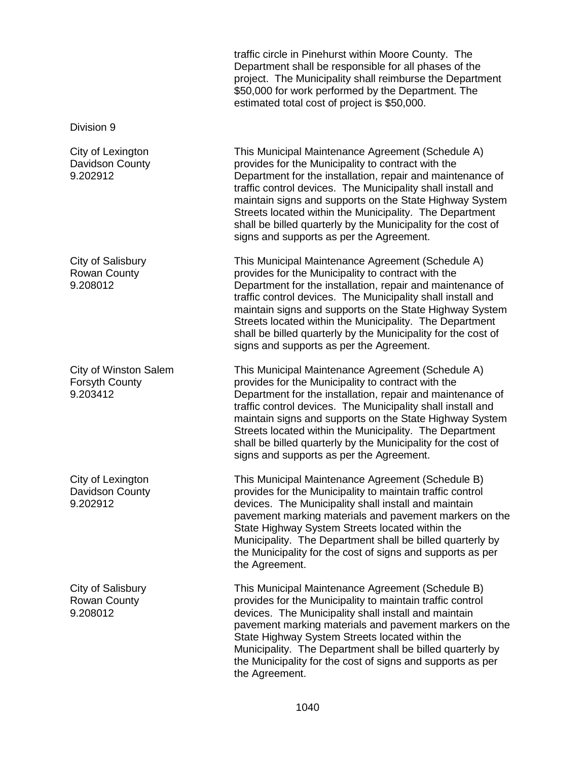traffic circle in Pinehurst within Moore County. The Department shall be responsible for all phases of the project. The Municipality shall reimburse the Department $50,000 for work performed by the Department. The estimated total cost of project is $50,000.

Division 9

| | |
|---|---|
| City of Lexington<br>Davidson County<br>9.202912 | This Municipal Maintenance Agreement (Schedule A) provides for the Municipality to contract with the Department for the installation, repair and maintenance of traffic control devices. The Municipality shall install and maintain signs and supports on the State Highway System Streets located within the Municipality. The Department shall be billed quarterly by the Municipality for the cost of signs and supports as per the Agreement. |
| City of Salisbury<br>Rowan County<br>9.208012 | This Municipal Maintenance Agreement (Schedule A) provides for the Municipality to contract with the Department for the installation, repair and maintenance of traffic control devices. The Municipality shall install and maintain signs and supports on the State Highway System Streets located within the Municipality. The Department shall be billed quarterly by the Municipality for the cost of signs and supports as per the Agreement. |
| City of Winston Salem<br>Forsyth County<br>9.203412 | This Municipal Maintenance Agreement (Schedule A) provides for the Municipality to contract with the Department for the installation, repair and maintenance of traffic control devices. The Municipality shall install and maintain signs and supports on the State Highway System Streets located within the Municipality. The Department shall be billed quarterly by the Municipality for the cost of signs and supports as per the Agreement. |
| City of Lexington<br>Davidson County<br>9.202912 | This Municipal Maintenance Agreement (Schedule B) provides for the Municipality to maintain traffic control devices. The Municipality shall install and maintain pavement marking materials and pavement markers on the State Highway System Streets located within the Municipality. The Department shall be billed quarterly by the Municipality for the cost of signs and supports as per the Agreement. |
| City of Salisbury<br>Rowan County<br>9.208012 | This Municipal Maintenance Agreement (Schedule B) provides for the Municipality to maintain traffic control devices. The Municipality shall install and maintain pavement marking materials and pavement markers on the State Highway System Streets located within the Municipality. The Department shall be billed quarterly by the Municipality for the cost of signs and supports as per the Agreement. |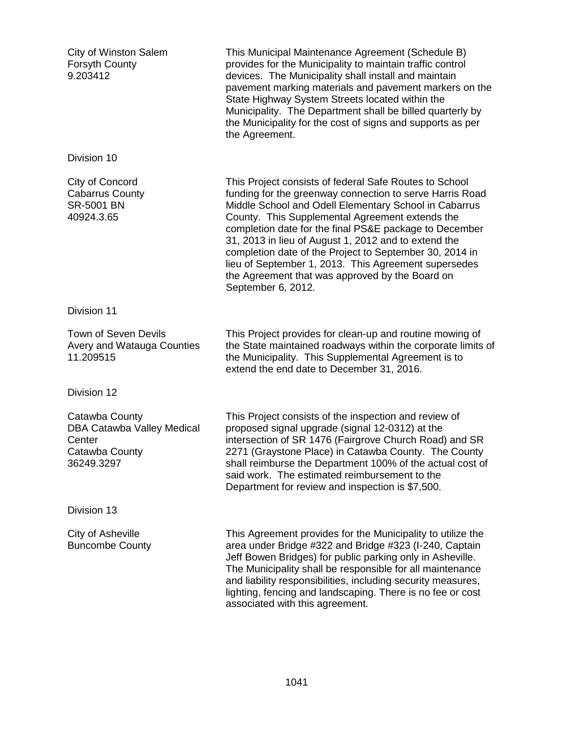City of Winston Salem
Forsyth County
9.203412

This Municipal Maintenance Agreement (Schedule B) provides for the Municipality to maintain traffic control devices. The Municipality shall install and maintain pavement marking materials and pavement markers on the State Highway System Streets located within the Municipality. The Department shall be billed quarterly by the Municipality for the cost of signs and supports as per the Agreement.

Division 10

City of Concord
Cabarrus County
SR-5001 BN
40924.3.65

This Project consists of federal Safe Routes to School funding for the greenway connection to serve Harris Road Middle School and Odell Elementary School in Cabarrus County. This Supplemental Agreement extends the completion date for the final PS&E package to December 31, 2013 in lieu of August 1, 2012 and to extend the completion date of the Project to September 30, 2014 in lieu of September 1, 2013. This Agreement supersedes the Agreement that was approved by the Board on September 6, 2012.

Division 11

Town of Seven Devils
Avery and Watauga Counties
11.209515

This Project provides for clean-up and routine mowing of the State maintained roadways within the corporate limits of the Municipality. This Supplemental Agreement is to extend the end date to December 31, 2016.

Division 12

Catawba County
DBA Catawba Valley Medical Center
Catawba County
36249.3297

This Project consists of the inspection and review of proposed signal upgrade (signal 12-0312) at the intersection of SR 1476 (Fairgrove Church Road) and SR 2271 (Graystone Place) in Catawba County. The County shall reimburse the Department 100% of the actual cost of said work. The estimated reimbursement to the Department for review and inspection is $7,500.

Division 13

City of Asheville
Buncombe County

This Agreement provides for the Municipality to utilize the area under Bridge #322 and Bridge #323 (I-240, Captain Jeff Bowen Bridges) for public parking only in Asheville. The Municipality shall be responsible for all maintenance and liability responsibilities, including security measures, lighting, fencing and landscaping. There is no fee or cost associated with this agreement.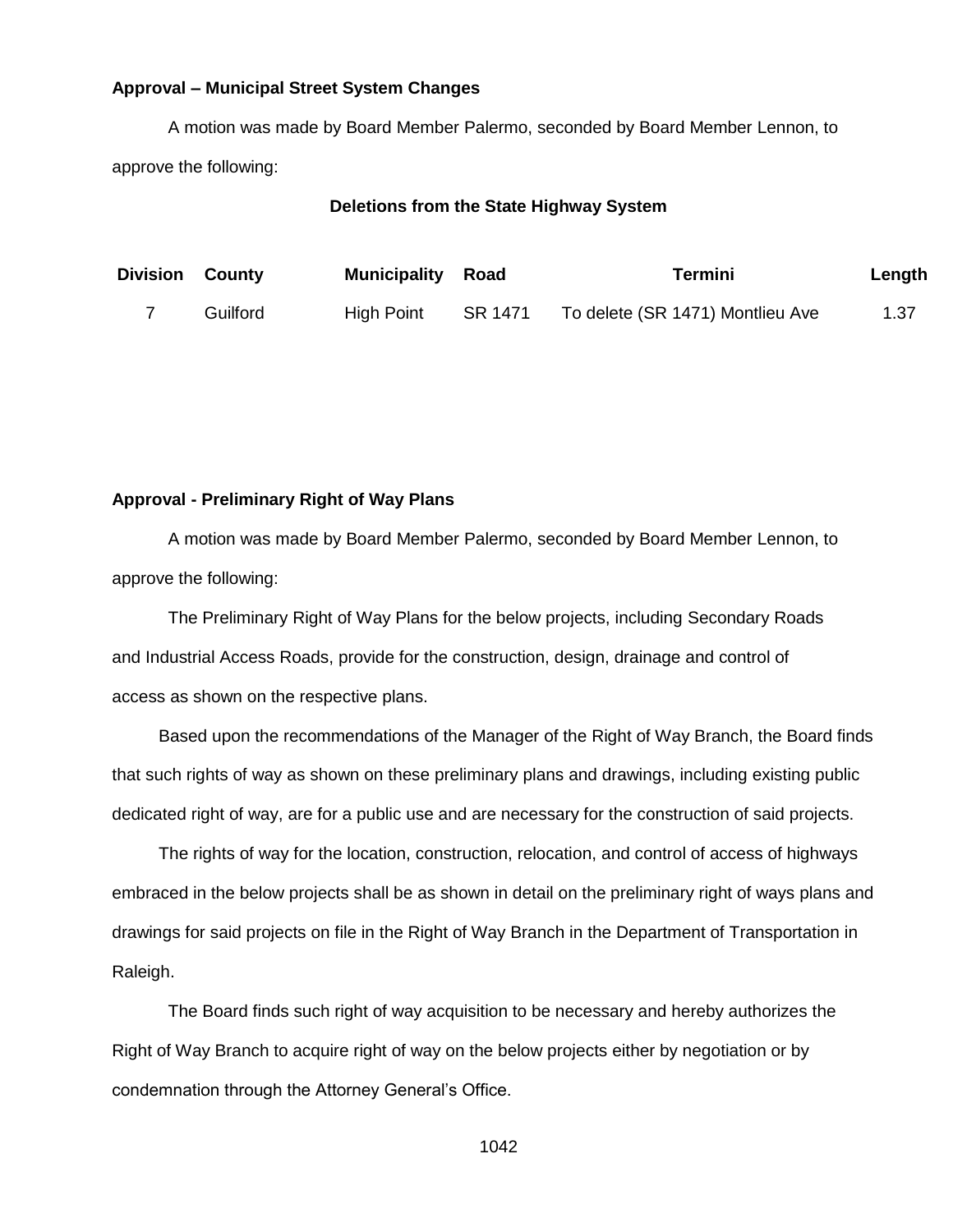**Approval – Municipal Street System Changes**

A motion was made by Board Member Palermo, seconded by Board Member Lennon, to approve the following:

**Deletions from the State Highway System**

| Division | County | Municipality | Road | Termini | Length |
|---|---|---|---|---|---|
| 7 | Guilford | High Point | SR 1471 | To delete (SR 1471) Montlieu Ave | 1.37 |

**Approval - Preliminary Right of Way Plans**

A motion was made by Board Member Palermo, seconded by Board Member Lennon, to approve the following:

The Preliminary Right of Way Plans for the below projects, including Secondary Roads and Industrial Access Roads, provide for the construction, design, drainage and control of access as shown on the respective plans.

Based upon the recommendations of the Manager of the Right of Way Branch, the Board finds that such rights of way as shown on these preliminary plans and drawings, including existing public dedicated right of way, are for a public use and are necessary for the construction of said projects.

The rights of way for the location, construction, relocation, and control of access of highways embraced in the below projects shall be as shown in detail on the preliminary right of ways plans and drawings for said projects on file in the Right of Way Branch in the Department of Transportation in Raleigh.

The Board finds such right of way acquisition to be necessary and hereby authorizes the Right of Way Branch to acquire right of way on the below projects either by negotiation or by condemnation through the Attorney General's Office.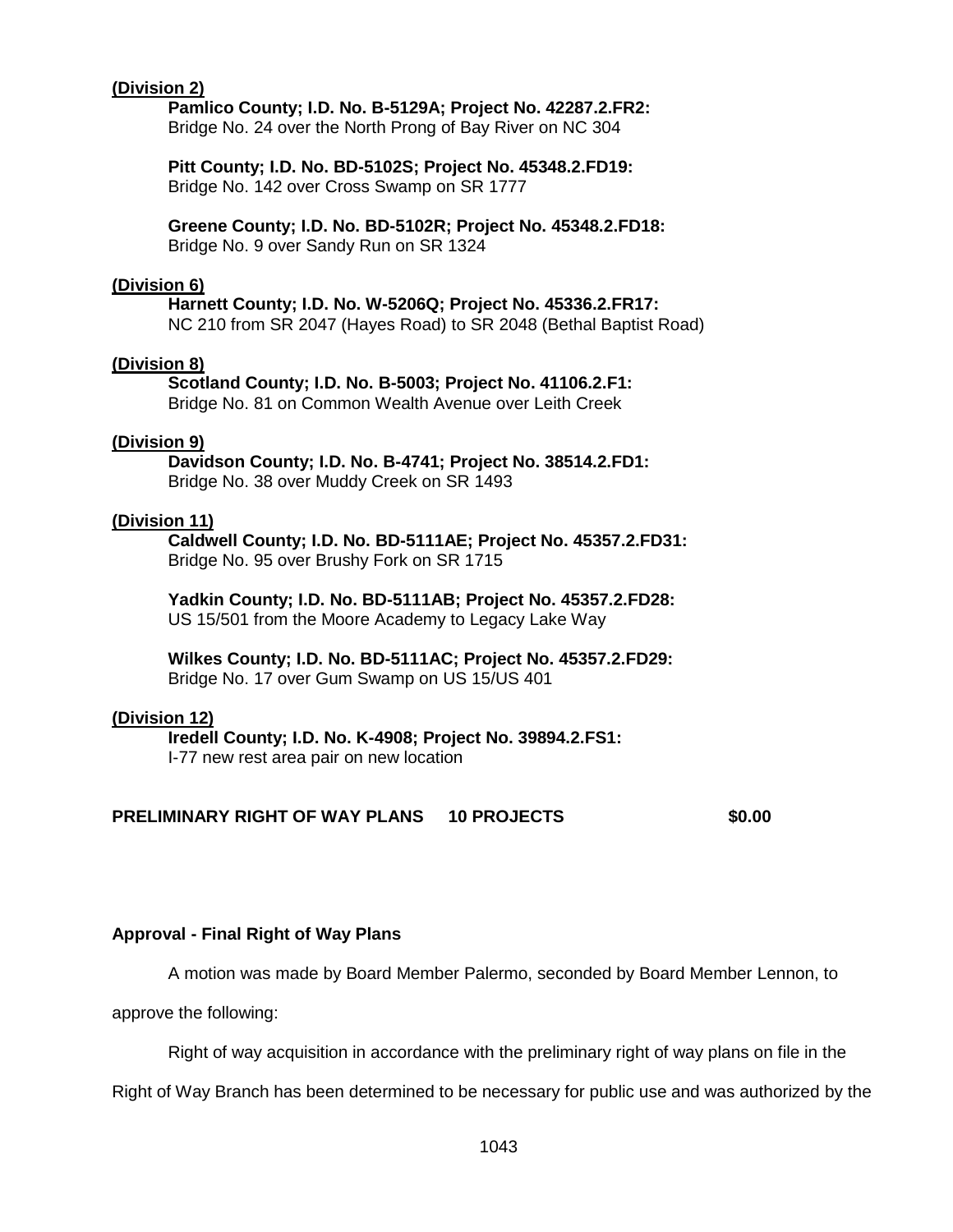**(Division 2)**

**Pamlico County; I.D. No. B-5129A; Project No. 42287.2.FR2:**
Bridge No. 24 over the North Prong of Bay River on NC 304

**Pitt County; I.D. No. BD-5102S; Project No. 45348.2.FD19:**
Bridge No. 142 over Cross Swamp on SR 1777

**Greene County; I.D. No. BD-5102R; Project No. 45348.2.FD18:**
Bridge No. 9 over Sandy Run on SR 1324

**(Division 6)**

**Harnett County; I.D. No. W-5206Q; Project No. 45336.2.FR17:**
NC 210 from SR 2047 (Hayes Road) to SR 2048 (Bethal Baptist Road)

**(Division 8)**

**Scotland County; I.D. No. B-5003; Project No. 41106.2.F1:**
Bridge No. 81 on Common Wealth Avenue over Leith Creek

**(Division 9)**

**Davidson County; I.D. No. B-4741; Project No. 38514.2.FD1:**
Bridge No. 38 over Muddy Creek on SR 1493

**(Division 11)**

**Caldwell County; I.D. No. BD-5111AE; Project No. 45357.2.FD31:**
Bridge No. 95 over Brushy Fork on SR 1715

**Yadkin County; I.D. No. BD-5111AB; Project No. 45357.2.FD28:**
US 15/501 from the Moore Academy to Legacy Lake Way

**Wilkes County; I.D. No. BD-5111AC; Project No. 45357.2.FD29:**
Bridge No. 17 over Gum Swamp on US 15/US 401

**(Division 12)**

**Iredell County; I.D. No. K-4908; Project No. 39894.2.FS1:**
I-77 new rest area pair on new location

**PRELIMINARY RIGHT OF WAY PLANS 10 PROJECTS $0.00**

**Approval - Final Right of Way Plans**

A motion was made by Board Member Palermo, seconded by Board Member Lennon, to approve the following:

Right of way acquisition in accordance with the preliminary right of way plans on file in the Right of Way Branch has been determined to be necessary for public use and was authorized by the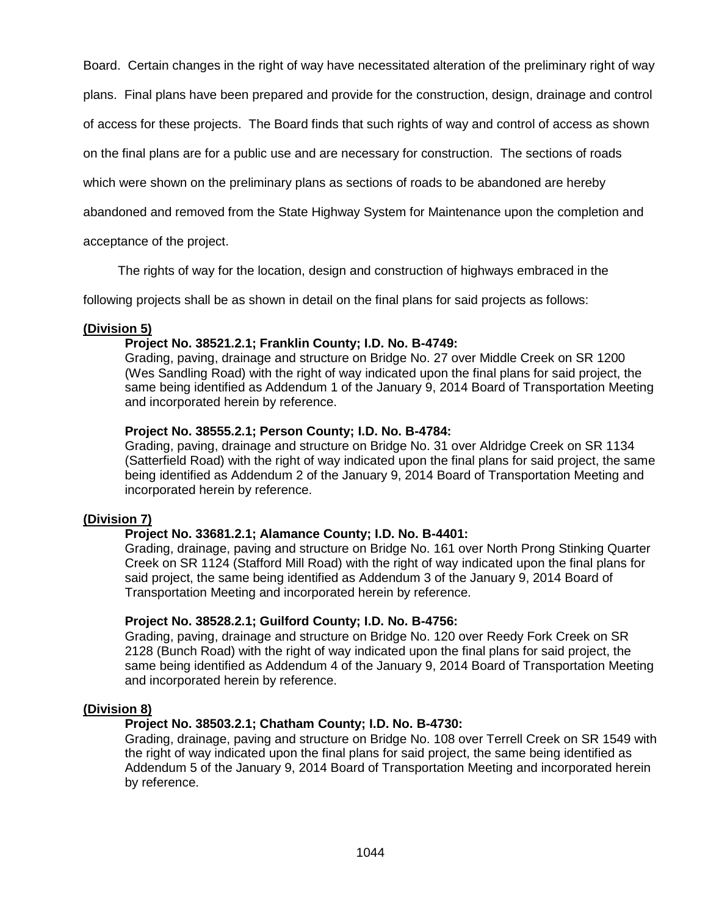Board. Certain changes in the right of way have necessitated alteration of the preliminary right of way plans. Final plans have been prepared and provide for the construction, design, drainage and control of access for these projects. The Board finds that such rights of way and control of access as shown on the final plans are for a public use and are necessary for construction. The sections of roads which were shown on the preliminary plans as sections of roads to be abandoned are hereby abandoned and removed from the State Highway System for Maintenance upon the completion and acceptance of the project.

The rights of way for the location, design and construction of highways embraced in the following projects shall be as shown in detail on the final plans for said projects as follows:

**(Division 5)**

**Project No. 38521.2.1; Franklin County; I.D. No. B-4749:**
Grading, paving, drainage and structure on Bridge No. 27 over Middle Creek on SR 1200 (Wes Sandling Road) with the right of way indicated upon the final plans for said project, the same being identified as Addendum 1 of the January 9, 2014 Board of Transportation Meeting and incorporated herein by reference.

**Project No. 38555.2.1; Person County; I.D. No. B-4784:**
Grading, paving, drainage and structure on Bridge No. 31 over Aldridge Creek on SR 1134 (Satterfield Road) with the right of way indicated upon the final plans for said project, the same being identified as Addendum 2 of the January 9, 2014 Board of Transportation Meeting and incorporated herein by reference.

**(Division 7)**

**Project No. 33681.2.1; Alamance County; I.D. No. B-4401:**
Grading, drainage, paving and structure on Bridge No. 161 over North Prong Stinking Quarter Creek on SR 1124 (Stafford Mill Road) with the right of way indicated upon the final plans for said project, the same being identified as Addendum 3 of the January 9, 2014 Board of Transportation Meeting and incorporated herein by reference.

**Project No. 38528.2.1; Guilford County; I.D. No. B-4756:**
Grading, paving, drainage and structure on Bridge No. 120 over Reedy Fork Creek on SR 2128 (Bunch Road) with the right of way indicated upon the final plans for said project, the same being identified as Addendum 4 of the January 9, 2014 Board of Transportation Meeting and incorporated herein by reference.

**(Division 8)**

**Project No. 38503.2.1; Chatham County; I.D. No. B-4730:**
Grading, drainage, paving and structure on Bridge No. 108 over Terrell Creek on SR 1549 with the right of way indicated upon the final plans for said project, the same being identified as Addendum 5 of the January 9, 2014 Board of Transportation Meeting and incorporated herein by reference.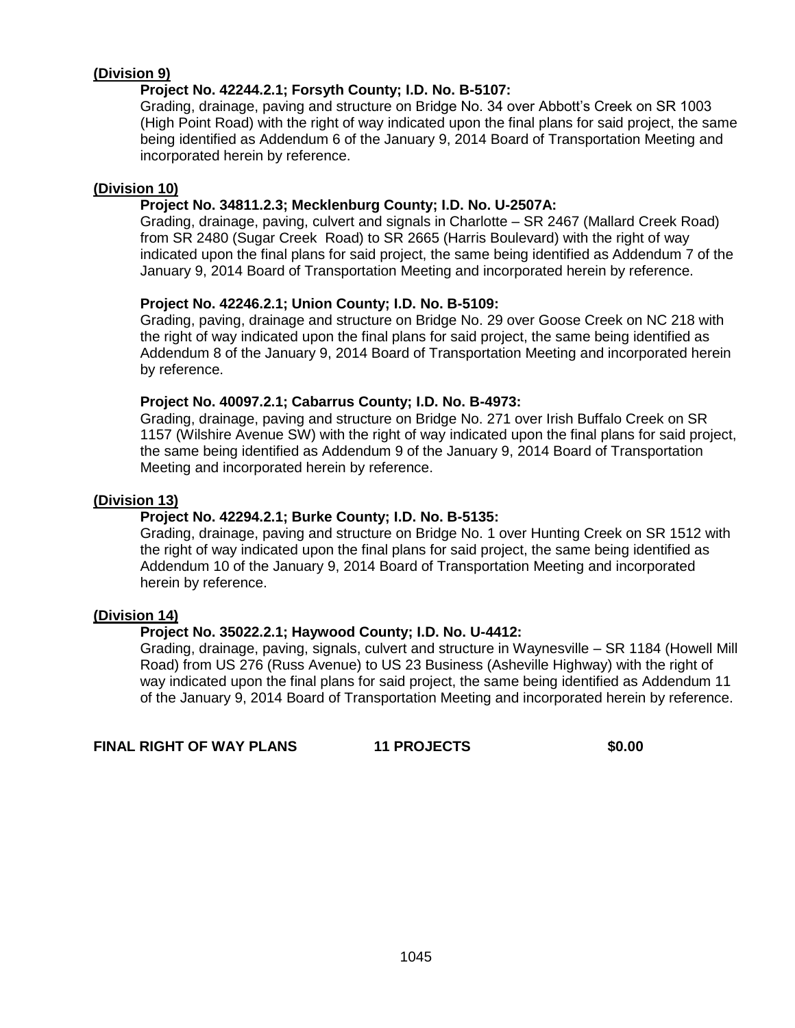**(Division 9)**

**Project No. 42244.2.1; Forsyth County; I.D. No. B-5107:**
Grading, drainage, paving and structure on Bridge No. 34 over Abbott's Creek on SR 1003 (High Point Road) with the right of way indicated upon the final plans for said project, the same being identified as Addendum 6 of the January 9, 2014 Board of Transportation Meeting and incorporated herein by reference.

**(Division 10)**

**Project No. 34811.2.3; Mecklenburg County; I.D. No. U-2507A:**
Grading, drainage, paving, culvert and signals in Charlotte – SR 2467 (Mallard Creek Road) from SR 2480 (Sugar Creek Road) to SR 2665 (Harris Boulevard) with the right of way indicated upon the final plans for said project, the same being identified as Addendum 7 of the January 9, 2014 Board of Transportation Meeting and incorporated herein by reference.

**Project No. 42246.2.1; Union County; I.D. No. B-5109:**
Grading, paving, drainage and structure on Bridge No. 29 over Goose Creek on NC 218 with the right of way indicated upon the final plans for said project, the same being identified as Addendum 8 of the January 9, 2014 Board of Transportation Meeting and incorporated herein by reference.

**Project No. 40097.2.1; Cabarrus County; I.D. No. B-4973:**
Grading, drainage, paving and structure on Bridge No. 271 over Irish Buffalo Creek on SR 1157 (Wilshire Avenue SW) with the right of way indicated upon the final plans for said project, the same being identified as Addendum 9 of the January 9, 2014 Board of Transportation Meeting and incorporated herein by reference.

**(Division 13)**

**Project No. 42294.2.1; Burke County; I.D. No. B-5135:**
Grading, drainage, paving and structure on Bridge No. 1 over Hunting Creek on SR 1512 with the right of way indicated upon the final plans for said project, the same being identified as Addendum 10 of the January 9, 2014 Board of Transportation Meeting and incorporated herein by reference.

**(Division 14)**

**Project No. 35022.2.1; Haywood County; I.D. No. U-4412:**
Grading, drainage, paving, signals, culvert and structure in Waynesville – SR 1184 (Howell Mill Road) from US 276 (Russ Avenue) to US 23 Business (Asheville Highway) with the right of way indicated upon the final plans for said project, the same being identified as Addendum 11 of the January 9, 2014 Board of Transportation Meeting and incorporated herein by reference.

**FINAL RIGHT OF WAY PLANS    11 PROJECTS    $0.00**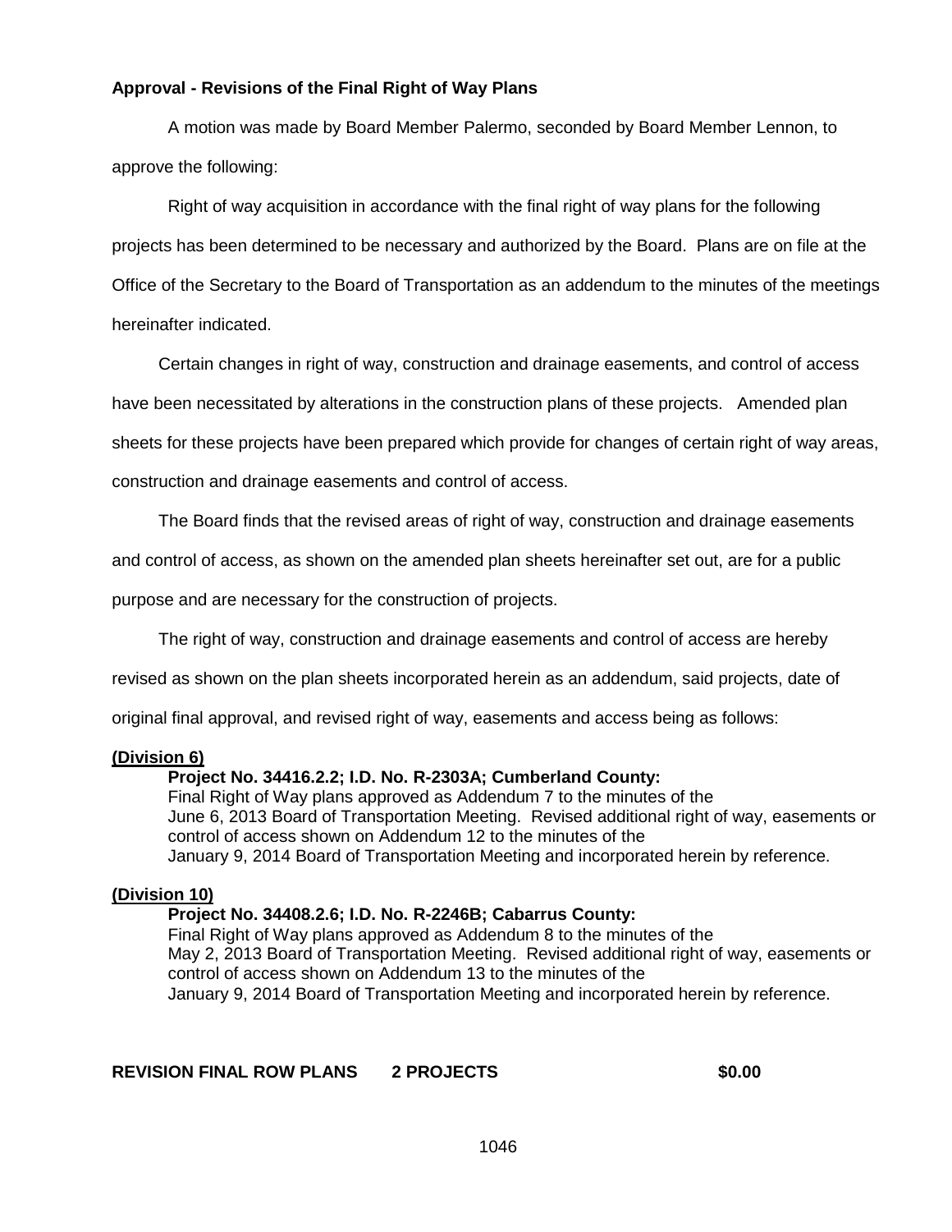**Approval - Revisions of the Final Right of Way Plans**

A motion was made by Board Member Palermo, seconded by Board Member Lennon, to approve the following:

Right of way acquisition in accordance with the final right of way plans for the following projects has been determined to be necessary and authorized by the Board. Plans are on file at the Office of the Secretary to the Board of Transportation as an addendum to the minutes of the meetings hereinafter indicated.

Certain changes in right of way, construction and drainage easements, and control of access have been necessitated by alterations in the construction plans of these projects. Amended plan sheets for these projects have been prepared which provide for changes of certain right of way areas, construction and drainage easements and control of access.

The Board finds that the revised areas of right of way, construction and drainage easements and control of access, as shown on the amended plan sheets hereinafter set out, are for a public purpose and are necessary for the construction of projects.

The right of way, construction and drainage easements and control of access are hereby revised as shown on the plan sheets incorporated herein as an addendum, said projects, date of original final approval, and revised right of way, easements and access being as follows:

**(Division 6)**

**Project No. 34416.2.2; I.D. No. R-2303A; Cumberland County:**
Final Right of Way plans approved as Addendum 7 to the minutes of the June 6, 2013 Board of Transportation Meeting. Revised additional right of way, easements or control of access shown on Addendum 12 to the minutes of the January 9, 2014 Board of Transportation Meeting and incorporated herein by reference.

**(Division 10)**

**Project No. 34408.2.6; I.D. No. R-2246B; Cabarrus County:**
Final Right of Way plans approved as Addendum 8 to the minutes of the May 2, 2013 Board of Transportation Meeting. Revised additional right of way, easements or control of access shown on Addendum 13 to the minutes of the January 9, 2014 Board of Transportation Meeting and incorporated herein by reference.

**REVISION FINAL ROW PLANS 2 PROJECTS $0.00**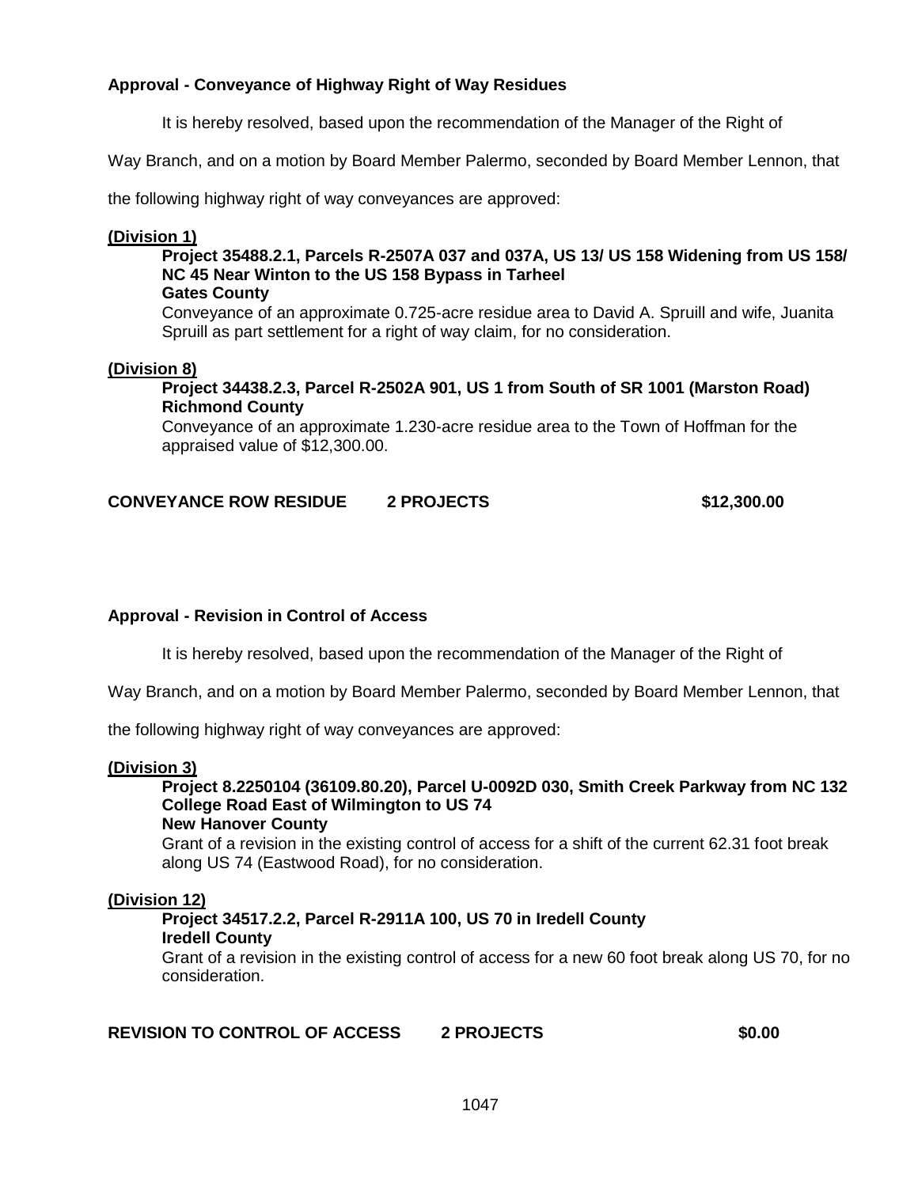**Approval - Conveyance of Highway Right of Way Residues**

It is hereby resolved, based upon the recommendation of the Manager of the Right of Way Branch, and on a motion by Board Member Palermo, seconded by Board Member Lennon, that the following highway right of way conveyances are approved:

**(Division 1)**

**Project 35488.2.1, Parcels R-2507A 037 and 037A, US 13/ US 158 Widening from US 158/ NC 45 Near Winton to the US 158 Bypass in Tarheel**
**Gates County**
Conveyance of an approximate 0.725-acre residue area to David A. Spruill and wife, Juanita Spruill as part settlement for a right of way claim, for no consideration.

**(Division 8)**

**Project 34438.2.3, Parcel R-2502A 901, US 1 from South of SR 1001 (Marston Road)**
**Richmond County**
Conveyance of an approximate 1.230-acre residue area to the Town of Hoffman for the appraised value of $12,300.00.

**CONVEYANCE ROW RESIDUE 2 PROJECTS $12,300.00**

**Approval - Revision in Control of Access**

It is hereby resolved, based upon the recommendation of the Manager of the Right of Way Branch, and on a motion by Board Member Palermo, seconded by Board Member Lennon, that the following highway right of way conveyances are approved:

**(Division 3)**

**Project 8.2250104 (36109.80.20), Parcel U-0092D 030, Smith Creek Parkway from NC 132 College Road East of Wilmington to US 74**
**New Hanover County**
Grant of a revision in the existing control of access for a shift of the current 62.31 foot break along US 74 (Eastwood Road), for no consideration.

**(Division 12)**

**Project 34517.2.2, Parcel R-2911A 100, US 70 in Iredell County**
**Iredell County**
Grant of a revision in the existing control of access for a new 60 foot break along US 70, for no consideration.

**REVISION TO CONTROL OF ACCESS 2 PROJECTS $0.00**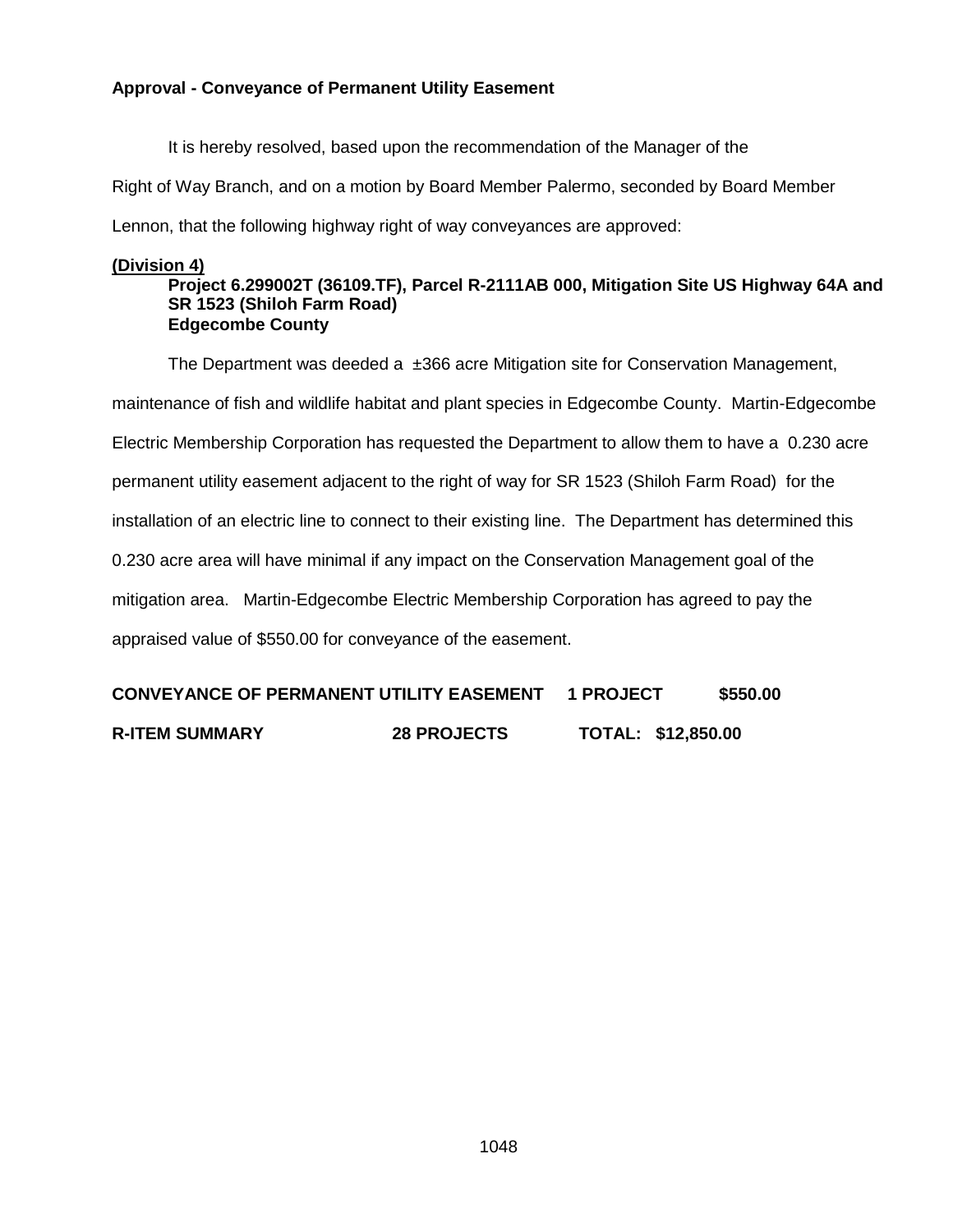**Approval - Conveyance of Permanent Utility Easement**

It is hereby resolved, based upon the recommendation of the Manager of the Right of Way Branch, and on a motion by Board Member Palermo, seconded by Board Member Lennon, that the following highway right of way conveyances are approved:

**(Division 4)**

**Project 6.299002T (36109.TF), Parcel R-2111AB 000, Mitigation Site US Highway 64A and SR 1523 (Shiloh Farm Road)**
**Edgecombe County**

The Department was deeded a ±366 acre Mitigation site for Conservation Management, maintenance of fish and wildlife habitat and plant species in Edgecombe County. Martin-Edgecombe Electric Membership Corporation has requested the Department to allow them to have a 0.230 acre permanent utility easement adjacent to the right of way for SR 1523 (Shiloh Farm Road) for the installation of an electric line to connect to their existing line. The Department has determined this 0.230 acre area will have minimal if any impact on the Conservation Management goal of the mitigation area. Martin-Edgecombe Electric Membership Corporation has agreed to pay the appraised value of $550.00 for conveyance of the easement.

**CONVEYANCE OF PERMANENT UTILITY EASEMENT 1 PROJECT $550.00**

**R-ITEM SUMMARY 28 PROJECTS TOTAL: $12,850.00**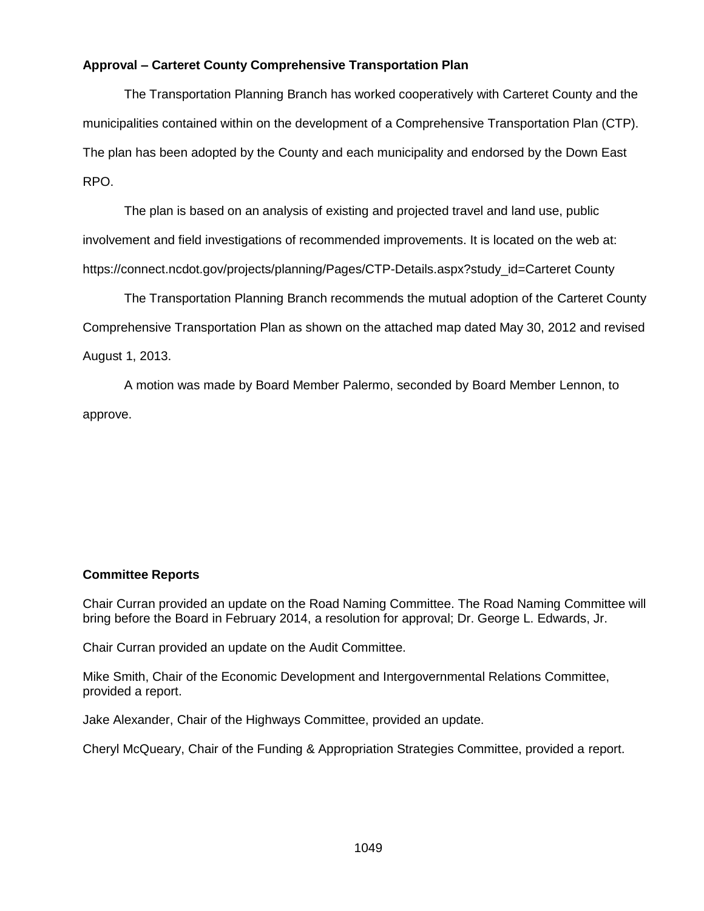**Approval – Carteret County Comprehensive Transportation Plan**

The Transportation Planning Branch has worked cooperatively with Carteret County and the municipalities contained within on the development of a Comprehensive Transportation Plan (CTP). The plan has been adopted by the County and each municipality and endorsed by the Down East RPO.

The plan is based on an analysis of existing and projected travel and land use, public involvement and field investigations of recommended improvements. It is located on the web at: https://connect.ncdot.gov/projects/planning/Pages/CTP-Details.aspx?study_id=Carteret County

The Transportation Planning Branch recommends the mutual adoption of the Carteret County Comprehensive Transportation Plan as shown on the attached map dated May 30, 2012 and revised August 1, 2013.

A motion was made by Board Member Palermo, seconded by Board Member Lennon, to approve.

**Committee Reports**

Chair Curran provided an update on the Road Naming Committee. The Road Naming Committee will bring before the Board in February 2014, a resolution for approval; Dr. George L. Edwards, Jr.

Chair Curran provided an update on the Audit Committee.

Mike Smith, Chair of the Economic Development and Intergovernmental Relations Committee, provided a report.

Jake Alexander, Chair of the Highways Committee, provided an update.

Cheryl McQueary, Chair of the Funding & Appropriation Strategies Committee, provided a report.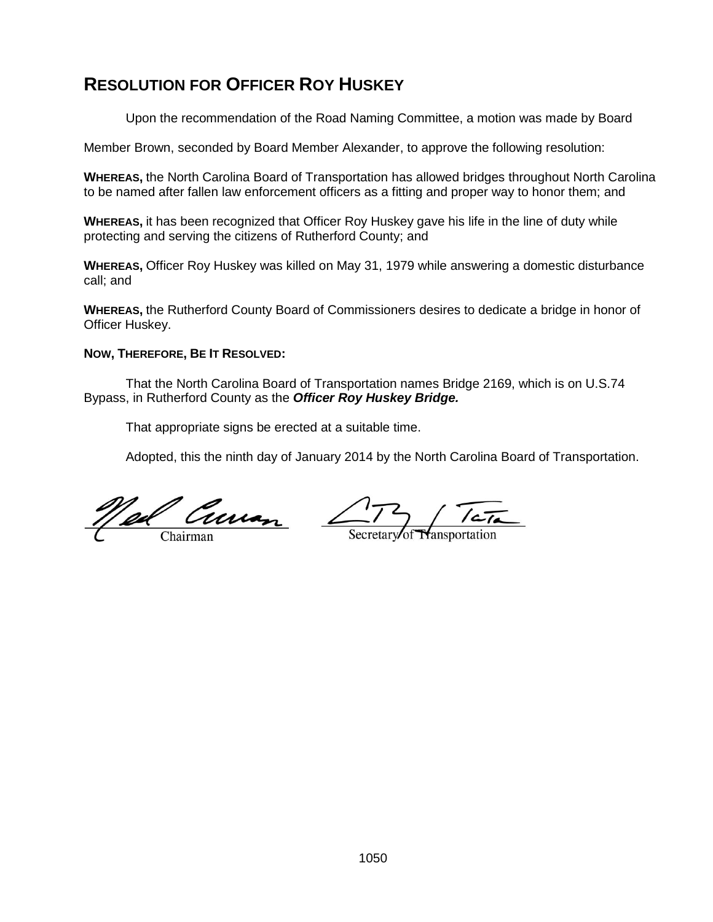## RESOLUTION FOR OFFICER ROY HUSKEY

Upon the recommendation of the Road Naming Committee, a motion was made by Board Member Brown, seconded by Board Member Alexander, to approve the following resolution:

**WHEREAS,** the North Carolina Board of Transportation has allowed bridges throughout North Carolina to be named after fallen law enforcement officers as a fitting and proper way to honor them; and

**WHEREAS,** it has been recognized that Officer Roy Huskey gave his life in the line of duty while protecting and serving the citizens of Rutherford County; and

**WHEREAS,** Officer Roy Huskey was killed on May 31, 1979 while answering a domestic disturbance call; and

**WHEREAS,** the Rutherford County Board of Commissioners desires to dedicate a bridge in honor of Officer Huskey.

**NOW, THEREFORE, BE IT RESOLVED:**

That the North Carolina Board of Transportation names Bridge 2169, which is on U.S.74 Bypass, in Rutherford County as the ***Officer Roy Huskey Bridge.***

That appropriate signs be erected at a suitable time.

Adopted, this the ninth day of January 2014 by the North Carolina Board of Transportation.

Chairman

Secretary of Transportation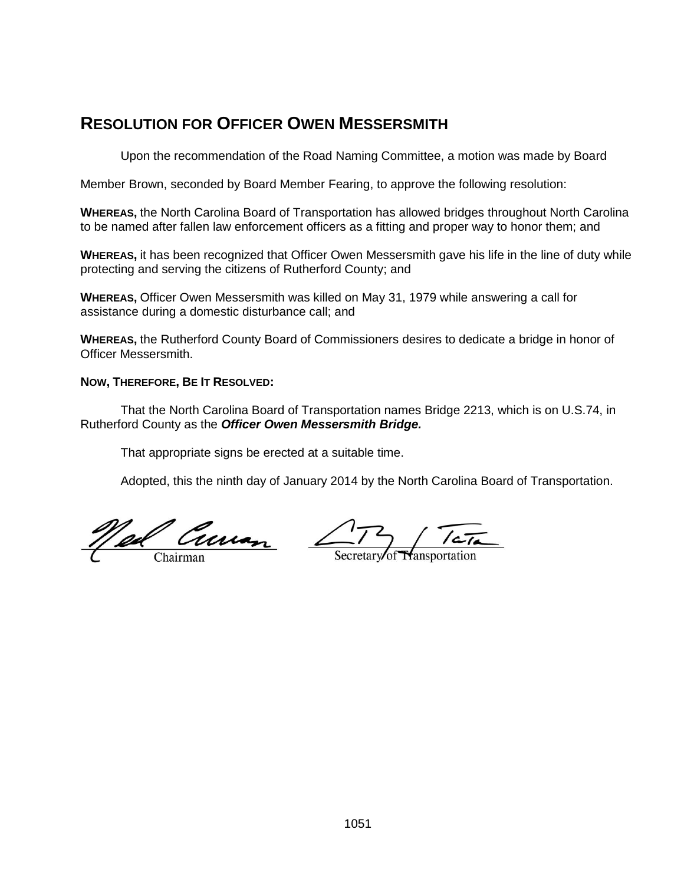## RESOLUTION FOR OFFICER OWEN MESSERSMITH

Upon the recommendation of the Road Naming Committee, a motion was made by Board Member Brown, seconded by Board Member Fearing, to approve the following resolution:

**WHEREAS,** the North Carolina Board of Transportation has allowed bridges throughout North Carolina to be named after fallen law enforcement officers as a fitting and proper way to honor them; and

**WHEREAS,** it has been recognized that Officer Owen Messersmith gave his life in the line of duty while protecting and serving the citizens of Rutherford County; and

**WHEREAS,** Officer Owen Messersmith was killed on May 31, 1979 while answering a call for assistance during a domestic disturbance call; and

**WHEREAS,** the Rutherford County Board of Commissioners desires to dedicate a bridge in honor of Officer Messersmith.

**NOW, THEREFORE, BE IT RESOLVED:**

That the North Carolina Board of Transportation names Bridge 2213, which is on U.S.74, in Rutherford County as the ***Officer Owen Messersmith Bridge.***

That appropriate signs be erected at a suitable time.

Adopted, this the ninth day of January 2014 by the North Carolina Board of Transportation.

Chairman

Secretary of Transportation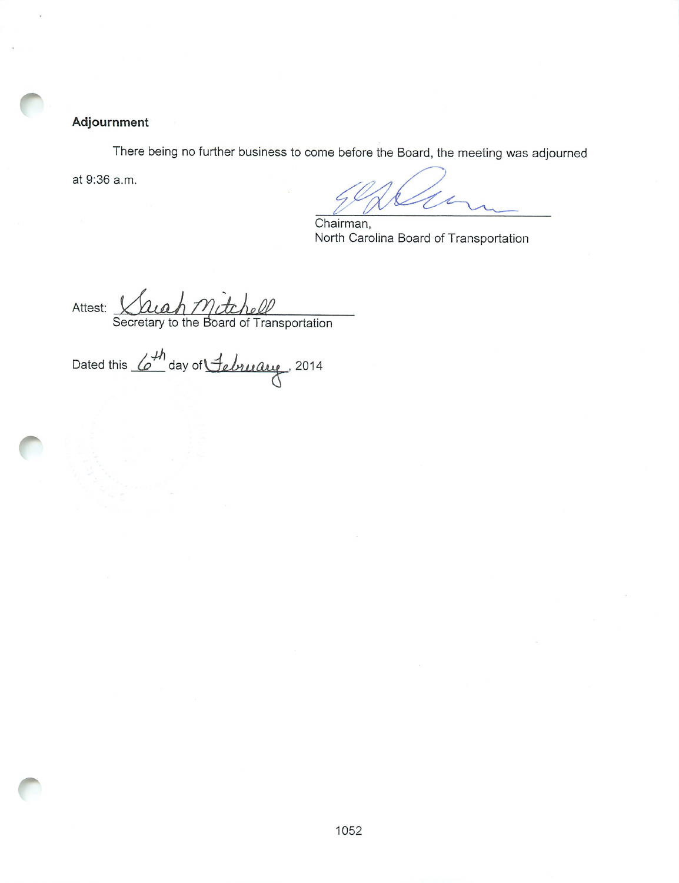## Adjournment

There being no further business to come before the Board, the meeting was adjourned at 9:36 a.m.

Chairman,
North Carolina Board of Transportation

Attest: Sarah Mitchell
Secretary to the Board of Transportation

Dated this 6th day of February, 2014